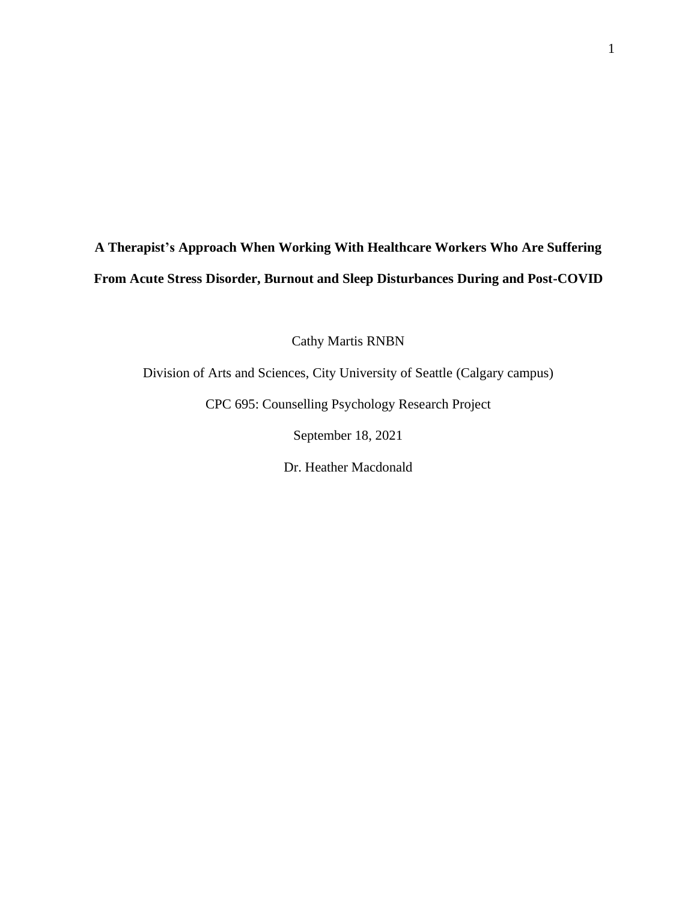# A Therapist's Approach When Working With Healthcare Workers Who Are Suffering From Acute Stress Disorder, Burnout and Sleep Disturbances During and Post-COVID

Cathy Martis RNBN

Division of Arts and Sciences, City University of Seattle (Calgary campus)

CPC 695: Counselling Psychology Research Project

September 18, 2021

Dr. Heather Macdonald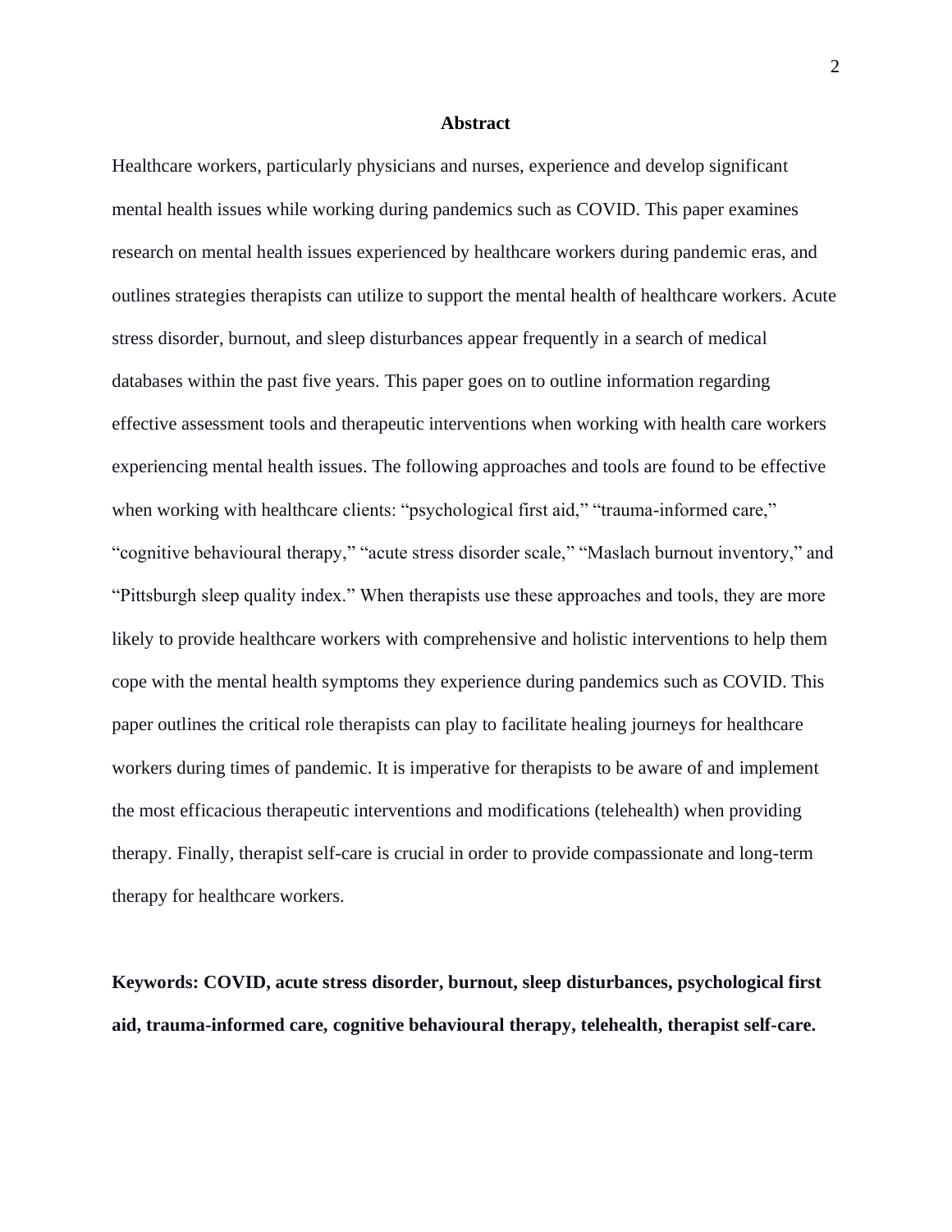## Abstract

Healthcare workers, particularly physicians and nurses, experience and develop significant mental health issues while working during pandemics such as COVID. This paper examines research on mental health issues experienced by healthcare workers during pandemic eras, and outlines strategies therapists can utilize to support the mental health of healthcare workers. Acute stress disorder, burnout, and sleep disturbances appear frequently in a search of medical databases within the past five years. This paper goes on to outline information regarding effective assessment tools and therapeutic interventions when working with health care workers experiencing mental health issues. The following approaches and tools are found to be effective when working with healthcare clients: "psychological first aid," "trauma-informed care," "cognitive behavioural therapy," "acute stress disorder scale," "Maslach burnout inventory," and "Pittsburgh sleep quality index." When therapists use these approaches and tools, they are more likely to provide healthcare workers with comprehensive and holistic interventions to help them cope with the mental health symptoms they experience during pandemics such as COVID. This paper outlines the critical role therapists can play to facilitate healing journeys for healthcare workers during times of pandemic. It is imperative for therapists to be aware of and implement the most efficacious therapeutic interventions and modifications (telehealth) when providing therapy. Finally, therapist self-care is crucial in order to provide compassionate and long-term therapy for healthcare workers.

**Keywords: COVID, acute stress disorder, burnout, sleep disturbances, psychological first aid, trauma-informed care, cognitive behavioural therapy, telehealth, therapist self-care.**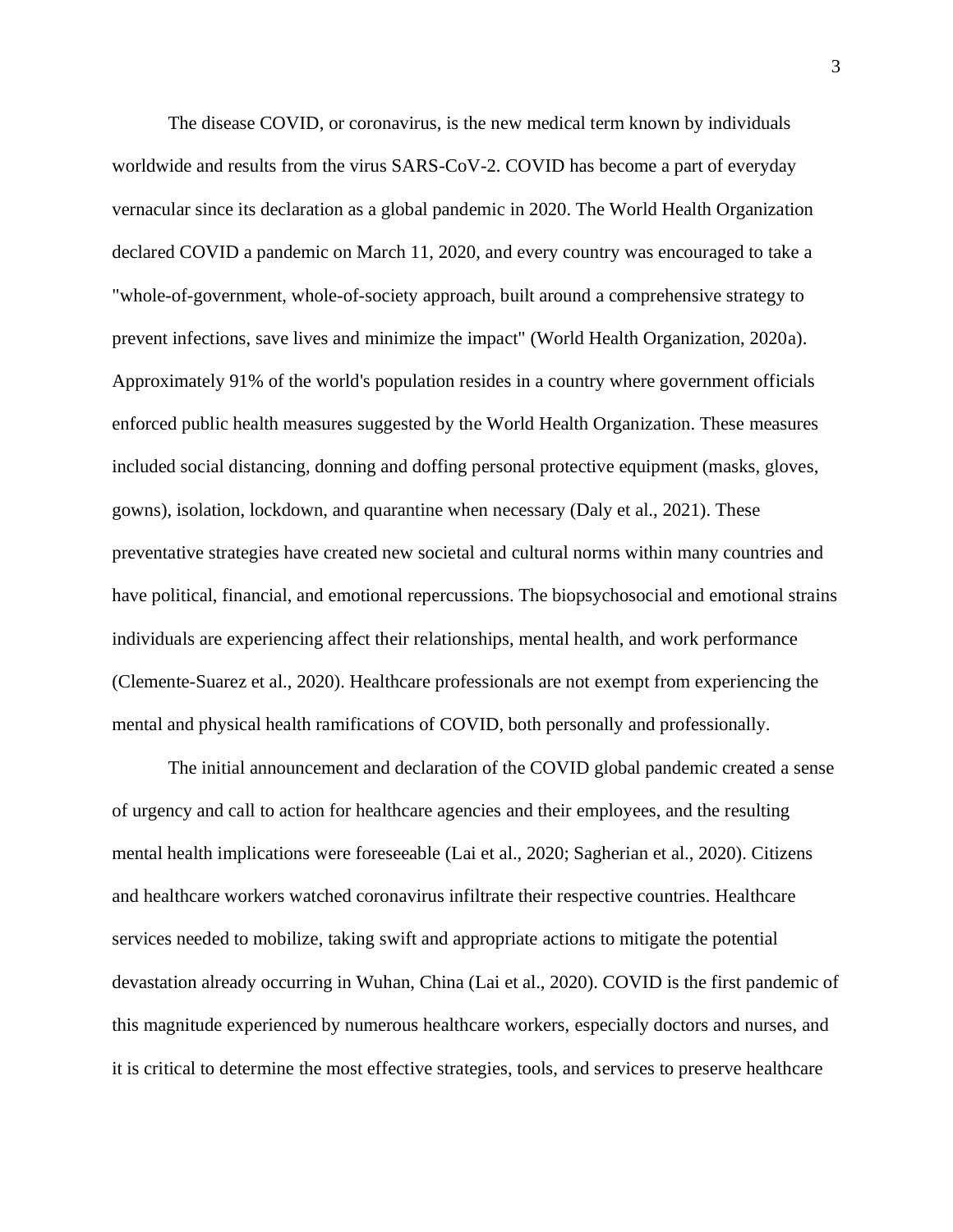The disease COVID, or coronavirus, is the new medical term known by individuals worldwide and results from the virus SARS-CoV-2. COVID has become a part of everyday vernacular since its declaration as a global pandemic in 2020. The World Health Organization declared COVID a pandemic on March 11, 2020, and every country was encouraged to take a "whole-of-government, whole-of-society approach, built around a comprehensive strategy to prevent infections, save lives and minimize the impact" (World Health Organization, 2020a). Approximately 91% of the world's population resides in a country where government officials enforced public health measures suggested by the World Health Organization. These measures included social distancing, donning and doffing personal protective equipment (masks, gloves, gowns), isolation, lockdown, and quarantine when necessary (Daly et al., 2021). These preventative strategies have created new societal and cultural norms within many countries and have political, financial, and emotional repercussions. The biopsychosocial and emotional strains individuals are experiencing affect their relationships, mental health, and work performance (Clemente-Suarez et al., 2020). Healthcare professionals are not exempt from experiencing the mental and physical health ramifications of COVID, both personally and professionally.

The initial announcement and declaration of the COVID global pandemic created a sense of urgency and call to action for healthcare agencies and their employees, and the resulting mental health implications were foreseeable (Lai et al., 2020; Sagherian et al., 2020). Citizens and healthcare workers watched coronavirus infiltrate their respective countries. Healthcare services needed to mobilize, taking swift and appropriate actions to mitigate the potential devastation already occurring in Wuhan, China (Lai et al., 2020). COVID is the first pandemic of this magnitude experienced by numerous healthcare workers, especially doctors and nurses, and it is critical to determine the most effective strategies, tools, and services to preserve healthcare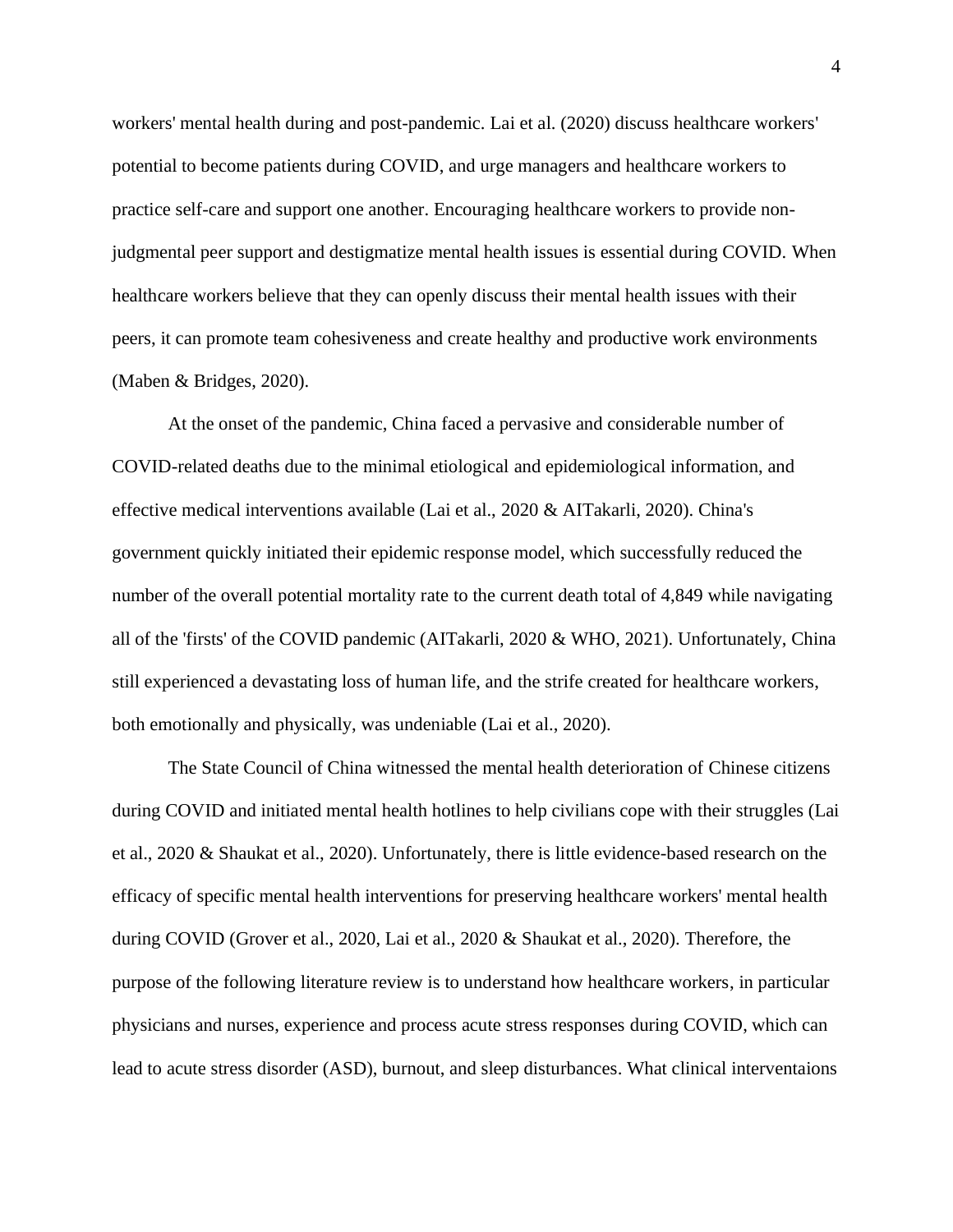workers' mental health during and post-pandemic. Lai et al. (2020) discuss healthcare workers' potential to become patients during COVID, and urge managers and healthcare workers to practice self-care and support one another. Encouraging healthcare workers to provide non-judgmental peer support and destigmatize mental health issues is essential during COVID. When healthcare workers believe that they can openly discuss their mental health issues with their peers, it can promote team cohesiveness and create healthy and productive work environments (Maben & Bridges, 2020).

At the onset of the pandemic, China faced a pervasive and considerable number of COVID-related deaths due to the minimal etiological and epidemiological information, and effective medical interventions available (Lai et al., 2020 & AITakarli, 2020). China's government quickly initiated their epidemic response model, which successfully reduced the number of the overall potential mortality rate to the current death total of 4,849 while navigating all of the 'firsts' of the COVID pandemic (AITakarli, 2020 & WHO, 2021). Unfortunately, China still experienced a devastating loss of human life, and the strife created for healthcare workers, both emotionally and physically, was undeniable (Lai et al., 2020).

The State Council of China witnessed the mental health deterioration of Chinese citizens during COVID and initiated mental health hotlines to help civilians cope with their struggles (Lai et al., 2020 & Shaukat et al., 2020). Unfortunately, there is little evidence-based research on the efficacy of specific mental health interventions for preserving healthcare workers' mental health during COVID (Grover et al., 2020, Lai et al., 2020 & Shaukat et al., 2020). Therefore, the purpose of the following literature review is to understand how healthcare workers, in particular physicians and nurses, experience and process acute stress responses during COVID, which can lead to acute stress disorder (ASD), burnout, and sleep disturbances. What clinical interventaions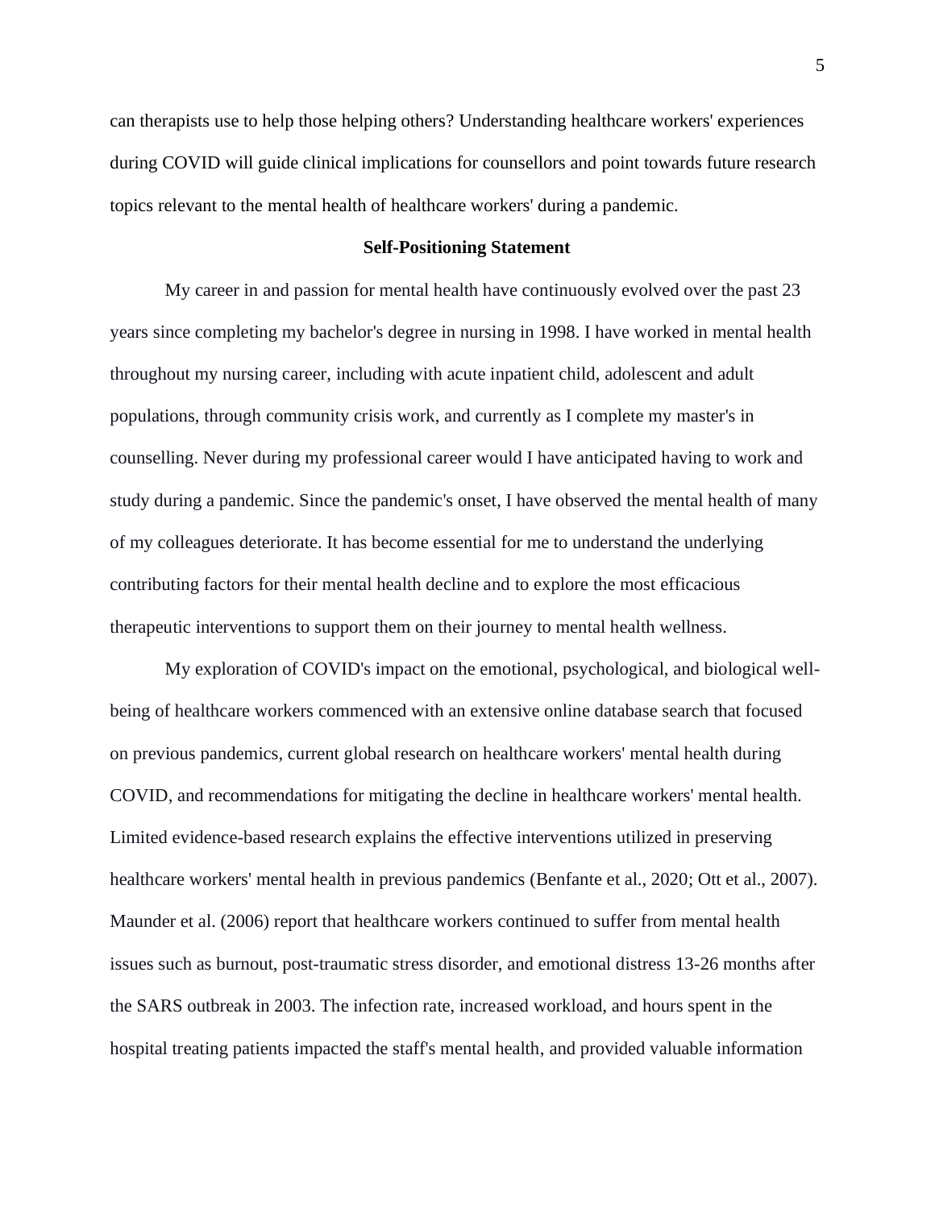can therapists use to help those helping others? Understanding healthcare workers' experiences during COVID will guide clinical implications for counsellors and point towards future research topics relevant to the mental health of healthcare workers' during a pandemic.

## Self-Positioning Statement

My career in and passion for mental health have continuously evolved over the past 23 years since completing my bachelor's degree in nursing in 1998. I have worked in mental health throughout my nursing career, including with acute inpatient child, adolescent and adult populations, through community crisis work, and currently as I complete my master's in counselling. Never during my professional career would I have anticipated having to work and study during a pandemic. Since the pandemic's onset, I have observed the mental health of many of my colleagues deteriorate. It has become essential for me to understand the underlying contributing factors for their mental health decline and to explore the most efficacious therapeutic interventions to support them on their journey to mental health wellness.

My exploration of COVID's impact on the emotional, psychological, and biological well-being of healthcare workers commenced with an extensive online database search that focused on previous pandemics, current global research on healthcare workers' mental health during COVID, and recommendations for mitigating the decline in healthcare workers' mental health. Limited evidence-based research explains the effective interventions utilized in preserving healthcare workers' mental health in previous pandemics (Benfante et al., 2020; Ott et al., 2007). Maunder et al. (2006) report that healthcare workers continued to suffer from mental health issues such as burnout, post-traumatic stress disorder, and emotional distress 13-26 months after the SARS outbreak in 2003. The infection rate, increased workload, and hours spent in the hospital treating patients impacted the staff's mental health, and provided valuable information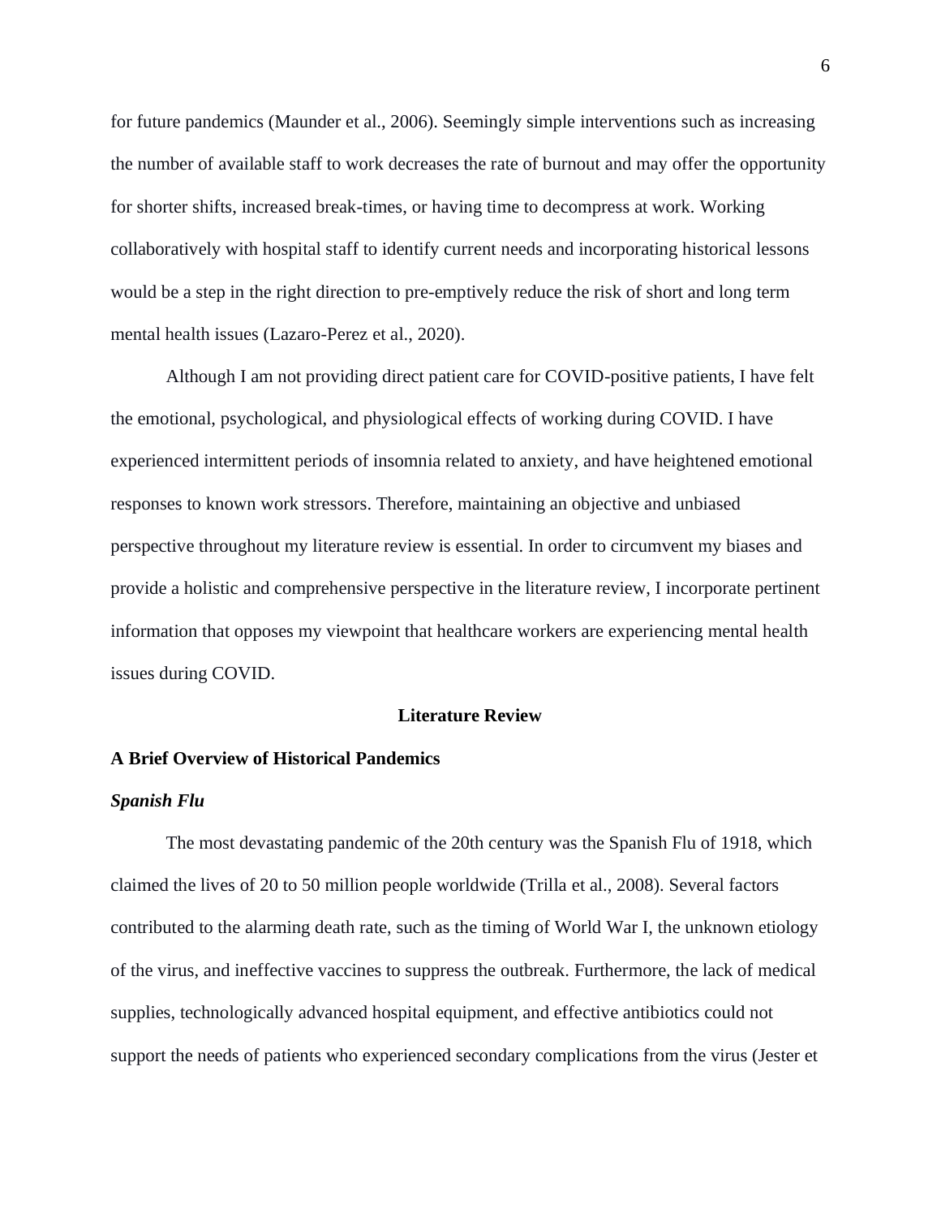for future pandemics (Maunder et al., 2006). Seemingly simple interventions such as increasing the number of available staff to work decreases the rate of burnout and may offer the opportunity for shorter shifts, increased break-times, or having time to decompress at work. Working collaboratively with hospital staff to identify current needs and incorporating historical lessons would be a step in the right direction to pre-emptively reduce the risk of short and long term mental health issues (Lazaro-Perez et al., 2020).

Although I am not providing direct patient care for COVID-positive patients, I have felt the emotional, psychological, and physiological effects of working during COVID. I have experienced intermittent periods of insomnia related to anxiety, and have heightened emotional responses to known work stressors. Therefore, maintaining an objective and unbiased perspective throughout my literature review is essential. In order to circumvent my biases and provide a holistic and comprehensive perspective in the literature review, I incorporate pertinent information that opposes my viewpoint that healthcare workers are experiencing mental health issues during COVID.

# Literature Review

## A Brief Overview of Historical Pandemics

### *Spanish Flu*

The most devastating pandemic of the 20th century was the Spanish Flu of 1918, which claimed the lives of 20 to 50 million people worldwide (Trilla et al., 2008). Several factors contributed to the alarming death rate, such as the timing of World War I, the unknown etiology of the virus, and ineffective vaccines to suppress the outbreak. Furthermore, the lack of medical supplies, technologically advanced hospital equipment, and effective antibiotics could not support the needs of patients who experienced secondary complications from the virus (Jester et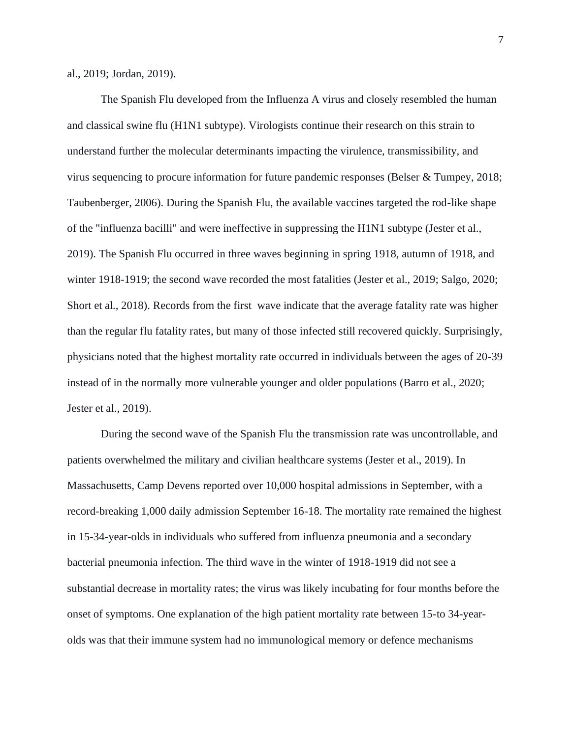al., 2019; Jordan, 2019).

The Spanish Flu developed from the Influenza A virus and closely resembled the human and classical swine flu (H1N1 subtype). Virologists continue their research on this strain to understand further the molecular determinants impacting the virulence, transmissibility, and virus sequencing to procure information for future pandemic responses (Belser & Tumpey, 2018; Taubenberger, 2006). During the Spanish Flu, the available vaccines targeted the rod-like shape of the "influenza bacilli" and were ineffective in suppressing the H1N1 subtype (Jester et al., 2019). The Spanish Flu occurred in three waves beginning in spring 1918, autumn of 1918, and winter 1918-1919; the second wave recorded the most fatalities (Jester et al., 2019; Salgo, 2020; Short et al., 2018). Records from the first wave indicate that the average fatality rate was higher than the regular flu fatality rates, but many of those infected still recovered quickly. Surprisingly, physicians noted that the highest mortality rate occurred in individuals between the ages of 20-39 instead of in the normally more vulnerable younger and older populations (Barro et al., 2020; Jester et al., 2019).

During the second wave of the Spanish Flu the transmission rate was uncontrollable, and patients overwhelmed the military and civilian healthcare systems (Jester et al., 2019). In Massachusetts, Camp Devens reported over 10,000 hospital admissions in September, with a record-breaking 1,000 daily admission September 16-18. The mortality rate remained the highest in 15-34-year-olds in individuals who suffered from influenza pneumonia and a secondary bacterial pneumonia infection. The third wave in the winter of 1918-1919 did not see a substantial decrease in mortality rates; the virus was likely incubating for four months before the onset of symptoms. One explanation of the high patient mortality rate between 15-to 34-year-olds was that their immune system had no immunological memory or defence mechanisms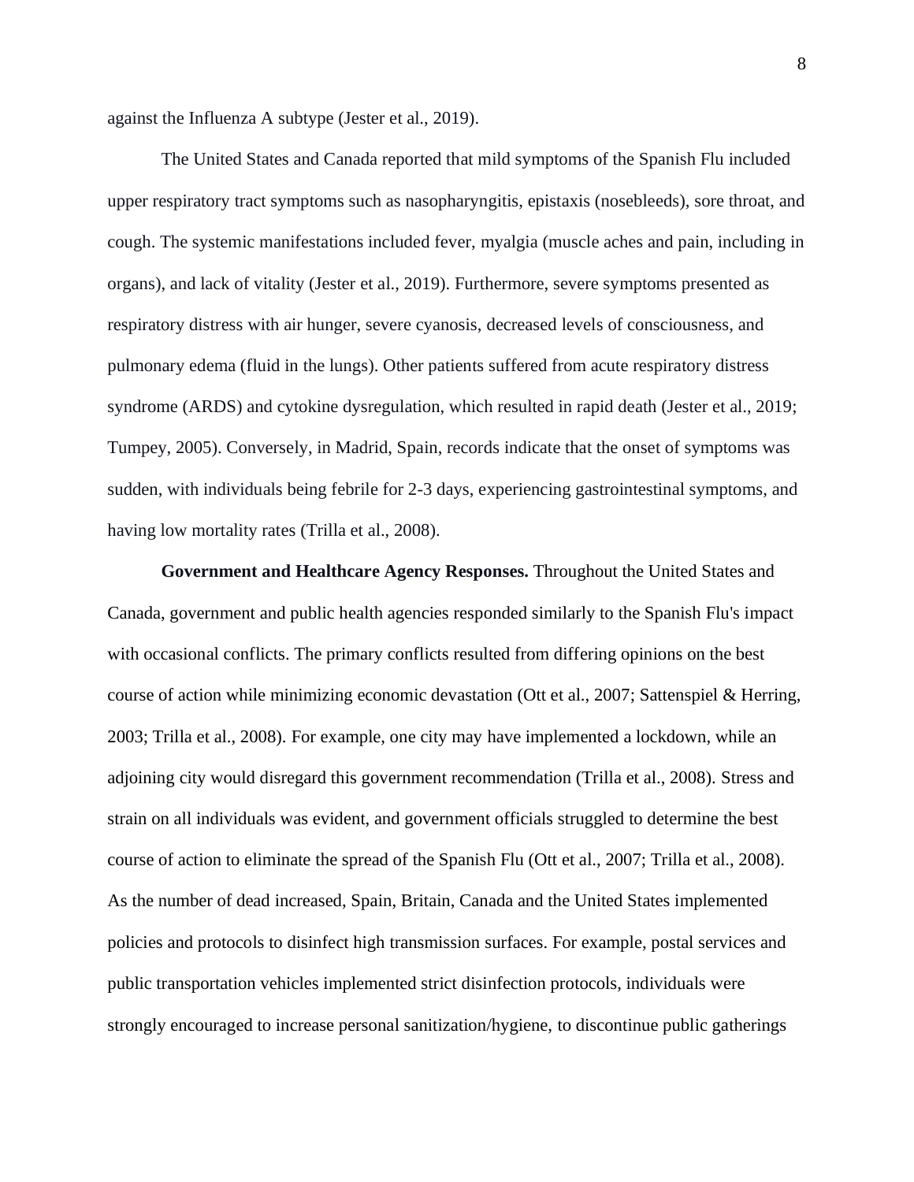against the Influenza A subtype (Jester et al., 2019).

The United States and Canada reported that mild symptoms of the Spanish Flu included upper respiratory tract symptoms such as nasopharyngitis, epistaxis (nosebleeds), sore throat, and cough. The systemic manifestations included fever, myalgia (muscle aches and pain, including in organs), and lack of vitality (Jester et al., 2019). Furthermore, severe symptoms presented as respiratory distress with air hunger, severe cyanosis, decreased levels of consciousness, and pulmonary edema (fluid in the lungs). Other patients suffered from acute respiratory distress syndrome (ARDS) and cytokine dysregulation, which resulted in rapid death (Jester et al., 2019; Tumpey, 2005). Conversely, in Madrid, Spain, records indicate that the onset of symptoms was sudden, with individuals being febrile for 2-3 days, experiencing gastrointestinal symptoms, and having low mortality rates (Trilla et al., 2008).

**Government and Healthcare Agency Responses.** Throughout the United States and Canada, government and public health agencies responded similarly to the Spanish Flu's impact with occasional conflicts. The primary conflicts resulted from differing opinions on the best course of action while minimizing economic devastation (Ott et al., 2007; Sattenspiel & Herring, 2003; Trilla et al., 2008). For example, one city may have implemented a lockdown, while an adjoining city would disregard this government recommendation (Trilla et al., 2008). Stress and strain on all individuals was evident, and government officials struggled to determine the best course of action to eliminate the spread of the Spanish Flu (Ott et al., 2007; Trilla et al., 2008). As the number of dead increased, Spain, Britain, Canada and the United States implemented policies and protocols to disinfect high transmission surfaces. For example, postal services and public transportation vehicles implemented strict disinfection protocols, individuals were strongly encouraged to increase personal sanitization/hygiene, to discontinue public gatherings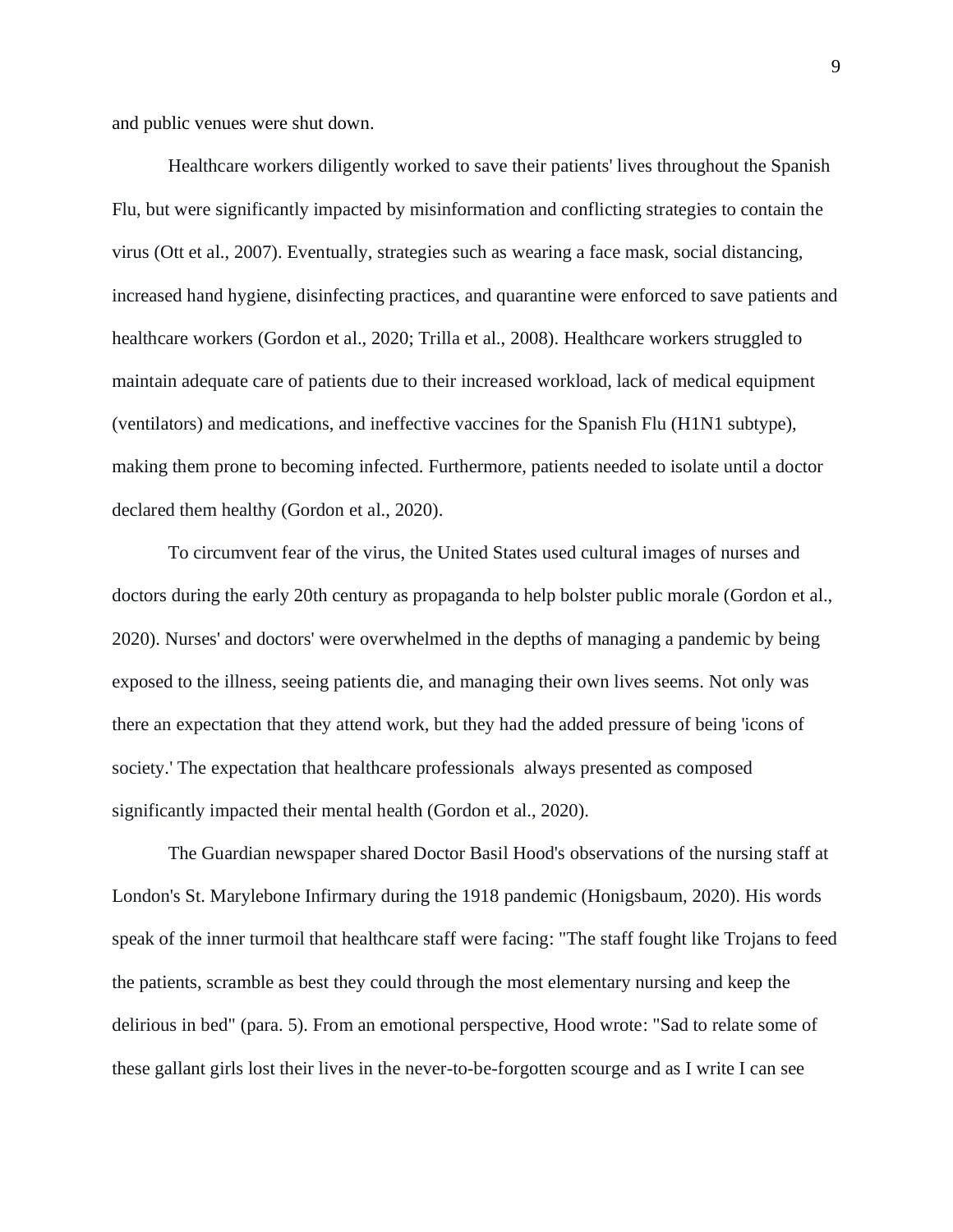and public venues were shut down.

Healthcare workers diligently worked to save their patients' lives throughout the Spanish Flu, but were significantly impacted by misinformation and conflicting strategies to contain the virus (Ott et al., 2007). Eventually, strategies such as wearing a face mask, social distancing, increased hand hygiene, disinfecting practices, and quarantine were enforced to save patients and healthcare workers (Gordon et al., 2020; Trilla et al., 2008). Healthcare workers struggled to maintain adequate care of patients due to their increased workload, lack of medical equipment (ventilators) and medications, and ineffective vaccines for the Spanish Flu (H1N1 subtype), making them prone to becoming infected. Furthermore, patients needed to isolate until a doctor declared them healthy (Gordon et al., 2020).

To circumvent fear of the virus, the United States used cultural images of nurses and doctors during the early 20th century as propaganda to help bolster public morale (Gordon et al., 2020). Nurses' and doctors' were overwhelmed in the depths of managing a pandemic by being exposed to the illness, seeing patients die, and managing their own lives seems. Not only was there an expectation that they attend work, but they had the added pressure of being 'icons of society.' The expectation that healthcare professionals always presented as composed significantly impacted their mental health (Gordon et al., 2020).

The Guardian newspaper shared Doctor Basil Hood's observations of the nursing staff at London's St. Marylebone Infirmary during the 1918 pandemic (Honigsbaum, 2020). His words speak of the inner turmoil that healthcare staff were facing: "The staff fought like Trojans to feed the patients, scramble as best they could through the most elementary nursing and keep the delirious in bed" (para. 5). From an emotional perspective, Hood wrote: "Sad to relate some of these gallant girls lost their lives in the never-to-be-forgotten scourge and as I write I can see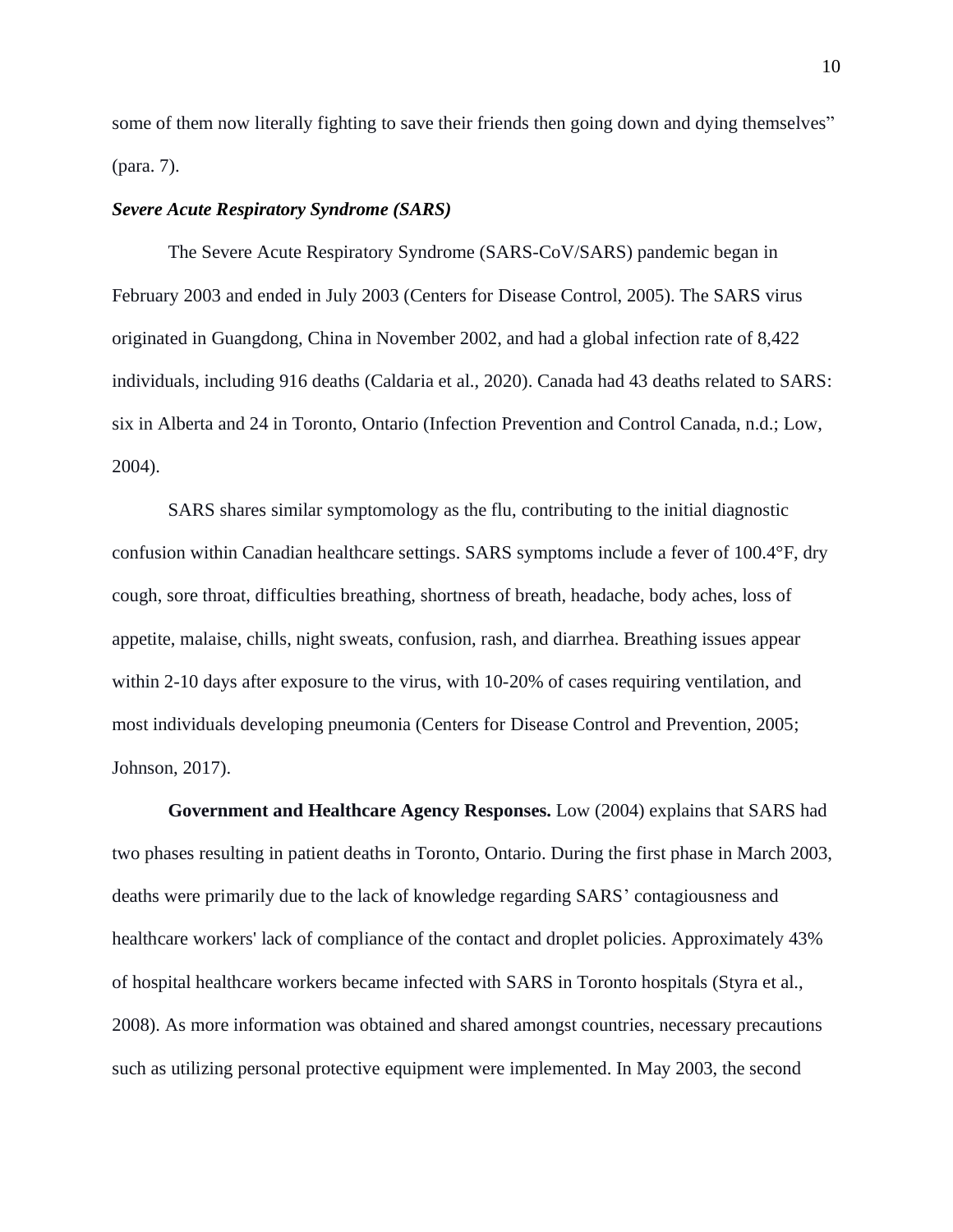some of them now literally fighting to save their friends then going down and dying themselves" (para. 7).

### *Severe Acute Respiratory Syndrome (SARS)*

The Severe Acute Respiratory Syndrome (SARS-CoV/SARS) pandemic began in February 2003 and ended in July 2003 (Centers for Disease Control, 2005). The SARS virus originated in Guangdong, China in November 2002, and had a global infection rate of 8,422 individuals, including 916 deaths (Caldaria et al., 2020). Canada had 43 deaths related to SARS: six in Alberta and 24 in Toronto, Ontario (Infection Prevention and Control Canada, n.d.; Low, 2004).

SARS shares similar symptomology as the flu, contributing to the initial diagnostic confusion within Canadian healthcare settings. SARS symptoms include a fever of 100.4°F, dry cough, sore throat, difficulties breathing, shortness of breath, headache, body aches, loss of appetite, malaise, chills, night sweats, confusion, rash, and diarrhea. Breathing issues appear within 2-10 days after exposure to the virus, with 10-20% of cases requiring ventilation, and most individuals developing pneumonia (Centers for Disease Control and Prevention, 2005; Johnson, 2017).

**Government and Healthcare Agency Responses.** Low (2004) explains that SARS had two phases resulting in patient deaths in Toronto, Ontario. During the first phase in March 2003, deaths were primarily due to the lack of knowledge regarding SARS' contagiousness and healthcare workers' lack of compliance of the contact and droplet policies. Approximately 43% of hospital healthcare workers became infected with SARS in Toronto hospitals (Styra et al., 2008). As more information was obtained and shared amongst countries, necessary precautions such as utilizing personal protective equipment were implemented. In May 2003, the second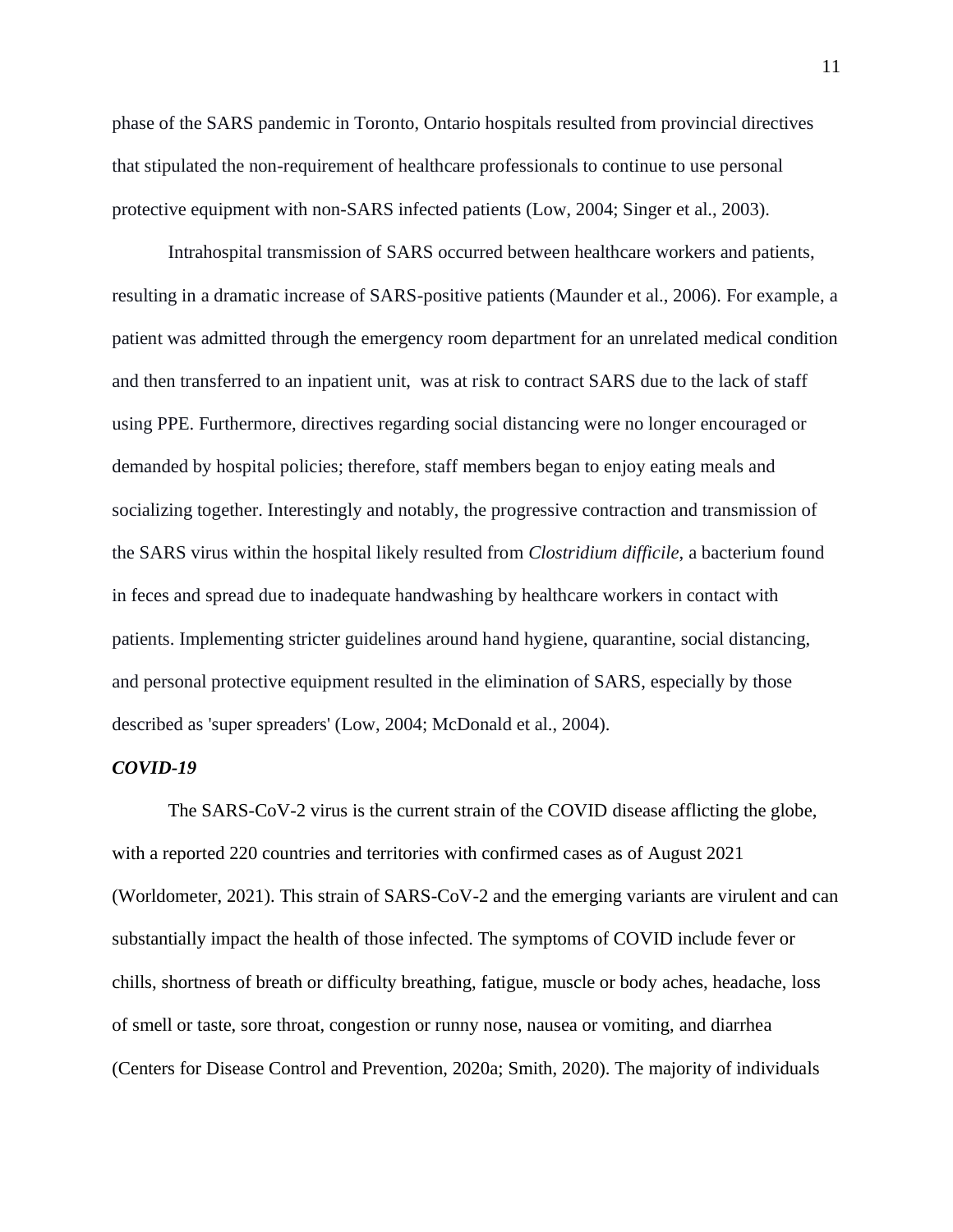phase of the SARS pandemic in Toronto, Ontario hospitals resulted from provincial directives that stipulated the non-requirement of healthcare professionals to continue to use personal protective equipment with non-SARS infected patients (Low, 2004; Singer et al., 2003).

Intrahospital transmission of SARS occurred between healthcare workers and patients, resulting in a dramatic increase of SARS-positive patients (Maunder et al., 2006). For example, a patient was admitted through the emergency room department for an unrelated medical condition and then transferred to an inpatient unit,  was at risk to contract SARS due to the lack of staff using PPE. Furthermore, directives regarding social distancing were no longer encouraged or demanded by hospital policies; therefore, staff members began to enjoy eating meals and socializing together. Interestingly and notably, the progressive contraction and transmission of the SARS virus within the hospital likely resulted from *Clostridium difficile*, a bacterium found in feces and spread due to inadequate handwashing by healthcare workers in contact with patients. Implementing stricter guidelines around hand hygiene, quarantine, social distancing, and personal protective equipment resulted in the elimination of SARS, especially by those described as 'super spreaders' (Low, 2004; McDonald et al., 2004).

### *COVID-19*

The SARS-CoV-2 virus is the current strain of the COVID disease afflicting the globe, with a reported 220 countries and territories with confirmed cases as of August 2021 (Worldometer, 2021). This strain of SARS-CoV-2 and the emerging variants are virulent and can substantially impact the health of those infected. The symptoms of COVID include fever or chills, shortness of breath or difficulty breathing, fatigue, muscle or body aches, headache, loss of smell or taste, sore throat, congestion or runny nose, nausea or vomiting, and diarrhea (Centers for Disease Control and Prevention, 2020a; Smith, 2020). The majority of individuals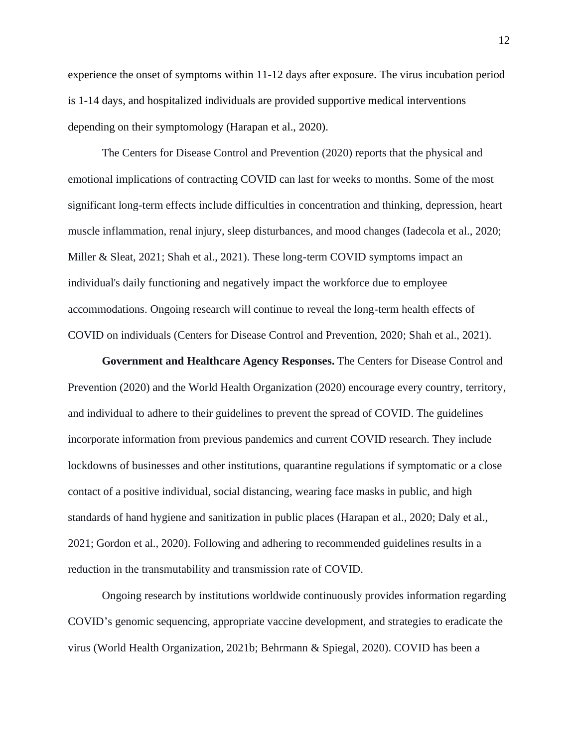experience the onset of symptoms within 11-12 days after exposure. The virus incubation period is 1-14 days, and hospitalized individuals are provided supportive medical interventions depending on their symptomology (Harapan et al., 2020).

The Centers for Disease Control and Prevention (2020) reports that the physical and emotional implications of contracting COVID can last for weeks to months. Some of the most significant long-term effects include difficulties in concentration and thinking, depression, heart muscle inflammation, renal injury, sleep disturbances, and mood changes (Iadecola et al., 2020; Miller & Sleat, 2021; Shah et al., 2021). These long-term COVID symptoms impact an individual's daily functioning and negatively impact the workforce due to employee accommodations. Ongoing research will continue to reveal the long-term health effects of COVID on individuals (Centers for Disease Control and Prevention, 2020; Shah et al., 2021).

**Government and Healthcare Agency Responses.** The Centers for Disease Control and Prevention (2020) and the World Health Organization (2020) encourage every country, territory, and individual to adhere to their guidelines to prevent the spread of COVID. The guidelines incorporate information from previous pandemics and current COVID research. They include lockdowns of businesses and other institutions, quarantine regulations if symptomatic or a close contact of a positive individual, social distancing, wearing face masks in public, and high standards of hand hygiene and sanitization in public places (Harapan et al., 2020; Daly et al., 2021; Gordon et al., 2020). Following and adhering to recommended guidelines results in a reduction in the transmutability and transmission rate of COVID.

Ongoing research by institutions worldwide continuously provides information regarding COVID's genomic sequencing, appropriate vaccine development, and strategies to eradicate the virus (World Health Organization, 2021b; Behrmann & Spiegal, 2020). COVID has been a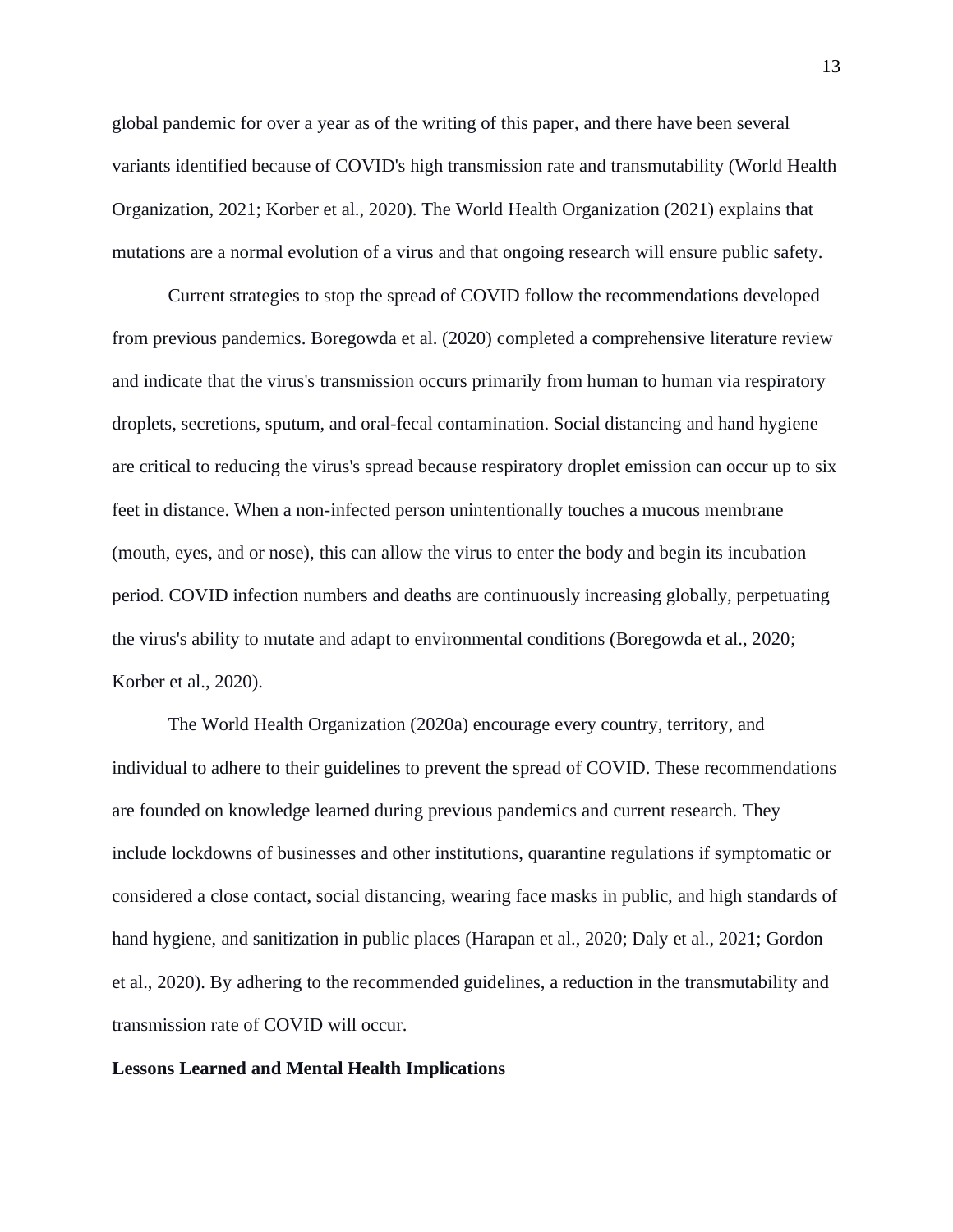global pandemic for over a year as of the writing of this paper, and there have been several variants identified because of COVID's high transmission rate and transmutability (World Health Organization, 2021; Korber et al., 2020). The World Health Organization (2021) explains that mutations are a normal evolution of a virus and that ongoing research will ensure public safety.

Current strategies to stop the spread of COVID follow the recommendations developed from previous pandemics. Boregowda et al. (2020) completed a comprehensive literature review and indicate that the virus's transmission occurs primarily from human to human via respiratory droplets, secretions, sputum, and oral-fecal contamination. Social distancing and hand hygiene are critical to reducing the virus's spread because respiratory droplet emission can occur up to six feet in distance. When a non-infected person unintentionally touches a mucous membrane (mouth, eyes, and or nose), this can allow the virus to enter the body and begin its incubation period. COVID infection numbers and deaths are continuously increasing globally, perpetuating the virus's ability to mutate and adapt to environmental conditions (Boregowda et al., 2020; Korber et al., 2020).

The World Health Organization (2020a) encourage every country, territory, and individual to adhere to their guidelines to prevent the spread of COVID. These recommendations are founded on knowledge learned during previous pandemics and current research. They include lockdowns of businesses and other institutions, quarantine regulations if symptomatic or considered a close contact, social distancing, wearing face masks in public, and high standards of hand hygiene, and sanitization in public places (Harapan et al., 2020; Daly et al., 2021; Gordon et al., 2020). By adhering to the recommended guidelines, a reduction in the transmutability and transmission rate of COVID will occur.

**Lessons Learned and Mental Health Implications**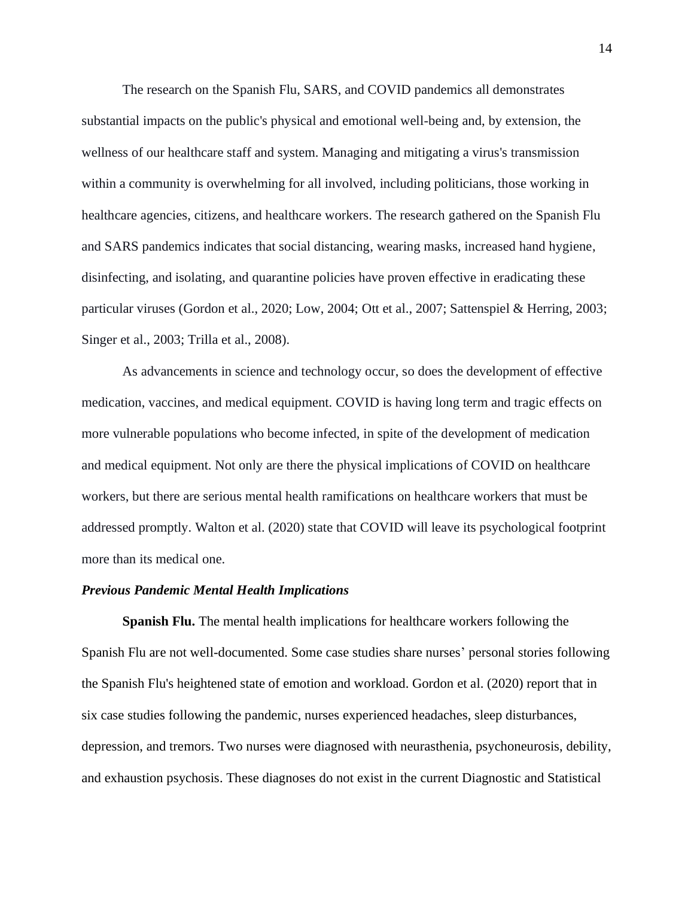The research on the Spanish Flu, SARS, and COVID pandemics all demonstrates substantial impacts on the public's physical and emotional well-being and, by extension, the wellness of our healthcare staff and system. Managing and mitigating a virus's transmission within a community is overwhelming for all involved, including politicians, those working in healthcare agencies, citizens, and healthcare workers. The research gathered on the Spanish Flu and SARS pandemics indicates that social distancing, wearing masks, increased hand hygiene, disinfecting, and isolating, and quarantine policies have proven effective in eradicating these particular viruses (Gordon et al., 2020; Low, 2004; Ott et al., 2007; Sattenspiel & Herring, 2003; Singer et al., 2003; Trilla et al., 2008).

As advancements in science and technology occur, so does the development of effective medication, vaccines, and medical equipment. COVID is having long term and tragic effects on more vulnerable populations who become infected, in spite of the development of medication and medical equipment. Not only are there the physical implications of COVID on healthcare workers, but there are serious mental health ramifications on healthcare workers that must be addressed promptly. Walton et al. (2020) state that COVID will leave its psychological footprint more than its medical one.

### *Previous Pandemic Mental Health Implications*

**Spanish Flu.** The mental health implications for healthcare workers following the Spanish Flu are not well-documented. Some case studies share nurses' personal stories following the Spanish Flu's heightened state of emotion and workload. Gordon et al. (2020) report that in six case studies following the pandemic, nurses experienced headaches, sleep disturbances, depression, and tremors. Two nurses were diagnosed with neurasthenia, psychoneurosis, debility, and exhaustion psychosis. These diagnoses do not exist in the current Diagnostic and Statistical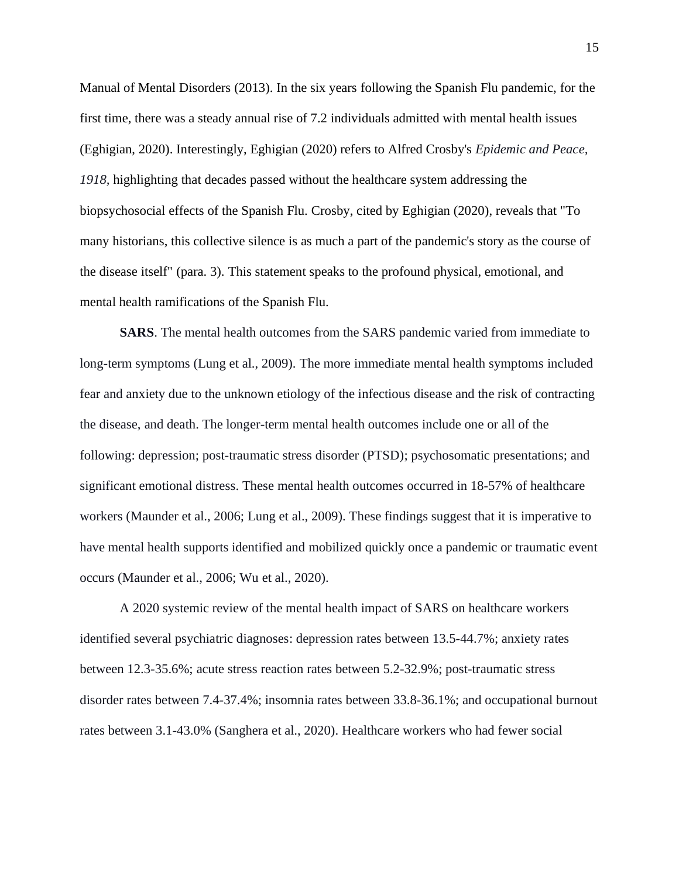Manual of Mental Disorders (2013). In the six years following the Spanish Flu pandemic, for the first time, there was a steady annual rise of 7.2 individuals admitted with mental health issues (Eghigian, 2020). Interestingly, Eghigian (2020) refers to Alfred Crosby's *Epidemic and Peace, 1918,* highlighting that decades passed without the healthcare system addressing the biopsychosocial effects of the Spanish Flu. Crosby, cited by Eghigian (2020), reveals that "To many historians, this collective silence is as much a part of the pandemic's story as the course of the disease itself" (para. 3). This statement speaks to the profound physical, emotional, and mental health ramifications of the Spanish Flu.

**SARS**. The mental health outcomes from the SARS pandemic varied from immediate to long-term symptoms (Lung et al., 2009). The more immediate mental health symptoms included fear and anxiety due to the unknown etiology of the infectious disease and the risk of contracting the disease, and death. The longer-term mental health outcomes include one or all of the following: depression; post-traumatic stress disorder (PTSD); psychosomatic presentations; and significant emotional distress. These mental health outcomes occurred in 18-57% of healthcare workers (Maunder et al., 2006; Lung et al., 2009). These findings suggest that it is imperative to have mental health supports identified and mobilized quickly once a pandemic or traumatic event occurs (Maunder et al., 2006; Wu et al., 2020).

A 2020 systemic review of the mental health impact of SARS on healthcare workers identified several psychiatric diagnoses: depression rates between 13.5-44.7%; anxiety rates between 12.3-35.6%; acute stress reaction rates between 5.2-32.9%; post-traumatic stress disorder rates between 7.4-37.4%; insomnia rates between 33.8-36.1%; and occupational burnout rates between 3.1-43.0% (Sanghera et al., 2020). Healthcare workers who had fewer social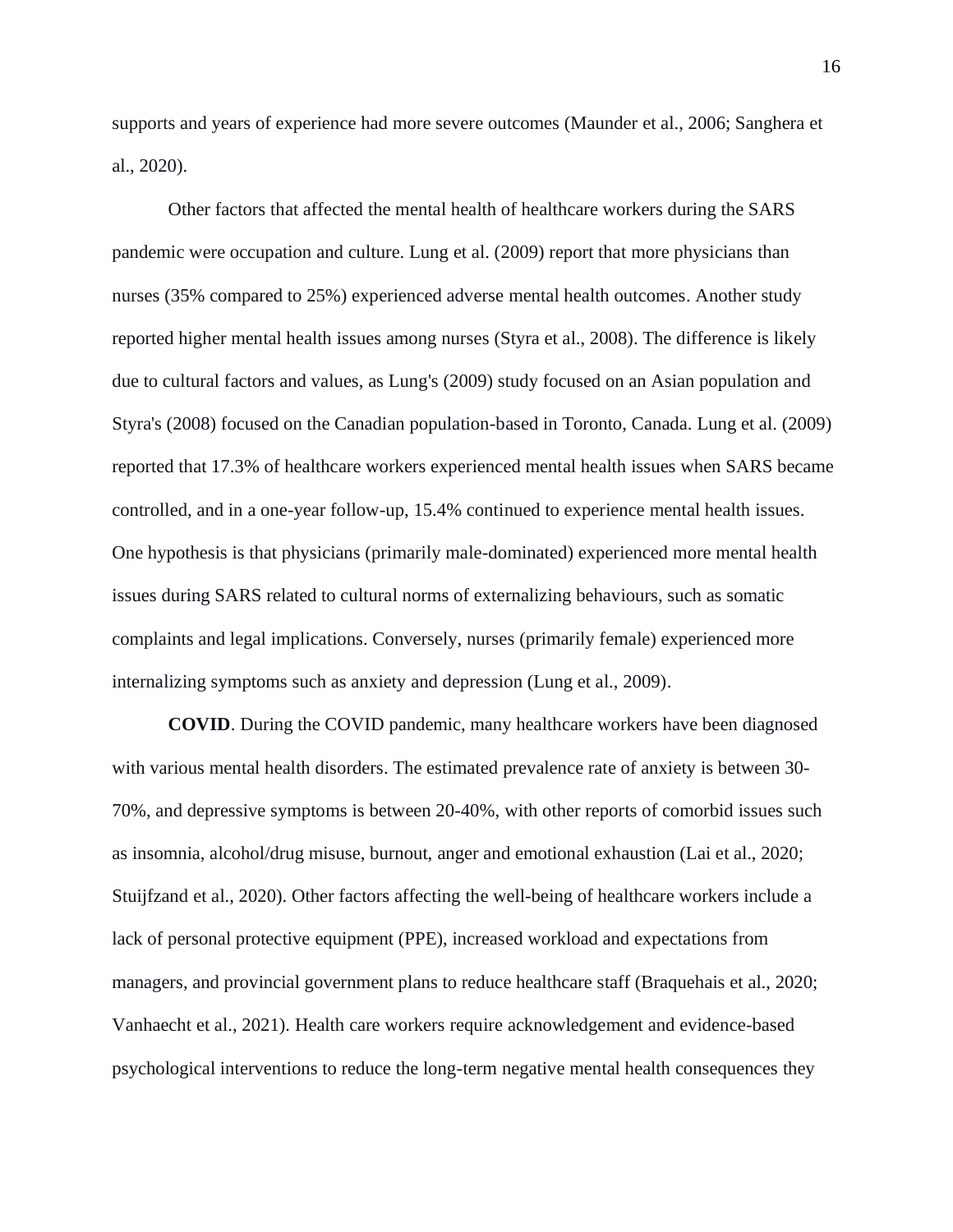supports and years of experience had more severe outcomes (Maunder et al., 2006; Sanghera et al., 2020).

Other factors that affected the mental health of healthcare workers during the SARS pandemic were occupation and culture. Lung et al. (2009) report that more physicians than nurses (35% compared to 25%) experienced adverse mental health outcomes. Another study reported higher mental health issues among nurses (Styra et al., 2008). The difference is likely due to cultural factors and values, as Lung's (2009) study focused on an Asian population and Styra's (2008) focused on the Canadian population-based in Toronto, Canada. Lung et al. (2009) reported that 17.3% of healthcare workers experienced mental health issues when SARS became controlled, and in a one-year follow-up, 15.4% continued to experience mental health issues. One hypothesis is that physicians (primarily male-dominated) experienced more mental health issues during SARS related to cultural norms of externalizing behaviours, such as somatic complaints and legal implications. Conversely, nurses (primarily female) experienced more internalizing symptoms such as anxiety and depression (Lung et al., 2009).

**COVID**. During the COVID pandemic, many healthcare workers have been diagnosed with various mental health disorders. The estimated prevalence rate of anxiety is between 30-70%, and depressive symptoms is between 20-40%, with other reports of comorbid issues such as insomnia, alcohol/drug misuse, burnout, anger and emotional exhaustion (Lai et al., 2020; Stuijfzand et al., 2020). Other factors affecting the well-being of healthcare workers include a lack of personal protective equipment (PPE), increased workload and expectations from managers, and provincial government plans to reduce healthcare staff (Braquehais et al., 2020; Vanhaecht et al., 2021). Health care workers require acknowledgement and evidence-based psychological interventions to reduce the long-term negative mental health consequences they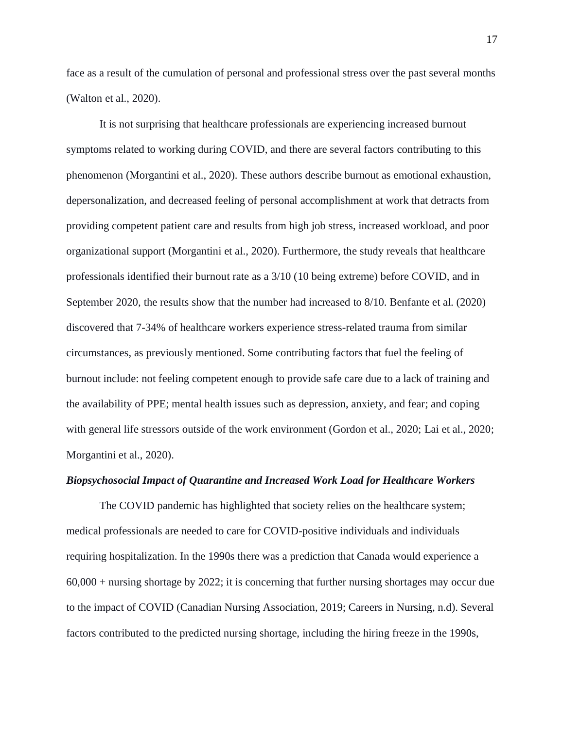face as a result of the cumulation of personal and professional stress over the past several months (Walton et al., 2020).

It is not surprising that healthcare professionals are experiencing increased burnout symptoms related to working during COVID, and there are several factors contributing to this phenomenon (Morgantini et al., 2020). These authors describe burnout as emotional exhaustion, depersonalization, and decreased feeling of personal accomplishment at work that detracts from providing competent patient care and results from high job stress, increased workload, and poor organizational support (Morgantini et al., 2020). Furthermore, the study reveals that healthcare professionals identified their burnout rate as a 3/10 (10 being extreme) before COVID, and in September 2020, the results show that the number had increased to 8/10. Benfante et al. (2020) discovered that 7-34% of healthcare workers experience stress-related trauma from similar circumstances, as previously mentioned. Some contributing factors that fuel the feeling of burnout include: not feeling competent enough to provide safe care due to a lack of training and the availability of PPE; mental health issues such as depression, anxiety, and fear; and coping with general life stressors outside of the work environment (Gordon et al., 2020; Lai et al., 2020; Morgantini et al., 2020).

### *Biopsychosocial Impact of Quarantine and Increased Work Load for Healthcare Workers*

The COVID pandemic has highlighted that society relies on the healthcare system; medical professionals are needed to care for COVID-positive individuals and individuals requiring hospitalization. In the 1990s there was a prediction that Canada would experience a 60,000 + nursing shortage by 2022; it is concerning that further nursing shortages may occur due to the impact of COVID (Canadian Nursing Association, 2019; Careers in Nursing, n.d). Several factors contributed to the predicted nursing shortage, including the hiring freeze in the 1990s,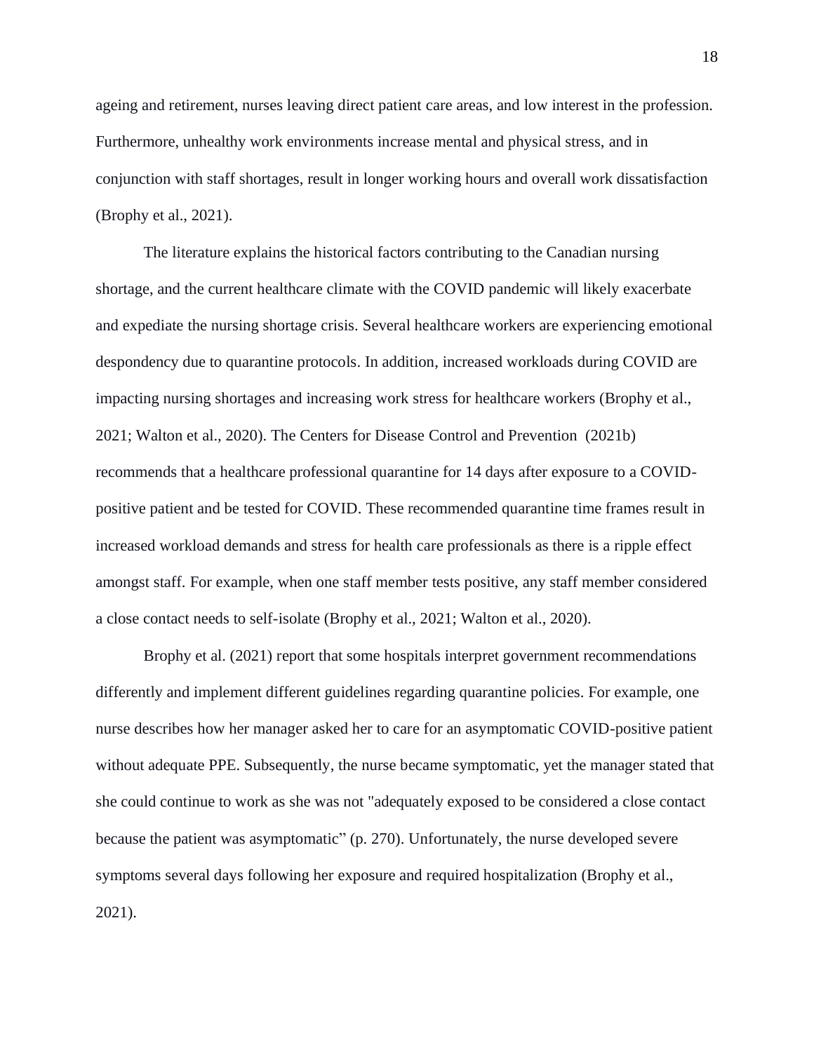ageing and retirement, nurses leaving direct patient care areas, and low interest in the profession. Furthermore, unhealthy work environments increase mental and physical stress, and in conjunction with staff shortages, result in longer working hours and overall work dissatisfaction (Brophy et al., 2021).

The literature explains the historical factors contributing to the Canadian nursing shortage, and the current healthcare climate with the COVID pandemic will likely exacerbate and expediate the nursing shortage crisis. Several healthcare workers are experiencing emotional despondency due to quarantine protocols. In addition, increased workloads during COVID are impacting nursing shortages and increasing work stress for healthcare workers (Brophy et al., 2021; Walton et al., 2020). The Centers for Disease Control and Prevention (2021b) recommends that a healthcare professional quarantine for 14 days after exposure to a COVID-positive patient and be tested for COVID. These recommended quarantine time frames result in increased workload demands and stress for health care professionals as there is a ripple effect amongst staff. For example, when one staff member tests positive, any staff member considered a close contact needs to self-isolate (Brophy et al., 2021; Walton et al., 2020).

Brophy et al. (2021) report that some hospitals interpret government recommendations differently and implement different guidelines regarding quarantine policies. For example, one nurse describes how her manager asked her to care for an asymptomatic COVID-positive patient without adequate PPE. Subsequently, the nurse became symptomatic, yet the manager stated that she could continue to work as she was not "adequately exposed to be considered a close contact because the patient was asymptomatic" (p. 270). Unfortunately, the nurse developed severe symptoms several days following her exposure and required hospitalization (Brophy et al., 2021).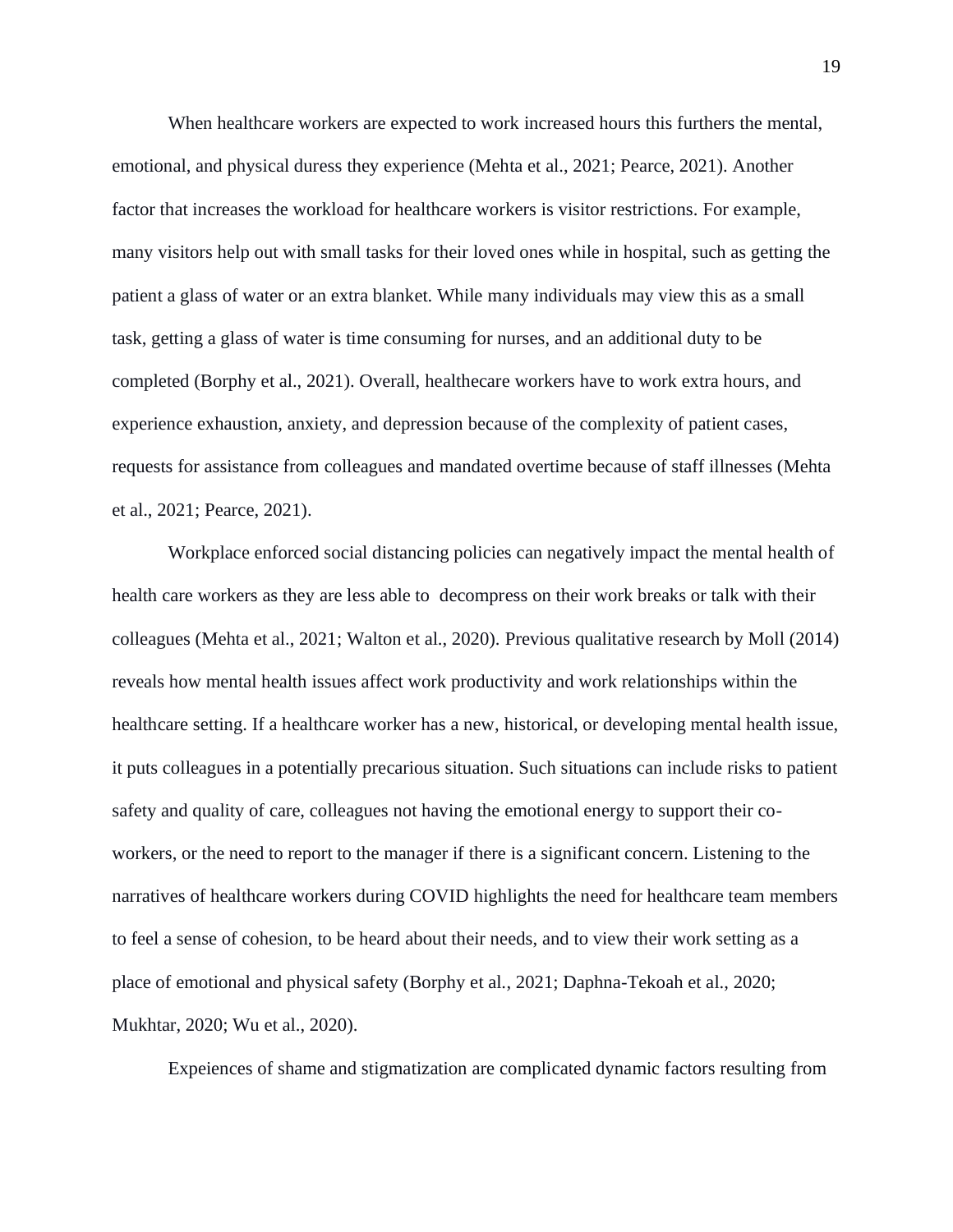When healthcare workers are expected to work increased hours this furthers the mental, emotional, and physical duress they experience (Mehta et al., 2021; Pearce, 2021). Another factor that increases the workload for healthcare workers is visitor restrictions. For example, many visitors help out with small tasks for their loved ones while in hospital, such as getting the patient a glass of water or an extra blanket. While many individuals may view this as a small task, getting a glass of water is time consuming for nurses, and an additional duty to be completed (Borphy et al., 2021). Overall, healthecare workers have to work extra hours, and experience exhaustion, anxiety, and depression because of the complexity of patient cases, requests for assistance from colleagues and mandated overtime because of staff illnesses (Mehta et al., 2021; Pearce, 2021).

Workplace enforced social distancing policies can negatively impact the mental health of health care workers as they are less able to  decompress on their work breaks or talk with their colleagues (Mehta et al., 2021; Walton et al., 2020). Previous qualitative research by Moll (2014) reveals how mental health issues affect work productivity and work relationships within the healthcare setting. If a healthcare worker has a new, historical, or developing mental health issue, it puts colleagues in a potentially precarious situation. Such situations can include risks to patient safety and quality of care, colleagues not having the emotional energy to support their co-workers, or the need to report to the manager if there is a significant concern. Listening to the narratives of healthcare workers during COVID highlights the need for healthcare team members to feel a sense of cohesion, to be heard about their needs, and to view their work setting as a place of emotional and physical safety (Borphy et al., 2021; Daphna-Tekoah et al., 2020; Mukhtar, 2020; Wu et al., 2020).

Expeiences of shame and stigmatization are complicated dynamic factors resulting from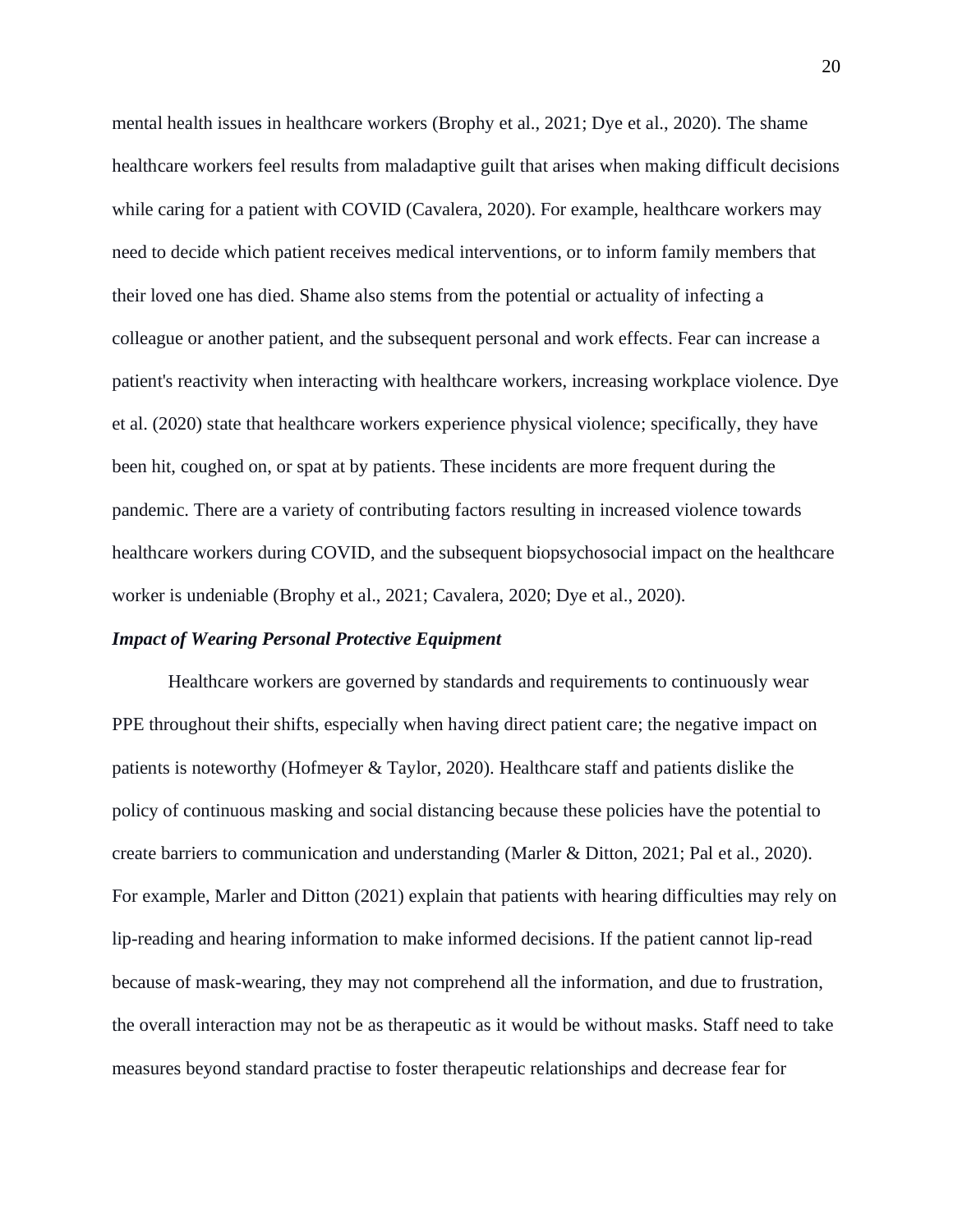mental health issues in healthcare workers (Brophy et al., 2021; Dye et al., 2020). The shame healthcare workers feel results from maladaptive guilt that arises when making difficult decisions while caring for a patient with COVID (Cavalera, 2020). For example, healthcare workers may need to decide which patient receives medical interventions, or to inform family members that their loved one has died. Shame also stems from the potential or actuality of infecting a colleague or another patient, and the subsequent personal and work effects. Fear can increase a patient's reactivity when interacting with healthcare workers, increasing workplace violence. Dye et al. (2020) state that healthcare workers experience physical violence; specifically, they have been hit, coughed on, or spat at by patients. These incidents are more frequent during the pandemic. There are a variety of contributing factors resulting in increased violence towards healthcare workers during COVID, and the subsequent biopsychosocial impact on the healthcare worker is undeniable (Brophy et al., 2021; Cavalera, 2020; Dye et al., 2020).

### *Impact of Wearing Personal Protective Equipment*

Healthcare workers are governed by standards and requirements to continuously wear PPE throughout their shifts, especially when having direct patient care; the negative impact on patients is noteworthy (Hofmeyer & Taylor, 2020). Healthcare staff and patients dislike the policy of continuous masking and social distancing because these policies have the potential to create barriers to communication and understanding (Marler & Ditton, 2021; Pal et al., 2020). For example, Marler and Ditton (2021) explain that patients with hearing difficulties may rely on lip-reading and hearing information to make informed decisions. If the patient cannot lip-read because of mask-wearing, they may not comprehend all the information, and due to frustration, the overall interaction may not be as therapeutic as it would be without masks. Staff need to take measures beyond standard practise to foster therapeutic relationships and decrease fear for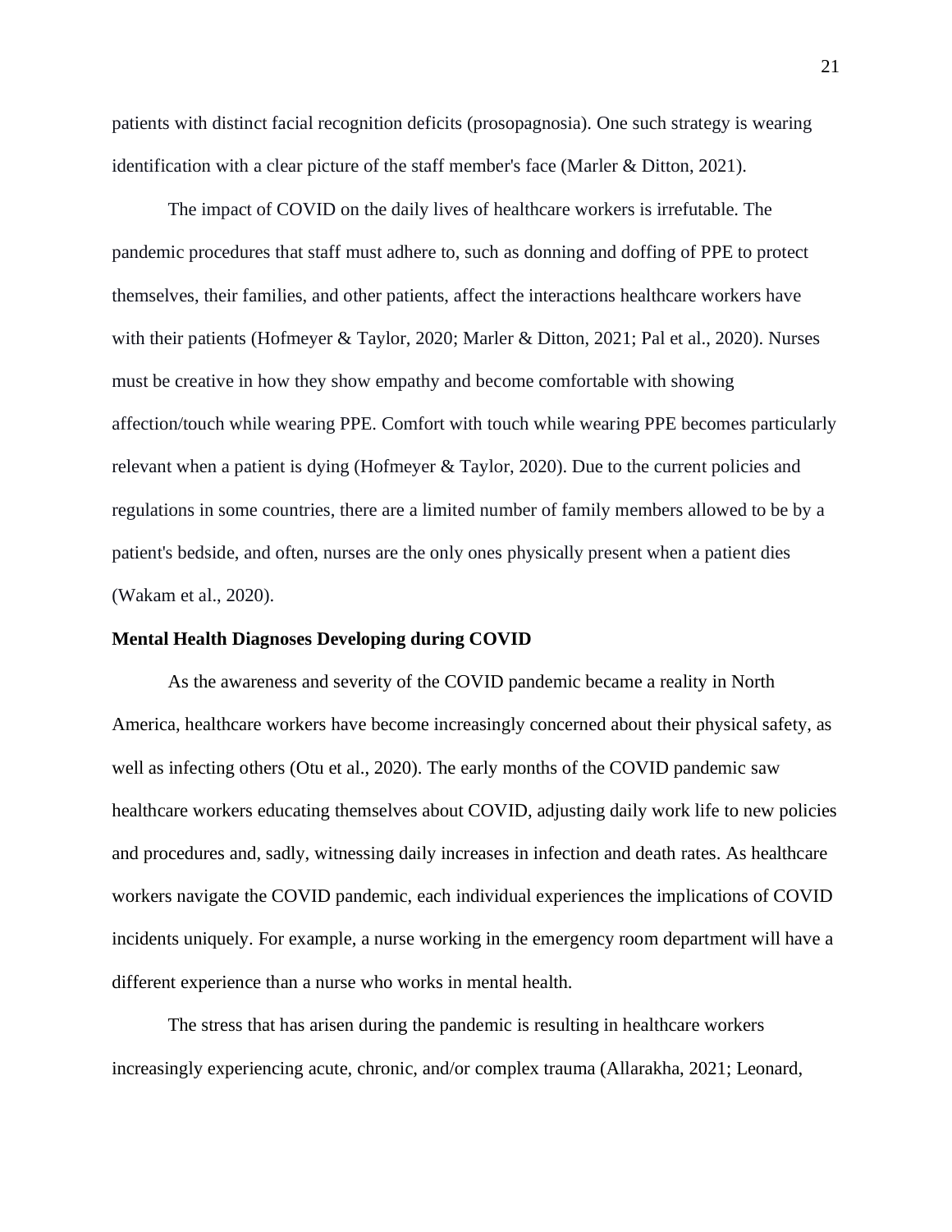patients with distinct facial recognition deficits (prosopagnosia). One such strategy is wearing identification with a clear picture of the staff member's face (Marler & Ditton, 2021).

The impact of COVID on the daily lives of healthcare workers is irrefutable. The pandemic procedures that staff must adhere to, such as donning and doffing of PPE to protect themselves, their families, and other patients, affect the interactions healthcare workers have with their patients (Hofmeyer & Taylor, 2020; Marler & Ditton, 2021; Pal et al., 2020). Nurses must be creative in how they show empathy and become comfortable with showing affection/touch while wearing PPE. Comfort with touch while wearing PPE becomes particularly relevant when a patient is dying (Hofmeyer & Taylor, 2020). Due to the current policies and regulations in some countries, there are a limited number of family members allowed to be by a patient's bedside, and often, nurses are the only ones physically present when a patient dies (Wakam et al., 2020).

## Mental Health Diagnoses Developing during COVID

As the awareness and severity of the COVID pandemic became a reality in North America, healthcare workers have become increasingly concerned about their physical safety, as well as infecting others (Otu et al., 2020). The early months of the COVID pandemic saw healthcare workers educating themselves about COVID, adjusting daily work life to new policies and procedures and, sadly, witnessing daily increases in infection and death rates. As healthcare workers navigate the COVID pandemic, each individual experiences the implications of COVID incidents uniquely. For example, a nurse working in the emergency room department will have a different experience than a nurse who works in mental health.

The stress that has arisen during the pandemic is resulting in healthcare workers increasingly experiencing acute, chronic, and/or complex trauma (Allarakha, 2021; Leonard,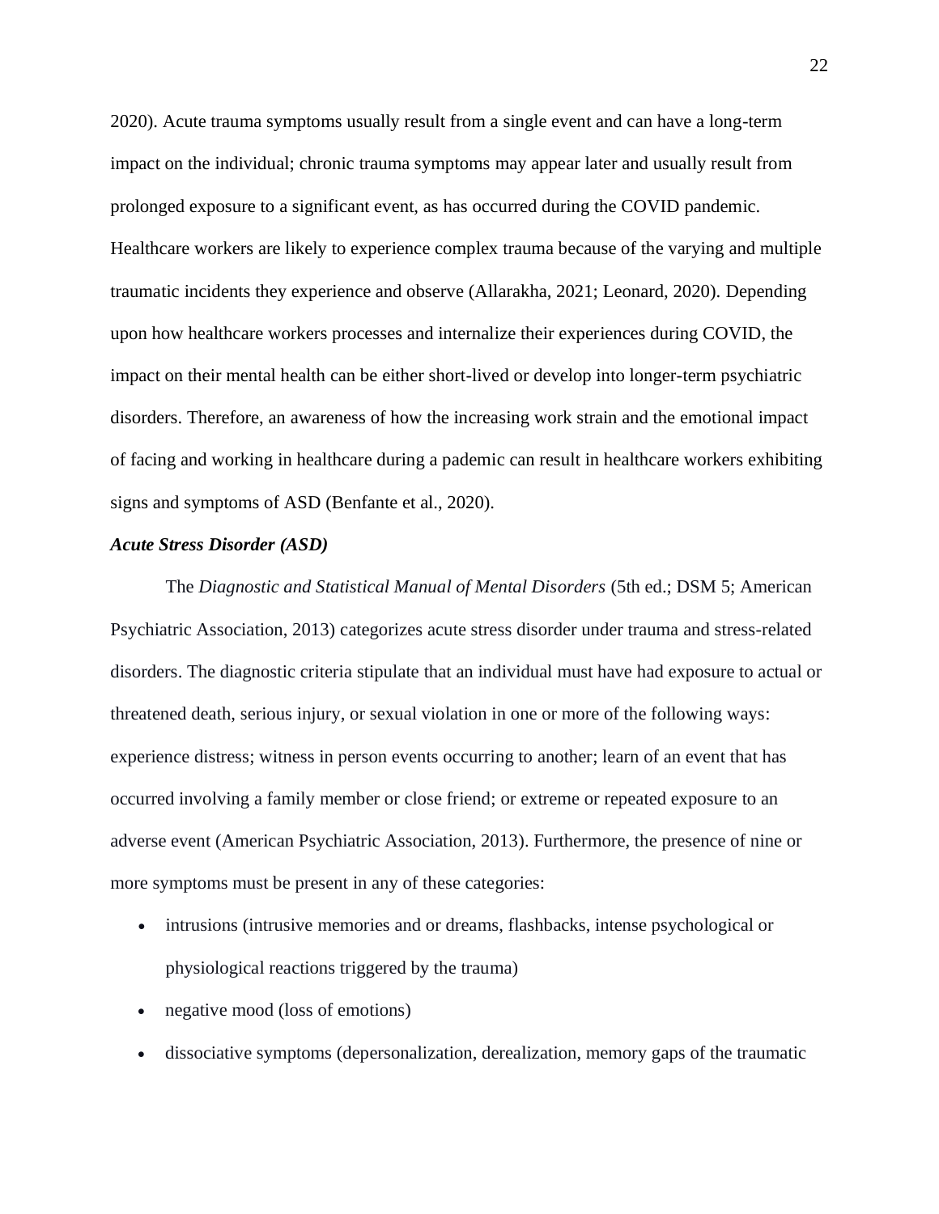2020). Acute trauma symptoms usually result from a single event and can have a long-term impact on the individual; chronic trauma symptoms may appear later and usually result from prolonged exposure to a significant event, as has occurred during the COVID pandemic. Healthcare workers are likely to experience complex trauma because of the varying and multiple traumatic incidents they experience and observe (Allarakha, 2021; Leonard, 2020). Depending upon how healthcare workers processes and internalize their experiences during COVID, the impact on their mental health can be either short-lived or develop into longer-term psychiatric disorders. Therefore, an awareness of how the increasing work strain and the emotional impact of facing and working in healthcare during a pademic can result in healthcare workers exhibiting signs and symptoms of ASD (Benfante et al., 2020).

### *Acute Stress Disorder (ASD)*

The *Diagnostic and Statistical Manual of Mental Disorders* (5th ed.; DSM 5; American Psychiatric Association, 2013) categorizes acute stress disorder under trauma and stress-related disorders. The diagnostic criteria stipulate that an individual must have had exposure to actual or threatened death, serious injury, or sexual violation in one or more of the following ways: experience distress; witness in person events occurring to another; learn of an event that has occurred involving a family member or close friend; or extreme or repeated exposure to an adverse event (American Psychiatric Association, 2013). Furthermore, the presence of nine or more symptoms must be present in any of these categories:

- intrusions (intrusive memories and or dreams, flashbacks, intense psychological or physiological reactions triggered by the trauma)
- negative mood (loss of emotions)
- dissociative symptoms (depersonalization, derealization, memory gaps of the traumatic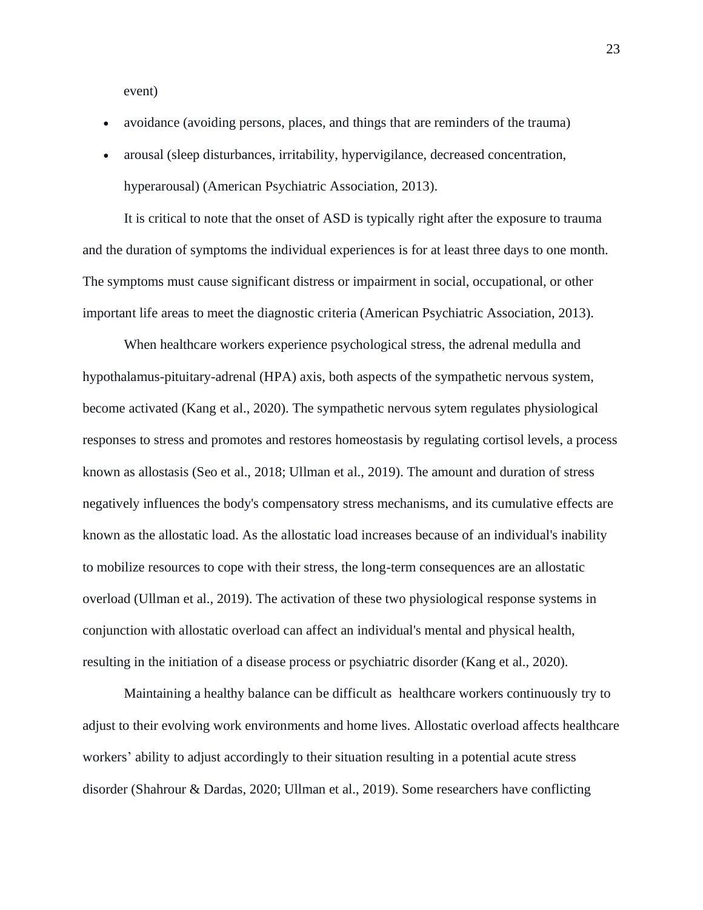event)

- avoidance (avoiding persons, places, and things that are reminders of the trauma)
- arousal (sleep disturbances, irritability, hypervigilance, decreased concentration, hyperarousal) (American Psychiatric Association, 2013).

It is critical to note that the onset of ASD is typically right after the exposure to trauma and the duration of symptoms the individual experiences is for at least three days to one month. The symptoms must cause significant distress or impairment in social, occupational, or other important life areas to meet the diagnostic criteria (American Psychiatric Association, 2013).

When healthcare workers experience psychological stress, the adrenal medulla and hypothalamus-pituitary-adrenal (HPA) axis, both aspects of the sympathetic nervous system, become activated (Kang et al., 2020). The sympathetic nervous sytem regulates physiological responses to stress and promotes and restores homeostasis by regulating cortisol levels, a process known as allostasis (Seo et al., 2018; Ullman et al., 2019). The amount and duration of stress negatively influences the body's compensatory stress mechanisms, and its cumulative effects are known as the allostatic load. As the allostatic load increases because of an individual's inability to mobilize resources to cope with their stress, the long-term consequences are an allostatic overload (Ullman et al., 2019). The activation of these two physiological response systems in conjunction with allostatic overload can affect an individual's mental and physical health, resulting in the initiation of a disease process or psychiatric disorder (Kang et al., 2020).

Maintaining a healthy balance can be difficult as healthcare workers continuously try to adjust to their evolving work environments and home lives. Allostatic overload affects healthcare workers' ability to adjust accordingly to their situation resulting in a potential acute stress disorder (Shahrour & Dardas, 2020; Ullman et al., 2019). Some researchers have conflicting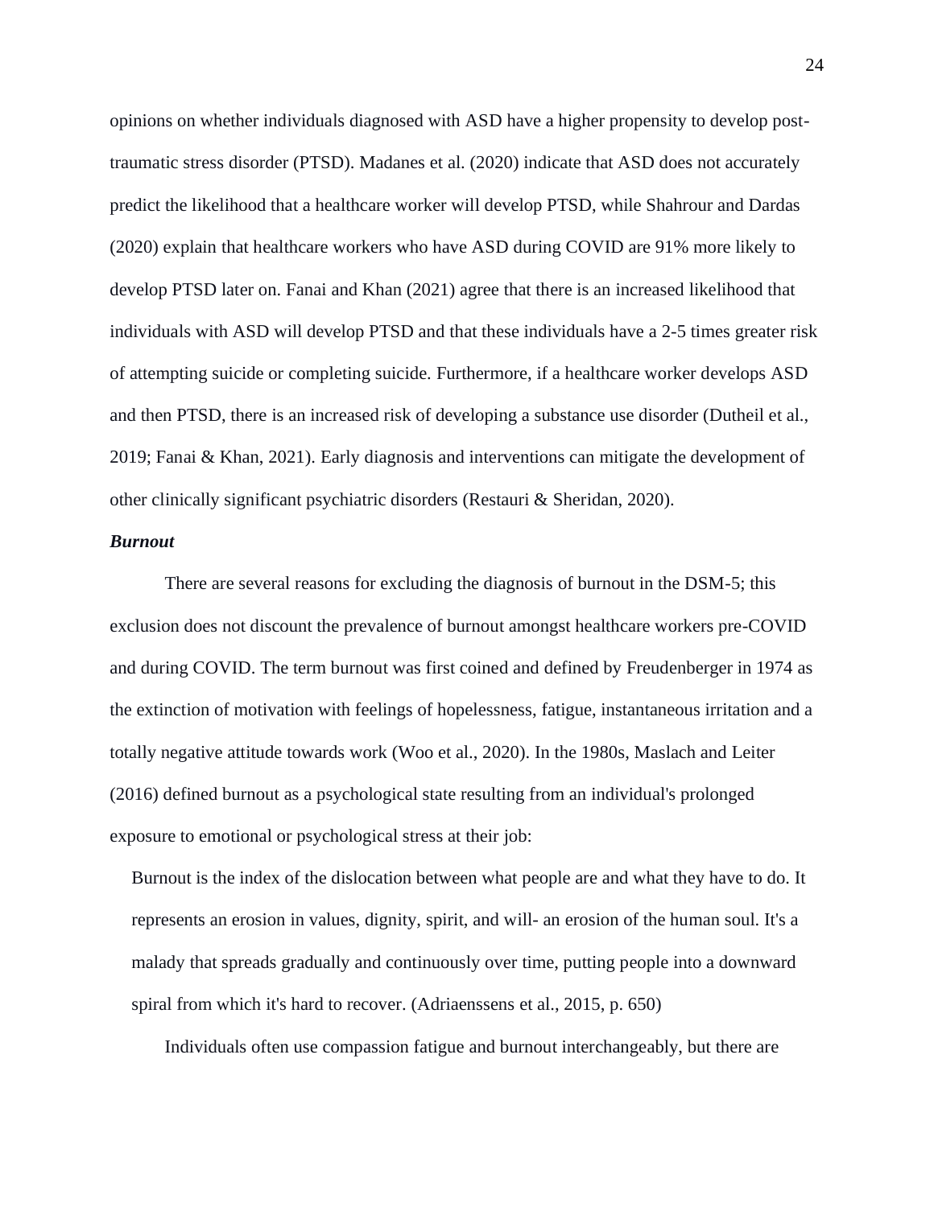opinions on whether individuals diagnosed with ASD have a higher propensity to develop post-traumatic stress disorder (PTSD). Madanes et al. (2020) indicate that ASD does not accurately predict the likelihood that a healthcare worker will develop PTSD, while Shahrour and Dardas (2020) explain that healthcare workers who have ASD during COVID are 91% more likely to develop PTSD later on. Fanai and Khan (2021) agree that there is an increased likelihood that individuals with ASD will develop PTSD and that these individuals have a 2-5 times greater risk of attempting suicide or completing suicide. Furthermore, if a healthcare worker develops ASD and then PTSD, there is an increased risk of developing a substance use disorder (Dutheil et al., 2019; Fanai & Khan, 2021). Early diagnosis and interventions can mitigate the development of other clinically significant psychiatric disorders (Restauri & Sheridan, 2020).

### *Burnout*

There are several reasons for excluding the diagnosis of burnout in the DSM-5; this exclusion does not discount the prevalence of burnout amongst healthcare workers pre-COVID and during COVID. The term burnout was first coined and defined by Freudenberger in 1974 as the extinction of motivation with feelings of hopelessness, fatigue, instantaneous irritation and a totally negative attitude towards work (Woo et al., 2020). In the 1980s, Maslach and Leiter (2016) defined burnout as a psychological state resulting from an individual's prolonged exposure to emotional or psychological stress at their job:

> Burnout is the index of the dislocation between what people are and what they have to do. It represents an erosion in values, dignity, spirit, and will- an erosion of the human soul. It's a malady that spreads gradually and continuously over time, putting people into a downward spiral from which it's hard to recover. (Adriaenssens et al., 2015, p. 650)

Individuals often use compassion fatigue and burnout interchangeably, but there are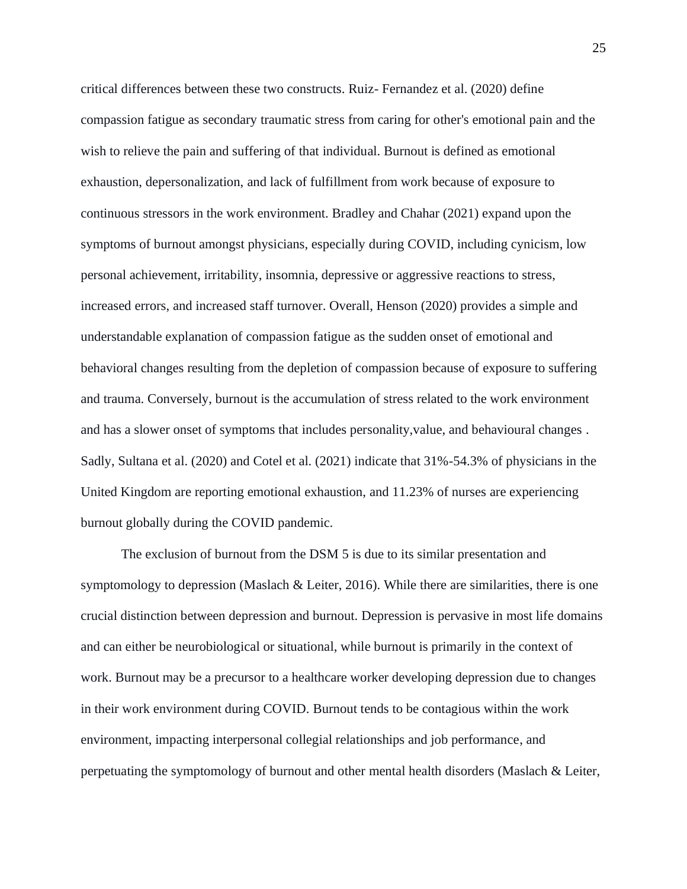critical differences between these two constructs. Ruiz- Fernandez et al. (2020) define compassion fatigue as secondary traumatic stress from caring for other's emotional pain and the wish to relieve the pain and suffering of that individual. Burnout is defined as emotional exhaustion, depersonalization, and lack of fulfillment from work because of exposure to continuous stressors in the work environment. Bradley and Chahar (2021) expand upon the symptoms of burnout amongst physicians, especially during COVID, including cynicism, low personal achievement, irritability, insomnia, depressive or aggressive reactions to stress, increased errors, and increased staff turnover. Overall, Henson (2020) provides a simple and understandable explanation of compassion fatigue as the sudden onset of emotional and behavioral changes resulting from the depletion of compassion because of exposure to suffering and trauma. Conversely, burnout is the accumulation of stress related to the work environment and has a slower onset of symptoms that includes personality,value, and behavioural changes . Sadly, Sultana et al. (2020) and Cotel et al. (2021) indicate that 31%-54.3% of physicians in the United Kingdom are reporting emotional exhaustion, and 11.23% of nurses are experiencing burnout globally during the COVID pandemic.

The exclusion of burnout from the DSM 5 is due to its similar presentation and symptomology to depression (Maslach & Leiter, 2016). While there are similarities, there is one crucial distinction between depression and burnout. Depression is pervasive in most life domains and can either be neurobiological or situational, while burnout is primarily in the context of work. Burnout may be a precursor to a healthcare worker developing depression due to changes in their work environment during COVID. Burnout tends to be contagious within the work environment, impacting interpersonal collegial relationships and job performance, and perpetuating the symptomology of burnout and other mental health disorders (Maslach & Leiter,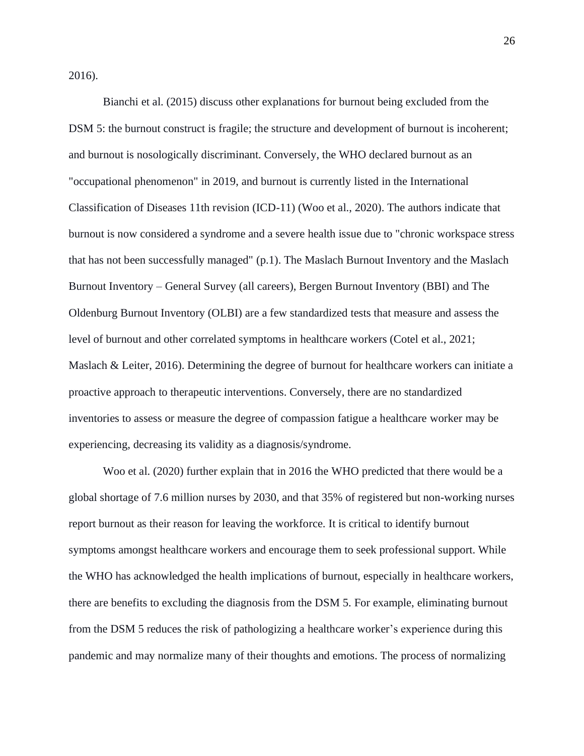2016).

Bianchi et al. (2015) discuss other explanations for burnout being excluded from the DSM 5: the burnout construct is fragile; the structure and development of burnout is incoherent; and burnout is nosologically discriminant. Conversely, the WHO declared burnout as an "occupational phenomenon" in 2019, and burnout is currently listed in the International Classification of Diseases 11th revision (ICD-11) (Woo et al., 2020). The authors indicate that burnout is now considered a syndrome and a severe health issue due to "chronic workspace stress that has not been successfully managed" (p.1). The Maslach Burnout Inventory and the Maslach Burnout Inventory – General Survey (all careers), Bergen Burnout Inventory (BBI) and The Oldenburg Burnout Inventory (OLBI) are a few standardized tests that measure and assess the level of burnout and other correlated symptoms in healthcare workers (Cotel et al., 2021; Maslach & Leiter, 2016). Determining the degree of burnout for healthcare workers can initiate a proactive approach to therapeutic interventions. Conversely, there are no standardized inventories to assess or measure the degree of compassion fatigue a healthcare worker may be experiencing, decreasing its validity as a diagnosis/syndrome.

Woo et al. (2020) further explain that in 2016 the WHO predicted that there would be a global shortage of 7.6 million nurses by 2030, and that 35% of registered but non-working nurses report burnout as their reason for leaving the workforce. It is critical to identify burnout symptoms amongst healthcare workers and encourage them to seek professional support. While the WHO has acknowledged the health implications of burnout, especially in healthcare workers, there are benefits to excluding the diagnosis from the DSM 5. For example, eliminating burnout from the DSM 5 reduces the risk of pathologizing a healthcare worker's experience during this pandemic and may normalize many of their thoughts and emotions. The process of normalizing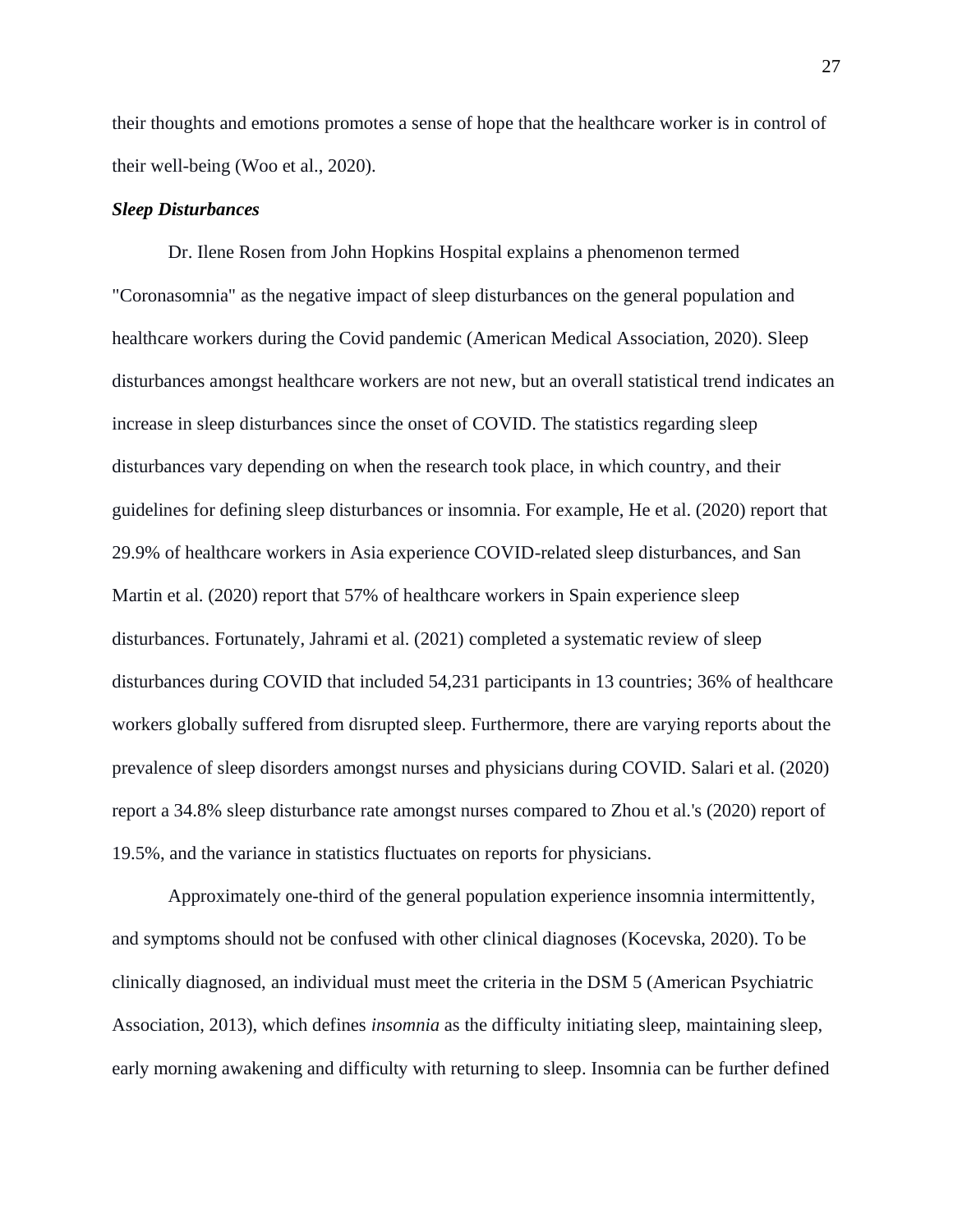their thoughts and emotions promotes a sense of hope that the healthcare worker is in control of their well-being (Woo et al., 2020).

***Sleep Disturbances***

Dr. Ilene Rosen from John Hopkins Hospital explains a phenomenon termed "Coronasomnia" as the negative impact of sleep disturbances on the general population and healthcare workers during the Covid pandemic (American Medical Association, 2020). Sleep disturbances amongst healthcare workers are not new, but an overall statistical trend indicates an increase in sleep disturbances since the onset of COVID. The statistics regarding sleep disturbances vary depending on when the research took place, in which country, and their guidelines for defining sleep disturbances or insomnia. For example, He et al. (2020) report that 29.9% of healthcare workers in Asia experience COVID-related sleep disturbances, and San Martin et al. (2020) report that 57% of healthcare workers in Spain experience sleep disturbances. Fortunately, Jahrami et al. (2021) completed a systematic review of sleep disturbances during COVID that included 54,231 participants in 13 countries; 36% of healthcare workers globally suffered from disrupted sleep. Furthermore, there are varying reports about the prevalence of sleep disorders amongst nurses and physicians during COVID. Salari et al. (2020) report a 34.8% sleep disturbance rate amongst nurses compared to Zhou et al.'s (2020) report of 19.5%, and the variance in statistics fluctuates on reports for physicians.

Approximately one-third of the general population experience insomnia intermittently, and symptoms should not be confused with other clinical diagnoses (Kocevska, 2020). To be clinically diagnosed, an individual must meet the criteria in the DSM 5 (American Psychiatric Association, 2013), which defines *insomnia* as the difficulty initiating sleep, maintaining sleep, early morning awakening and difficulty with returning to sleep. Insomnia can be further defined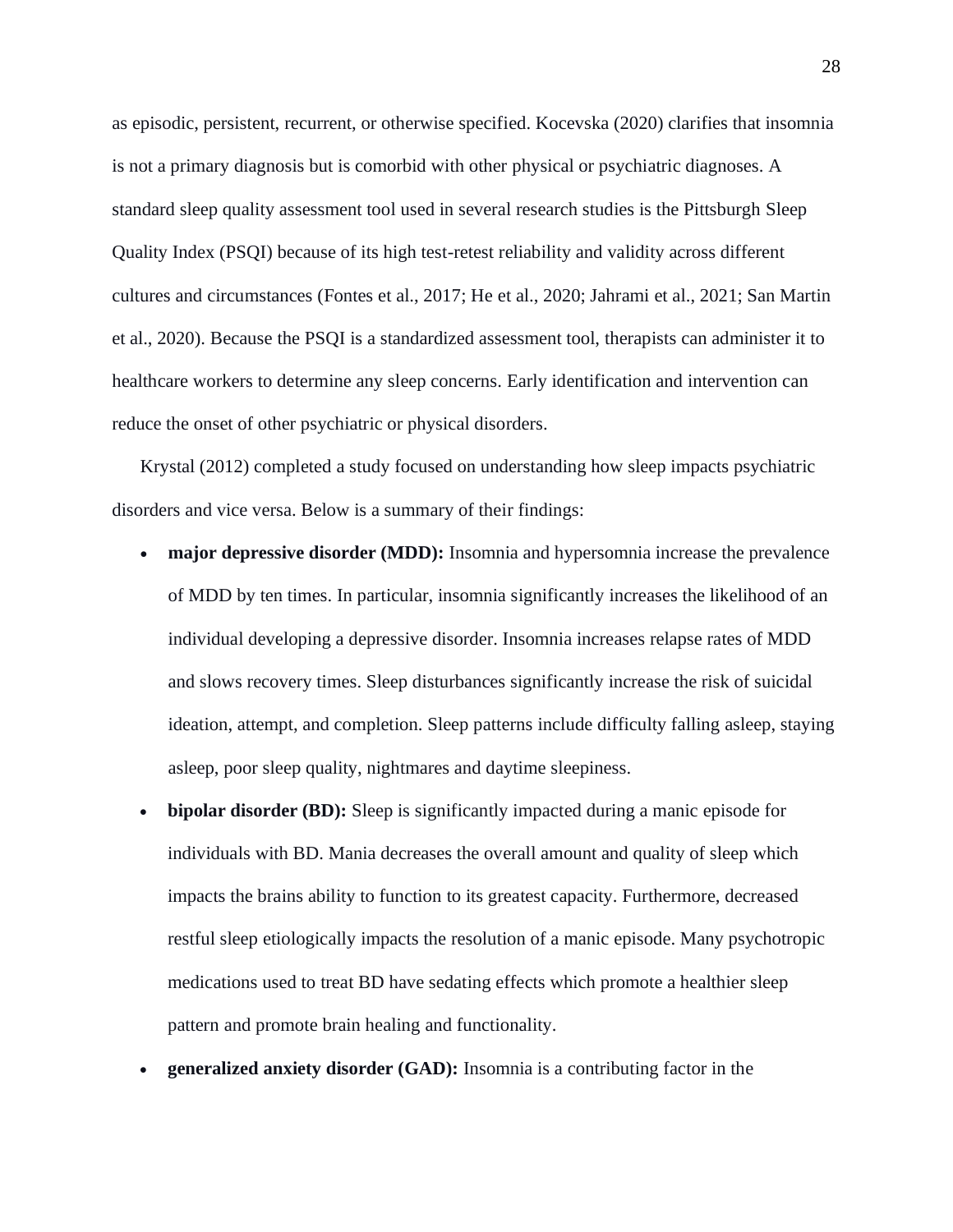as episodic, persistent, recurrent, or otherwise specified. Kocevska (2020) clarifies that insomnia is not a primary diagnosis but is comorbid with other physical or psychiatric diagnoses. A standard sleep quality assessment tool used in several research studies is the Pittsburgh Sleep Quality Index (PSQI) because of its high test-retest reliability and validity across different cultures and circumstances (Fontes et al., 2017; He et al., 2020; Jahrami et al., 2021; San Martin et al., 2020). Because the PSQI is a standardized assessment tool, therapists can administer it to healthcare workers to determine any sleep concerns. Early identification and intervention can reduce the onset of other psychiatric or physical disorders.

Krystal (2012) completed a study focused on understanding how sleep impacts psychiatric disorders and vice versa. Below is a summary of their findings:

- **major depressive disorder (MDD):** Insomnia and hypersomnia increase the prevalence of MDD by ten times. In particular, insomnia significantly increases the likelihood of an individual developing a depressive disorder. Insomnia increases relapse rates of MDD and slows recovery times. Sleep disturbances significantly increase the risk of suicidal ideation, attempt, and completion. Sleep patterns include difficulty falling asleep, staying asleep, poor sleep quality, nightmares and daytime sleepiness.
- **bipolar disorder (BD):** Sleep is significantly impacted during a manic episode for individuals with BD. Mania decreases the overall amount and quality of sleep which impacts the brains ability to function to its greatest capacity. Furthermore, decreased restful sleep etiologically impacts the resolution of a manic episode. Many psychotropic medications used to treat BD have sedating effects which promote a healthier sleep pattern and promote brain healing and functionality.
- **generalized anxiety disorder (GAD):** Insomnia is a contributing factor in the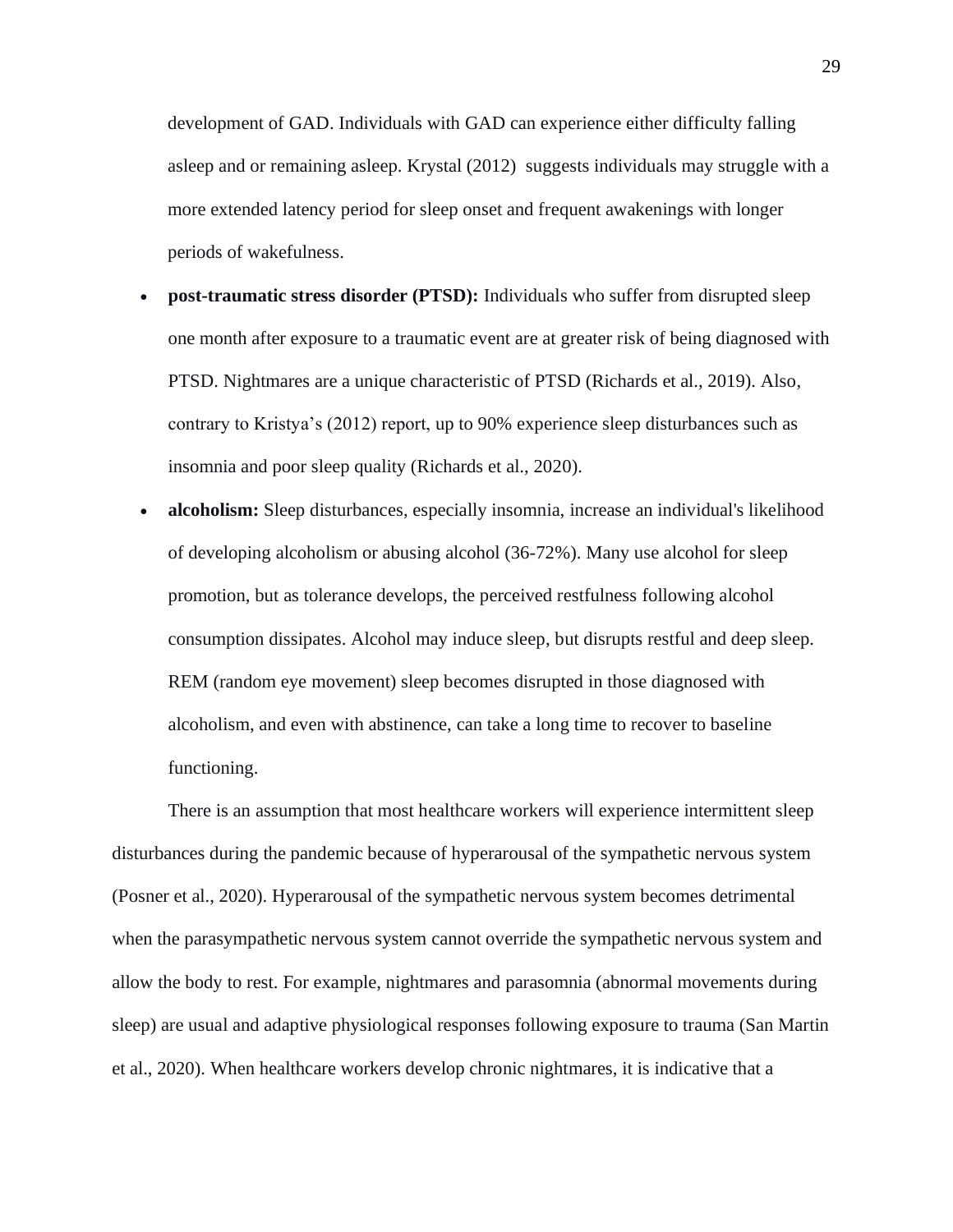development of GAD. Individuals with GAD can experience either difficulty falling asleep and or remaining asleep. Krystal (2012)  suggests individuals may struggle with a more extended latency period for sleep onset and frequent awakenings with longer periods of wakefulness.

- **post-traumatic stress disorder (PTSD):** Individuals who suffer from disrupted sleep one month after exposure to a traumatic event are at greater risk of being diagnosed with PTSD. Nightmares are a unique characteristic of PTSD (Richards et al., 2019). Also, contrary to Kristya's (2012) report, up to 90% experience sleep disturbances such as insomnia and poor sleep quality (Richards et al., 2020).
- **alcoholism:** Sleep disturbances, especially insomnia, increase an individual's likelihood of developing alcoholism or abusing alcohol (36-72%). Many use alcohol for sleep promotion, but as tolerance develops, the perceived restfulness following alcohol consumption dissipates. Alcohol may induce sleep, but disrupts restful and deep sleep. REM (random eye movement) sleep becomes disrupted in those diagnosed with alcoholism, and even with abstinence, can take a long time to recover to baseline functioning.

There is an assumption that most healthcare workers will experience intermittent sleep disturbances during the pandemic because of hyperarousal of the sympathetic nervous system (Posner et al., 2020). Hyperarousal of the sympathetic nervous system becomes detrimental when the parasympathetic nervous system cannot override the sympathetic nervous system and allow the body to rest. For example, nightmares and parasomnia (abnormal movements during sleep) are usual and adaptive physiological responses following exposure to trauma (San Martin et al., 2020). When healthcare workers develop chronic nightmares, it is indicative that a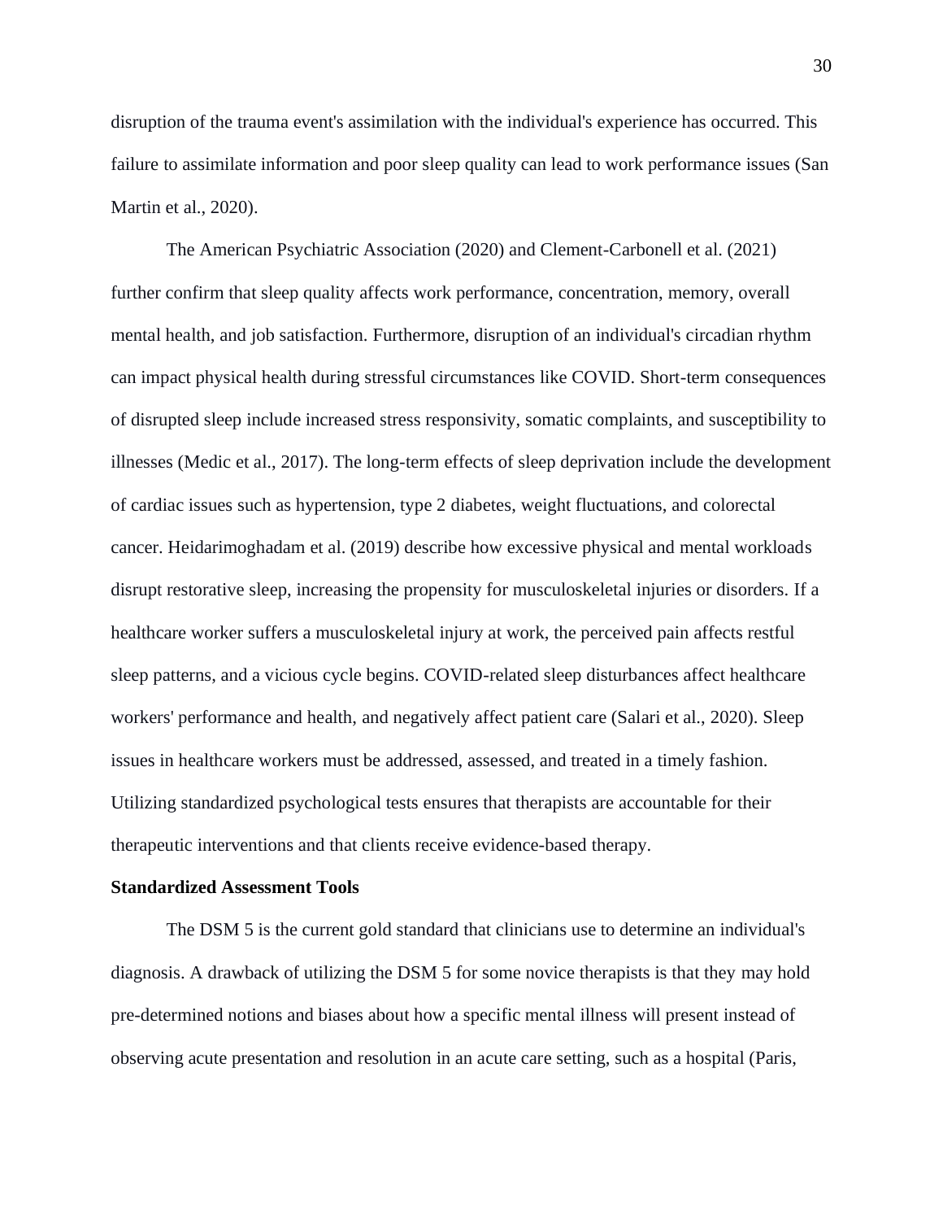disruption of the trauma event's assimilation with the individual's experience has occurred. This failure to assimilate information and poor sleep quality can lead to work performance issues (San Martin et al., 2020).

The American Psychiatric Association (2020) and Clement-Carbonell et al. (2021) further confirm that sleep quality affects work performance, concentration, memory, overall mental health, and job satisfaction. Furthermore, disruption of an individual's circadian rhythm can impact physical health during stressful circumstances like COVID. Short-term consequences of disrupted sleep include increased stress responsivity, somatic complaints, and susceptibility to illnesses (Medic et al., 2017). The long-term effects of sleep deprivation include the development of cardiac issues such as hypertension, type 2 diabetes, weight fluctuations, and colorectal cancer. Heidarimoghadam et al. (2019) describe how excessive physical and mental workloads disrupt restorative sleep, increasing the propensity for musculoskeletal injuries or disorders. If a healthcare worker suffers a musculoskeletal injury at work, the perceived pain affects restful sleep patterns, and a vicious cycle begins. COVID-related sleep disturbances affect healthcare workers' performance and health, and negatively affect patient care (Salari et al., 2020). Sleep issues in healthcare workers must be addressed, assessed, and treated in a timely fashion. Utilizing standardized psychological tests ensures that therapists are accountable for their therapeutic interventions and that clients receive evidence-based therapy.

**Standardized Assessment Tools**

The DSM 5 is the current gold standard that clinicians use to determine an individual's diagnosis. A drawback of utilizing the DSM 5 for some novice therapists is that they may hold pre-determined notions and biases about how a specific mental illness will present instead of observing acute presentation and resolution in an acute care setting, such as a hospital (Paris,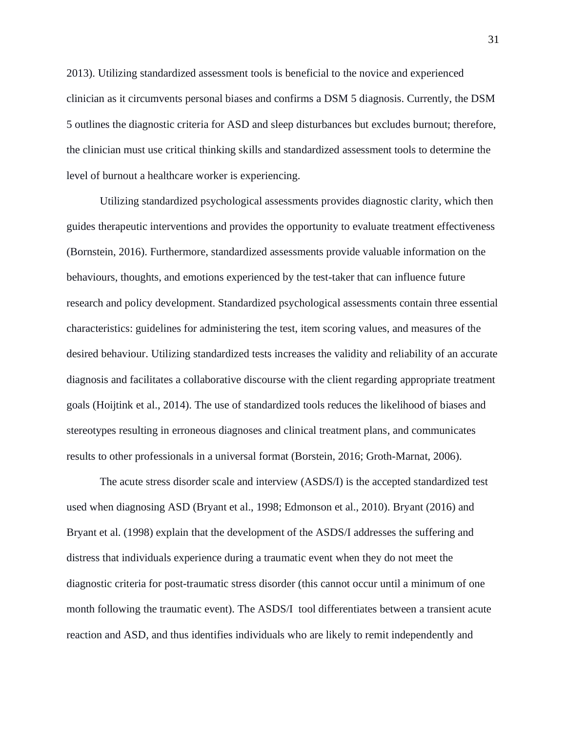2013). Utilizing standardized assessment tools is beneficial to the novice and experienced clinician as it circumvents personal biases and confirms a DSM 5 diagnosis. Currently, the DSM 5 outlines the diagnostic criteria for ASD and sleep disturbances but excludes burnout; therefore, the clinician must use critical thinking skills and standardized assessment tools to determine the level of burnout a healthcare worker is experiencing.

Utilizing standardized psychological assessments provides diagnostic clarity, which then guides therapeutic interventions and provides the opportunity to evaluate treatment effectiveness (Bornstein, 2016). Furthermore, standardized assessments provide valuable information on the behaviours, thoughts, and emotions experienced by the test-taker that can influence future research and policy development. Standardized psychological assessments contain three essential characteristics: guidelines for administering the test, item scoring values, and measures of the desired behaviour. Utilizing standardized tests increases the validity and reliability of an accurate diagnosis and facilitates a collaborative discourse with the client regarding appropriate treatment goals (Hoijtink et al., 2014). The use of standardized tools reduces the likelihood of biases and stereotypes resulting in erroneous diagnoses and clinical treatment plans, and communicates results to other professionals in a universal format (Borstein, 2016; Groth-Marnat, 2006).

The acute stress disorder scale and interview (ASDS/I) is the accepted standardized test used when diagnosing ASD (Bryant et al., 1998; Edmonson et al., 2010). Bryant (2016) and Bryant et al. (1998) explain that the development of the ASDS/I addresses the suffering and distress that individuals experience during a traumatic event when they do not meet the diagnostic criteria for post-traumatic stress disorder (this cannot occur until a minimum of one month following the traumatic event). The ASDS/I tool differentiates between a transient acute reaction and ASD, and thus identifies individuals who are likely to remit independently and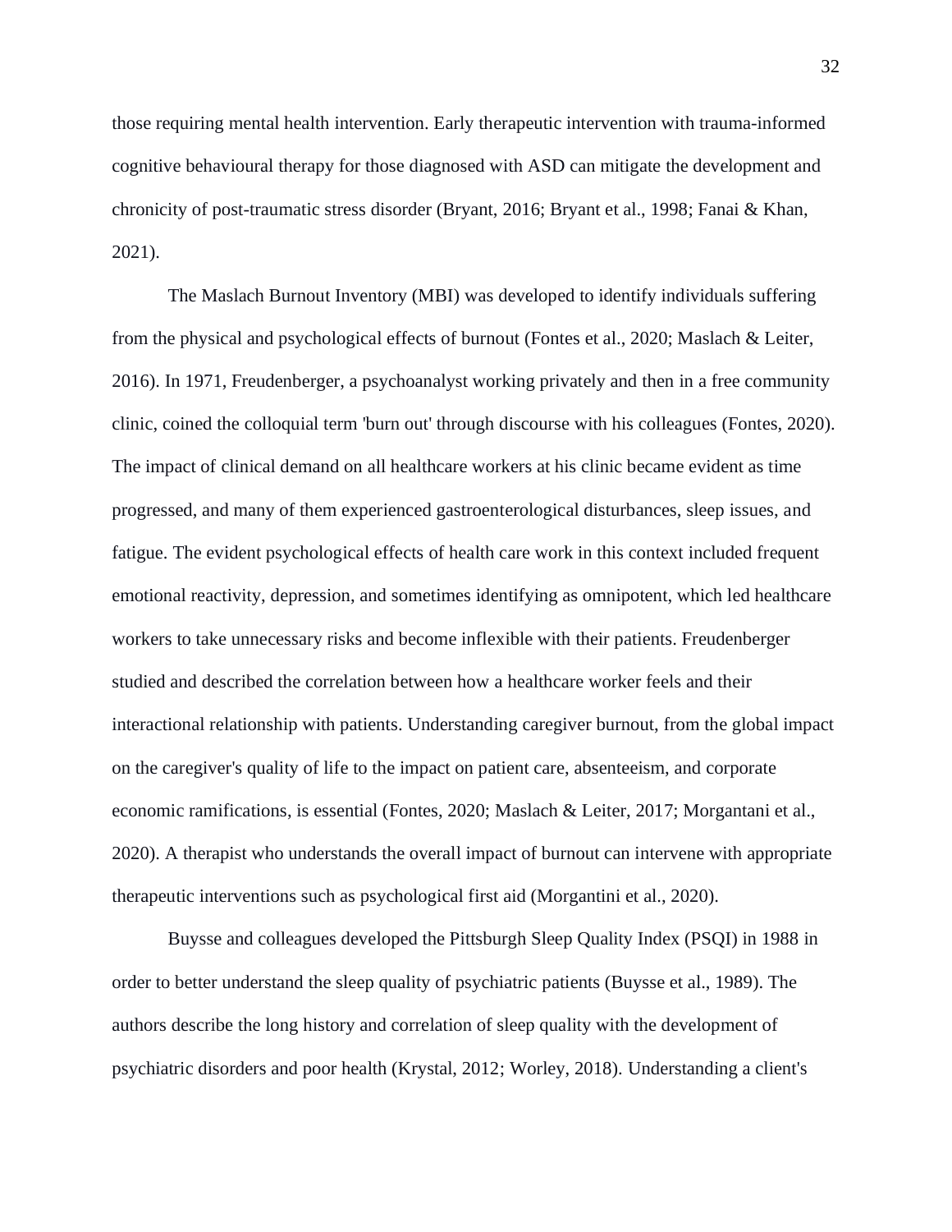those requiring mental health intervention. Early therapeutic intervention with trauma-informed cognitive behavioural therapy for those diagnosed with ASD can mitigate the development and chronicity of post-traumatic stress disorder (Bryant, 2016; Bryant et al., 1998; Fanai & Khan, 2021).

The Maslach Burnout Inventory (MBI) was developed to identify individuals suffering from the physical and psychological effects of burnout (Fontes et al., 2020; Maslach & Leiter, 2016). In 1971, Freudenberger, a psychoanalyst working privately and then in a free community clinic, coined the colloquial term 'burn out' through discourse with his colleagues (Fontes, 2020). The impact of clinical demand on all healthcare workers at his clinic became evident as time progressed, and many of them experienced gastroenterological disturbances, sleep issues, and fatigue. The evident psychological effects of health care work in this context included frequent emotional reactivity, depression, and sometimes identifying as omnipotent, which led healthcare workers to take unnecessary risks and become inflexible with their patients. Freudenberger studied and described the correlation between how a healthcare worker feels and their interactional relationship with patients. Understanding caregiver burnout, from the global impact on the caregiver's quality of life to the impact on patient care, absenteeism, and corporate economic ramifications, is essential (Fontes, 2020; Maslach & Leiter, 2017; Morgantani et al., 2020). A therapist who understands the overall impact of burnout can intervene with appropriate therapeutic interventions such as psychological first aid (Morgantini et al., 2020).

Buysse and colleagues developed the Pittsburgh Sleep Quality Index (PSQI) in 1988 in order to better understand the sleep quality of psychiatric patients (Buysse et al., 1989). The authors describe the long history and correlation of sleep quality with the development of psychiatric disorders and poor health (Krystal, 2012; Worley, 2018). Understanding a client's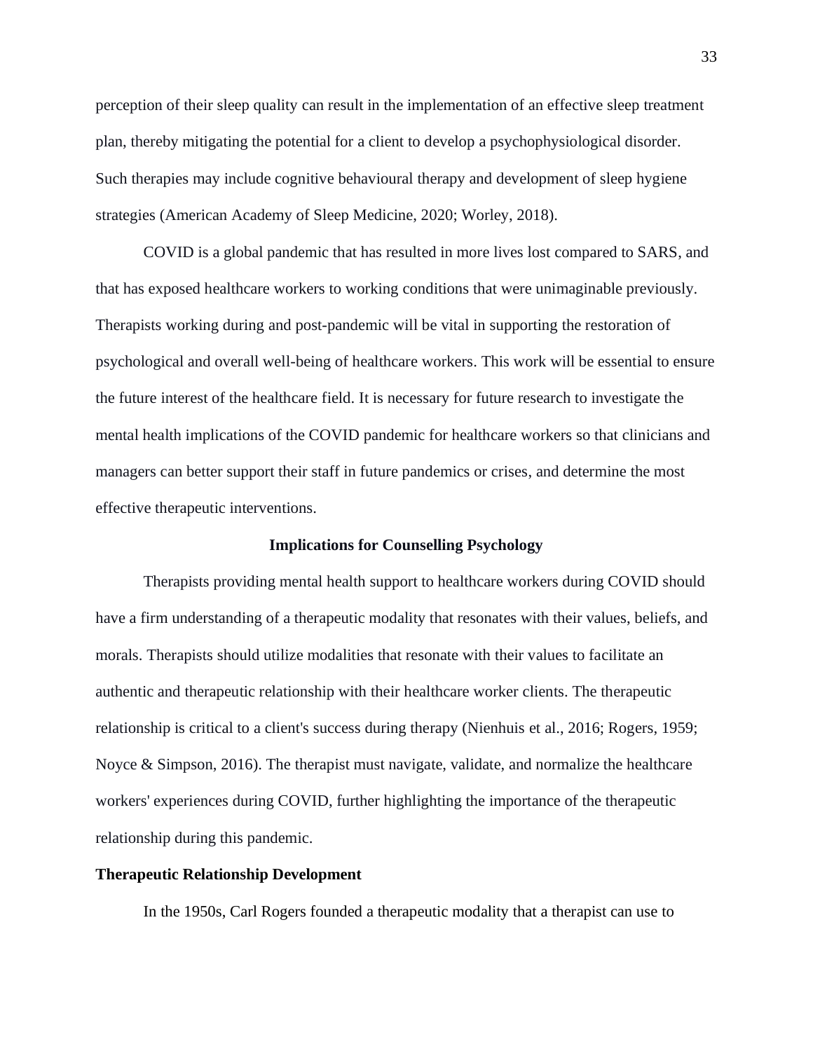perception of their sleep quality can result in the implementation of an effective sleep treatment plan, thereby mitigating the potential for a client to develop a psychophysiological disorder. Such therapies may include cognitive behavioural therapy and development of sleep hygiene strategies (American Academy of Sleep Medicine, 2020; Worley, 2018).

COVID is a global pandemic that has resulted in more lives lost compared to SARS, and that has exposed healthcare workers to working conditions that were unimaginable previously. Therapists working during and post-pandemic will be vital in supporting the restoration of psychological and overall well-being of healthcare workers. This work will be essential to ensure the future interest of the healthcare field. It is necessary for future research to investigate the mental health implications of the COVID pandemic for healthcare workers so that clinicians and managers can better support their staff in future pandemics or crises, and determine the most effective therapeutic interventions.

## Implications for Counselling Psychology

Therapists providing mental health support to healthcare workers during COVID should have a firm understanding of a therapeutic modality that resonates with their values, beliefs, and morals. Therapists should utilize modalities that resonate with their values to facilitate an authentic and therapeutic relationship with their healthcare worker clients. The therapeutic relationship is critical to a client's success during therapy (Nienhuis et al., 2016; Rogers, 1959; Noyce & Simpson, 2016). The therapist must navigate, validate, and normalize the healthcare workers' experiences during COVID, further highlighting the importance of the therapeutic relationship during this pandemic.

### Therapeutic Relationship Development

In the 1950s, Carl Rogers founded a therapeutic modality that a therapist can use to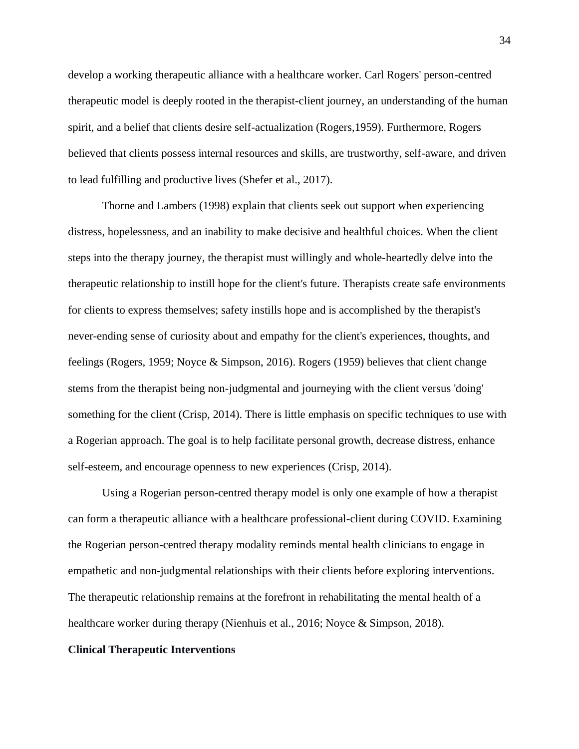develop a working therapeutic alliance with a healthcare worker. Carl Rogers' person-centred therapeutic model is deeply rooted in the therapist-client journey, an understanding of the human spirit, and a belief that clients desire self-actualization (Rogers,1959). Furthermore, Rogers believed that clients possess internal resources and skills, are trustworthy, self-aware, and driven to lead fulfilling and productive lives (Shefer et al., 2017).

Thorne and Lambers (1998) explain that clients seek out support when experiencing distress, hopelessness, and an inability to make decisive and healthful choices. When the client steps into the therapy journey, the therapist must willingly and whole-heartedly delve into the therapeutic relationship to instill hope for the client's future. Therapists create safe environments for clients to express themselves; safety instills hope and is accomplished by the therapist's never-ending sense of curiosity about and empathy for the client's experiences, thoughts, and feelings (Rogers, 1959; Noyce & Simpson, 2016). Rogers (1959) believes that client change stems from the therapist being non-judgmental and journeying with the client versus 'doing' something for the client (Crisp, 2014). There is little emphasis on specific techniques to use with a Rogerian approach. The goal is to help facilitate personal growth, decrease distress, enhance self-esteem, and encourage openness to new experiences (Crisp, 2014).

Using a Rogerian person-centred therapy model is only one example of how a therapist can form a therapeutic alliance with a healthcare professional-client during COVID. Examining the Rogerian person-centred therapy modality reminds mental health clinicians to engage in empathetic and non-judgmental relationships with their clients before exploring interventions. The therapeutic relationship remains at the forefront in rehabilitating the mental health of a healthcare worker during therapy (Nienhuis et al., 2016; Noyce & Simpson, 2018).

**Clinical Therapeutic Interventions**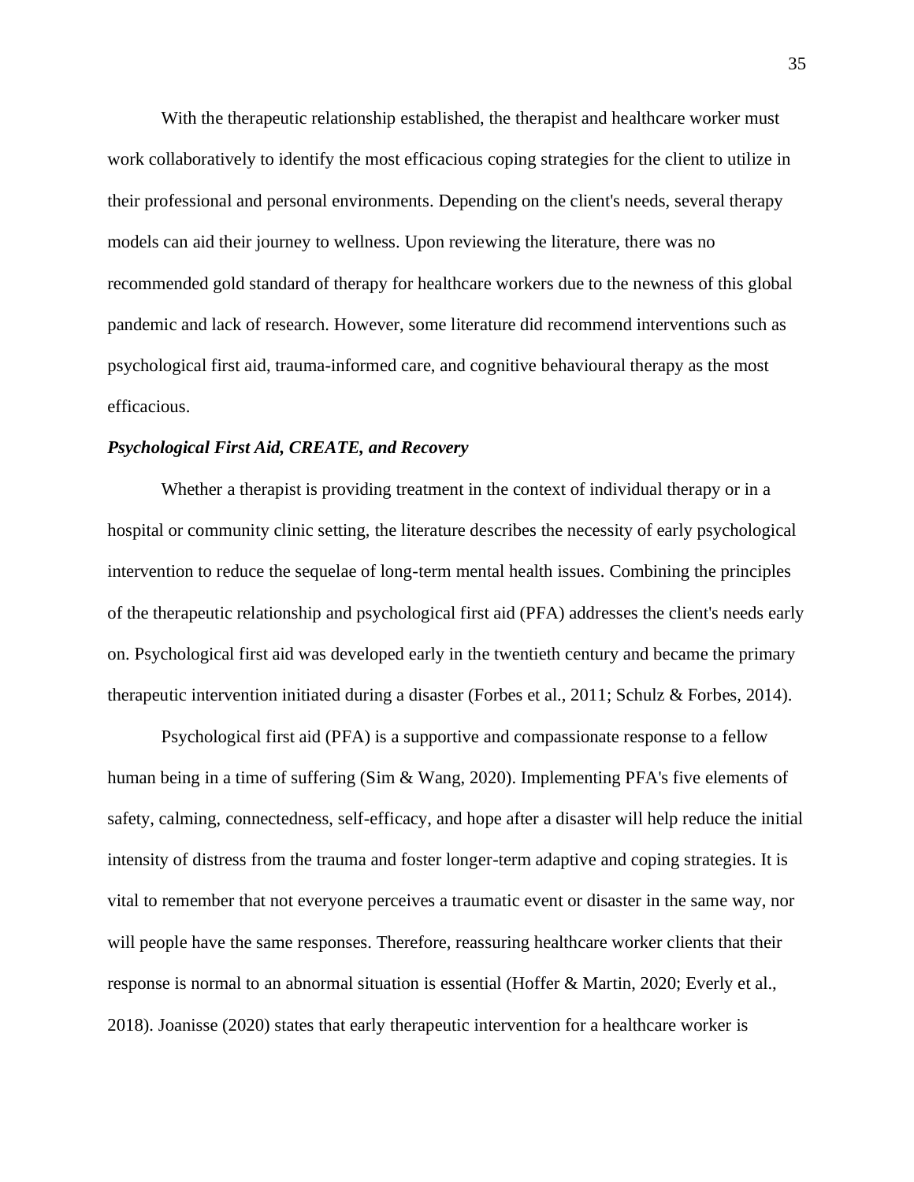With the therapeutic relationship established, the therapist and healthcare worker must work collaboratively to identify the most efficacious coping strategies for the client to utilize in their professional and personal environments. Depending on the client's needs, several therapy models can aid their journey to wellness. Upon reviewing the literature, there was no recommended gold standard of therapy for healthcare workers due to the newness of this global pandemic and lack of research. However, some literature did recommend interventions such as psychological first aid, trauma-informed care, and cognitive behavioural therapy as the most efficacious.

### *Psychological First Aid, CREATE, and Recovery*

Whether a therapist is providing treatment in the context of individual therapy or in a hospital or community clinic setting, the literature describes the necessity of early psychological intervention to reduce the sequelae of long-term mental health issues. Combining the principles of the therapeutic relationship and psychological first aid (PFA) addresses the client's needs early on. Psychological first aid was developed early in the twentieth century and became the primary therapeutic intervention initiated during a disaster (Forbes et al., 2011; Schulz & Forbes, 2014).

Psychological first aid (PFA) is a supportive and compassionate response to a fellow human being in a time of suffering (Sim & Wang, 2020). Implementing PFA's five elements of safety, calming, connectedness, self-efficacy, and hope after a disaster will help reduce the initial intensity of distress from the trauma and foster longer-term adaptive and coping strategies. It is vital to remember that not everyone perceives a traumatic event or disaster in the same way, nor will people have the same responses. Therefore, reassuring healthcare worker clients that their response is normal to an abnormal situation is essential (Hoffer & Martin, 2020; Everly et al., 2018). Joanisse (2020) states that early therapeutic intervention for a healthcare worker is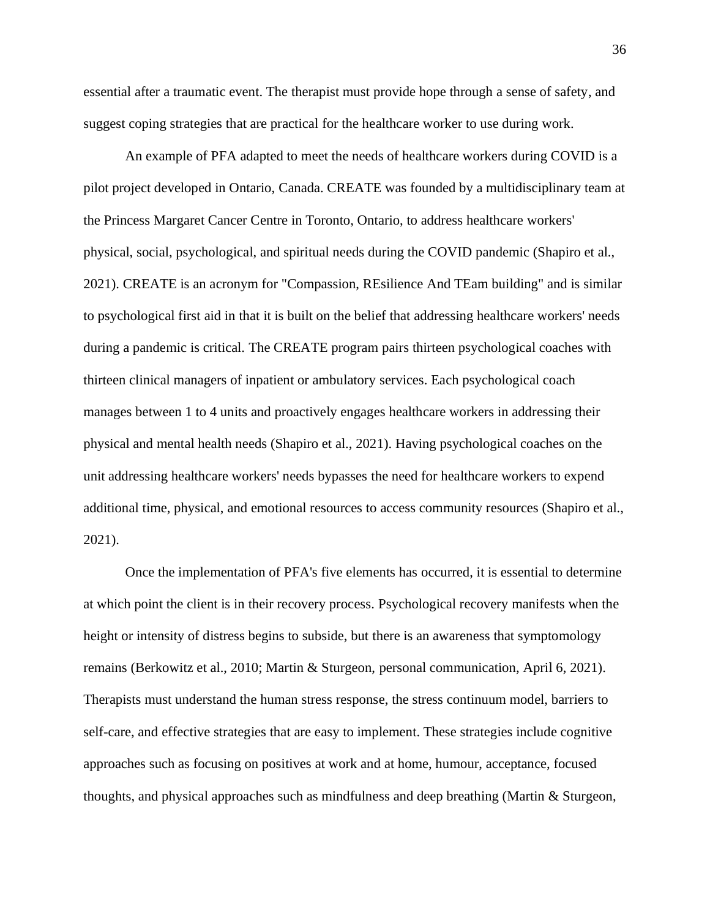essential after a traumatic event. The therapist must provide hope through a sense of safety, and suggest coping strategies that are practical for the healthcare worker to use during work.

An example of PFA adapted to meet the needs of healthcare workers during COVID is a pilot project developed in Ontario, Canada. CREATE was founded by a multidisciplinary team at the Princess Margaret Cancer Centre in Toronto, Ontario, to address healthcare workers' physical, social, psychological, and spiritual needs during the COVID pandemic (Shapiro et al., 2021). CREATE is an acronym for "Compassion, REsilience And TEam building" and is similar to psychological first aid in that it is built on the belief that addressing healthcare workers' needs during a pandemic is critical. The CREATE program pairs thirteen psychological coaches with thirteen clinical managers of inpatient or ambulatory services. Each psychological coach manages between 1 to 4 units and proactively engages healthcare workers in addressing their physical and mental health needs (Shapiro et al., 2021). Having psychological coaches on the unit addressing healthcare workers' needs bypasses the need for healthcare workers to expend additional time, physical, and emotional resources to access community resources (Shapiro et al., 2021).

Once the implementation of PFA's five elements has occurred, it is essential to determine at which point the client is in their recovery process. Psychological recovery manifests when the height or intensity of distress begins to subside, but there is an awareness that symptomology remains (Berkowitz et al., 2010; Martin & Sturgeon, personal communication, April 6, 2021). Therapists must understand the human stress response, the stress continuum model, barriers to self-care, and effective strategies that are easy to implement. These strategies include cognitive approaches such as focusing on positives at work and at home, humour, acceptance, focused thoughts, and physical approaches such as mindfulness and deep breathing (Martin & Sturgeon,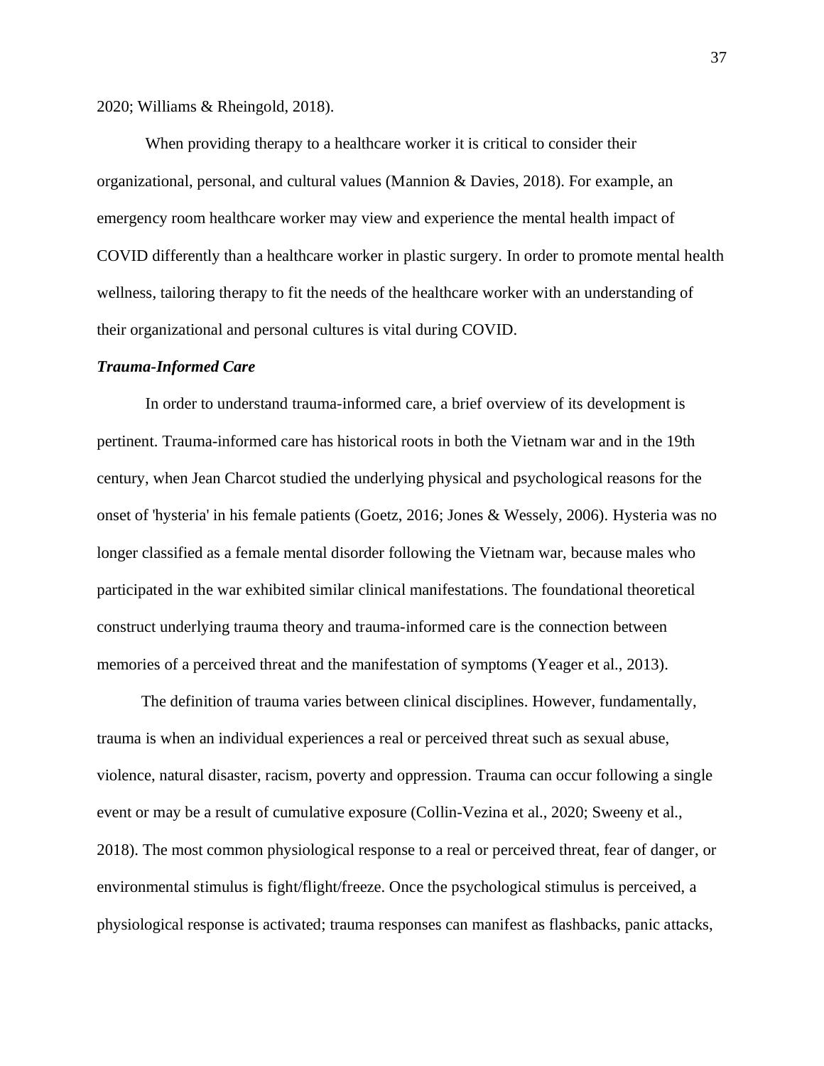2020; Williams & Rheingold, 2018).

When providing therapy to a healthcare worker it is critical to consider their organizational, personal, and cultural values (Mannion & Davies, 2018). For example, an emergency room healthcare worker may view and experience the mental health impact of COVID differently than a healthcare worker in plastic surgery. In order to promote mental health wellness, tailoring therapy to fit the needs of the healthcare worker with an understanding of their organizational and personal cultures is vital during COVID.

### ***Trauma-Informed Care***

In order to understand trauma-informed care, a brief overview of its development is pertinent. Trauma-informed care has historical roots in both the Vietnam war and in the 19th century, when Jean Charcot studied the underlying physical and psychological reasons for the onset of 'hysteria' in his female patients (Goetz, 2016; Jones & Wessely, 2006). Hysteria was no longer classified as a female mental disorder following the Vietnam war, because males who participated in the war exhibited similar clinical manifestations. The foundational theoretical construct underlying trauma theory and trauma-informed care is the connection between memories of a perceived threat and the manifestation of symptoms (Yeager et al., 2013).

The definition of trauma varies between clinical disciplines. However, fundamentally, trauma is when an individual experiences a real or perceived threat such as sexual abuse, violence, natural disaster, racism, poverty and oppression. Trauma can occur following a single event or may be a result of cumulative exposure (Collin-Vezina et al., 2020; Sweeny et al., 2018). The most common physiological response to a real or perceived threat, fear of danger, or environmental stimulus is fight/flight/freeze. Once the psychological stimulus is perceived, a physiological response is activated; trauma responses can manifest as flashbacks, panic attacks,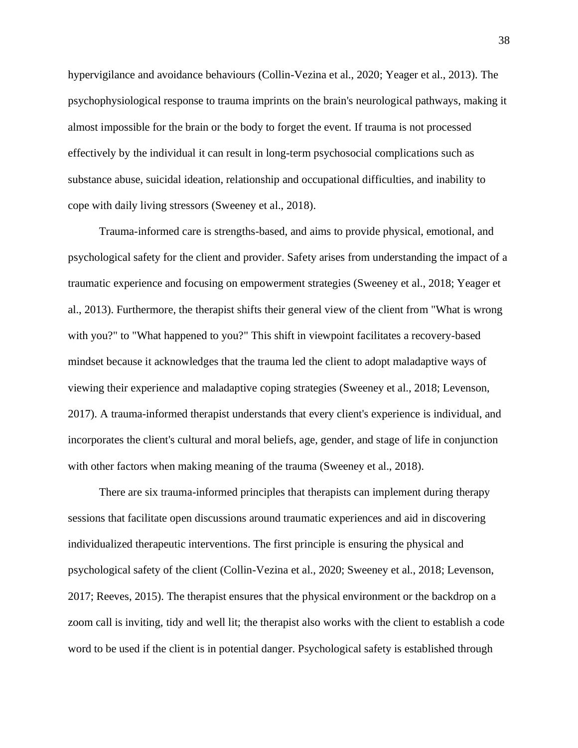hypervigilance and avoidance behaviours (Collin-Vezina et al., 2020; Yeager et al., 2013). The psychophysiological response to trauma imprints on the brain's neurological pathways, making it almost impossible for the brain or the body to forget the event. If trauma is not processed effectively by the individual it can result in long-term psychosocial complications such as substance abuse, suicidal ideation, relationship and occupational difficulties, and inability to cope with daily living stressors (Sweeney et al., 2018).

Trauma-informed care is strengths-based, and aims to provide physical, emotional, and psychological safety for the client and provider. Safety arises from understanding the impact of a traumatic experience and focusing on empowerment strategies (Sweeney et al., 2018; Yeager et al., 2013). Furthermore, the therapist shifts their general view of the client from "What is wrong with you?" to "What happened to you?" This shift in viewpoint facilitates a recovery-based mindset because it acknowledges that the trauma led the client to adopt maladaptive ways of viewing their experience and maladaptive coping strategies (Sweeney et al., 2018; Levenson, 2017). A trauma-informed therapist understands that every client's experience is individual, and incorporates the client's cultural and moral beliefs, age, gender, and stage of life in conjunction with other factors when making meaning of the trauma (Sweeney et al., 2018).

There are six trauma-informed principles that therapists can implement during therapy sessions that facilitate open discussions around traumatic experiences and aid in discovering individualized therapeutic interventions. The first principle is ensuring the physical and psychological safety of the client (Collin-Vezina et al., 2020; Sweeney et al., 2018; Levenson, 2017; Reeves, 2015). The therapist ensures that the physical environment or the backdrop on a zoom call is inviting, tidy and well lit; the therapist also works with the client to establish a code word to be used if the client is in potential danger. Psychological safety is established through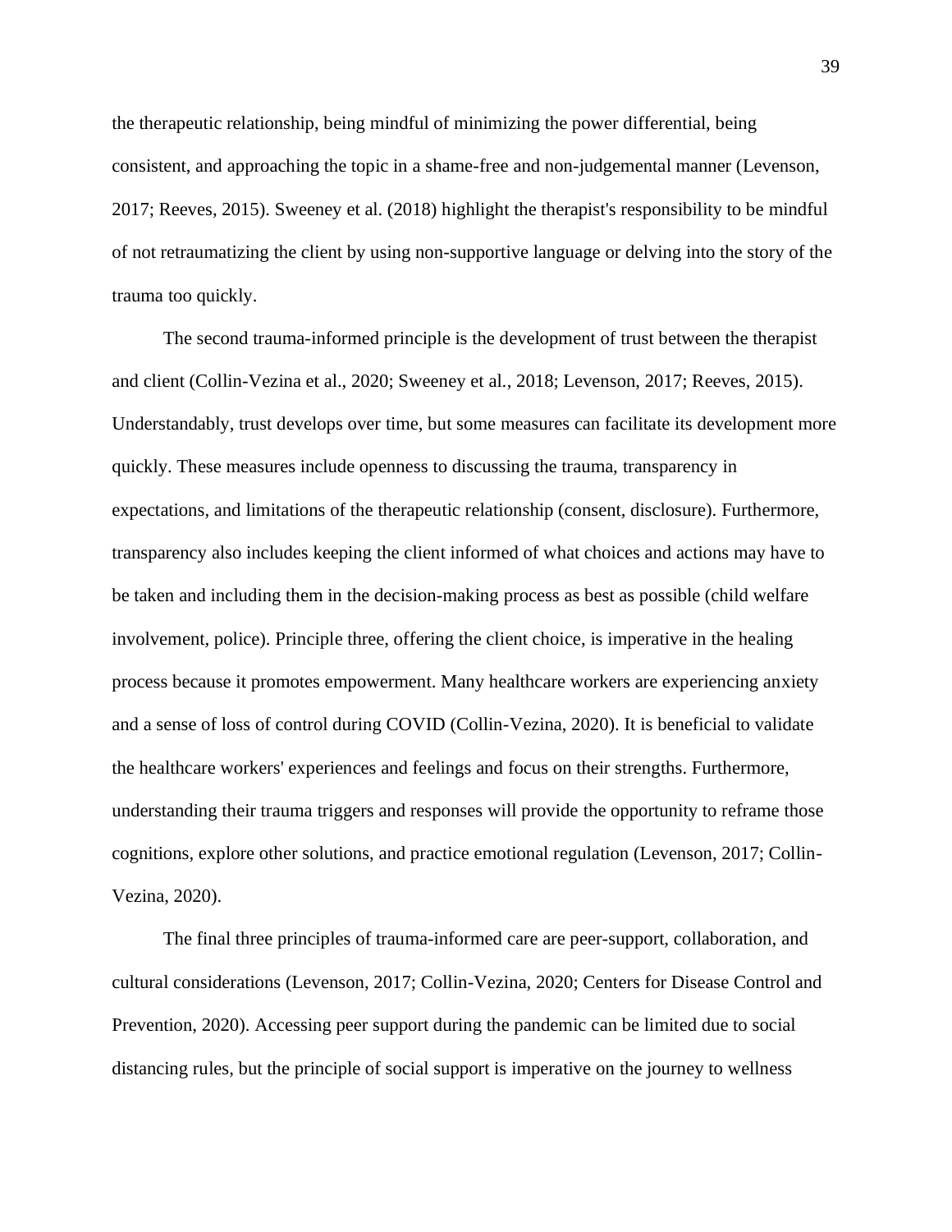the therapeutic relationship, being mindful of minimizing the power differential, being consistent, and approaching the topic in a shame-free and non-judgemental manner (Levenson, 2017; Reeves, 2015). Sweeney et al. (2018) highlight the therapist's responsibility to be mindful of not retraumatizing the client by using non-supportive language or delving into the story of the trauma too quickly.

The second trauma-informed principle is the development of trust between the therapist and client (Collin-Vezina et al., 2020; Sweeney et al., 2018; Levenson, 2017; Reeves, 2015). Understandably, trust develops over time, but some measures can facilitate its development more quickly. These measures include openness to discussing the trauma, transparency in expectations, and limitations of the therapeutic relationship (consent, disclosure). Furthermore, transparency also includes keeping the client informed of what choices and actions may have to be taken and including them in the decision-making process as best as possible (child welfare involvement, police). Principle three, offering the client choice, is imperative in the healing process because it promotes empowerment. Many healthcare workers are experiencing anxiety and a sense of loss of control during COVID (Collin-Vezina, 2020). It is beneficial to validate the healthcare workers' experiences and feelings and focus on their strengths. Furthermore, understanding their trauma triggers and responses will provide the opportunity to reframe those cognitions, explore other solutions, and practice emotional regulation (Levenson, 2017; Collin-Vezina, 2020).

The final three principles of trauma-informed care are peer-support, collaboration, and cultural considerations (Levenson, 2017; Collin-Vezina, 2020; Centers for Disease Control and Prevention, 2020). Accessing peer support during the pandemic can be limited due to social distancing rules, but the principle of social support is imperative on the journey to wellness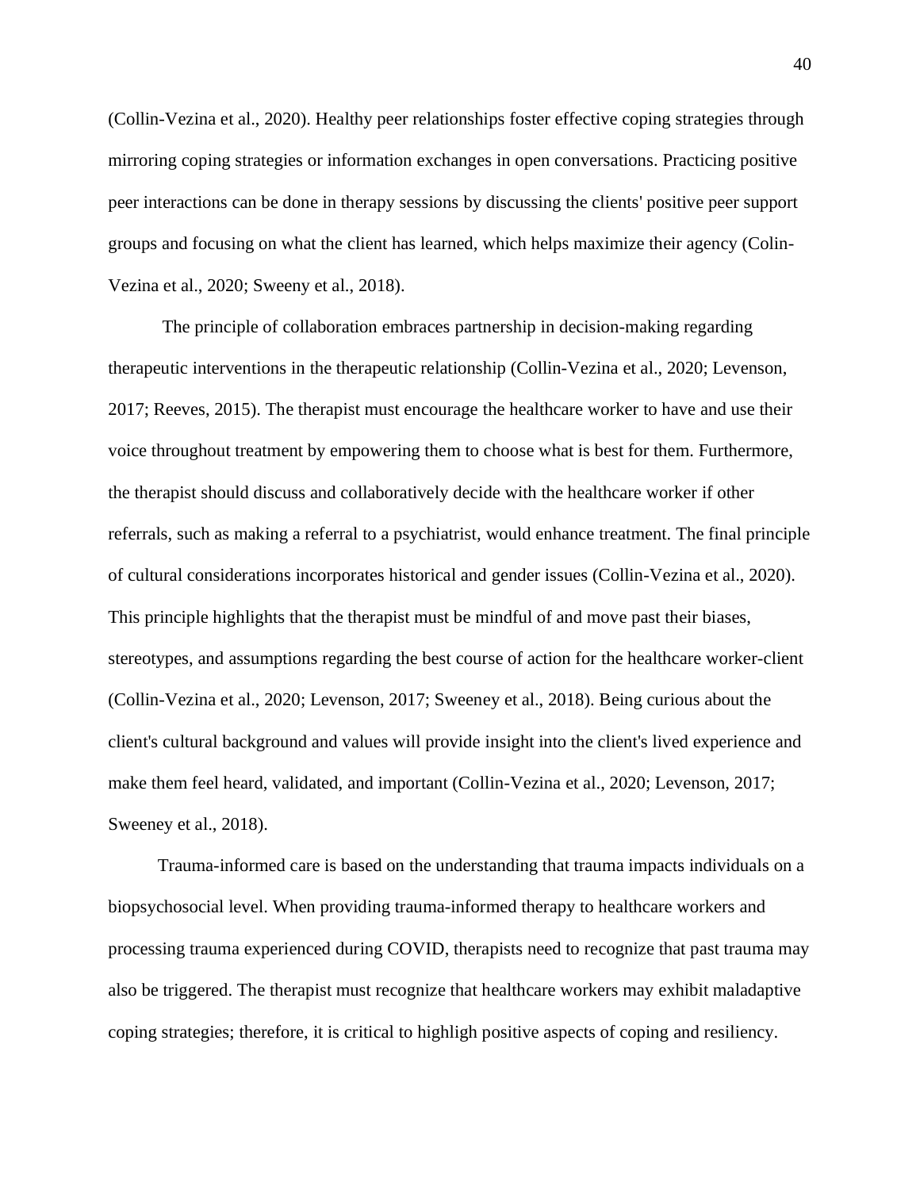(Collin-Vezina et al., 2020). Healthy peer relationships foster effective coping strategies through mirroring coping strategies or information exchanges in open conversations. Practicing positive peer interactions can be done in therapy sessions by discussing the clients' positive peer support groups and focusing on what the client has learned, which helps maximize their agency (Colin-Vezina et al., 2020; Sweeny et al., 2018).

The principle of collaboration embraces partnership in decision-making regarding therapeutic interventions in the therapeutic relationship (Collin-Vezina et al., 2020; Levenson, 2017; Reeves, 2015). The therapist must encourage the healthcare worker to have and use their voice throughout treatment by empowering them to choose what is best for them. Furthermore, the therapist should discuss and collaboratively decide with the healthcare worker if other referrals, such as making a referral to a psychiatrist, would enhance treatment. The final principle of cultural considerations incorporates historical and gender issues (Collin-Vezina et al., 2020). This principle highlights that the therapist must be mindful of and move past their biases, stereotypes, and assumptions regarding the best course of action for the healthcare worker-client (Collin-Vezina et al., 2020; Levenson, 2017; Sweeney et al., 2018). Being curious about the client's cultural background and values will provide insight into the client's lived experience and make them feel heard, validated, and important (Collin-Vezina et al., 2020; Levenson, 2017; Sweeney et al., 2018).

Trauma-informed care is based on the understanding that trauma impacts individuals on a biopsychosocial level. When providing trauma-informed therapy to healthcare workers and processing trauma experienced during COVID, therapists need to recognize that past trauma may also be triggered. The therapist must recognize that healthcare workers may exhibit maladaptive coping strategies; therefore, it is critical to highligh positive aspects of coping and resiliency.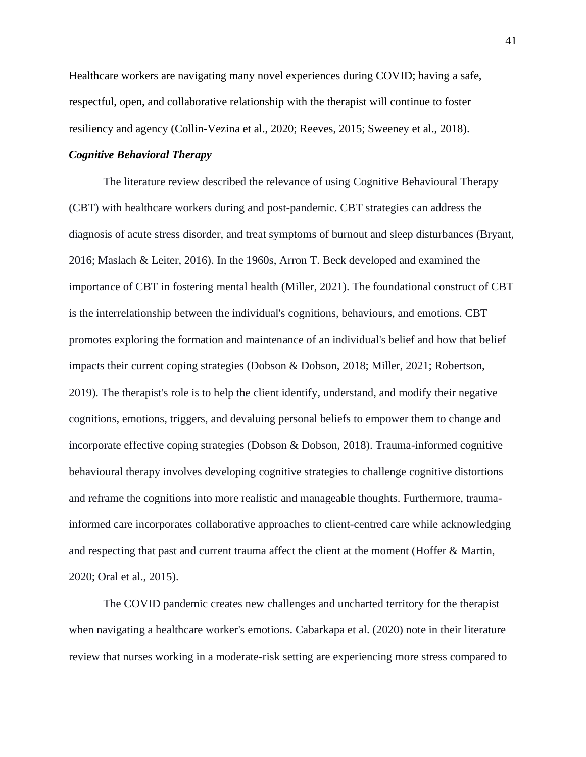Healthcare workers are navigating many novel experiences during COVID; having a safe, respectful, open, and collaborative relationship with the therapist will continue to foster resiliency and agency (Collin-Vezina et al., 2020; Reeves, 2015; Sweeney et al., 2018).

### *Cognitive Behavioral Therapy*

The literature review described the relevance of using Cognitive Behavioural Therapy (CBT) with healthcare workers during and post-pandemic. CBT strategies can address the diagnosis of acute stress disorder, and treat symptoms of burnout and sleep disturbances (Bryant, 2016; Maslach & Leiter, 2016). In the 1960s, Arron T. Beck developed and examined the importance of CBT in fostering mental health (Miller, 2021). The foundational construct of CBT is the interrelationship between the individual's cognitions, behaviours, and emotions. CBT promotes exploring the formation and maintenance of an individual's belief and how that belief impacts their current coping strategies (Dobson & Dobson, 2018; Miller, 2021; Robertson, 2019). The therapist's role is to help the client identify, understand, and modify their negative cognitions, emotions, triggers, and devaluing personal beliefs to empower them to change and incorporate effective coping strategies (Dobson & Dobson, 2018). Trauma-informed cognitive behavioural therapy involves developing cognitive strategies to challenge cognitive distortions and reframe the cognitions into more realistic and manageable thoughts. Furthermore, trauma-informed care incorporates collaborative approaches to client-centred care while acknowledging and respecting that past and current trauma affect the client at the moment (Hoffer & Martin, 2020; Oral et al., 2015).

The COVID pandemic creates new challenges and uncharted territory for the therapist when navigating a healthcare worker's emotions. Cabarkapa et al. (2020) note in their literature review that nurses working in a moderate-risk setting are experiencing more stress compared to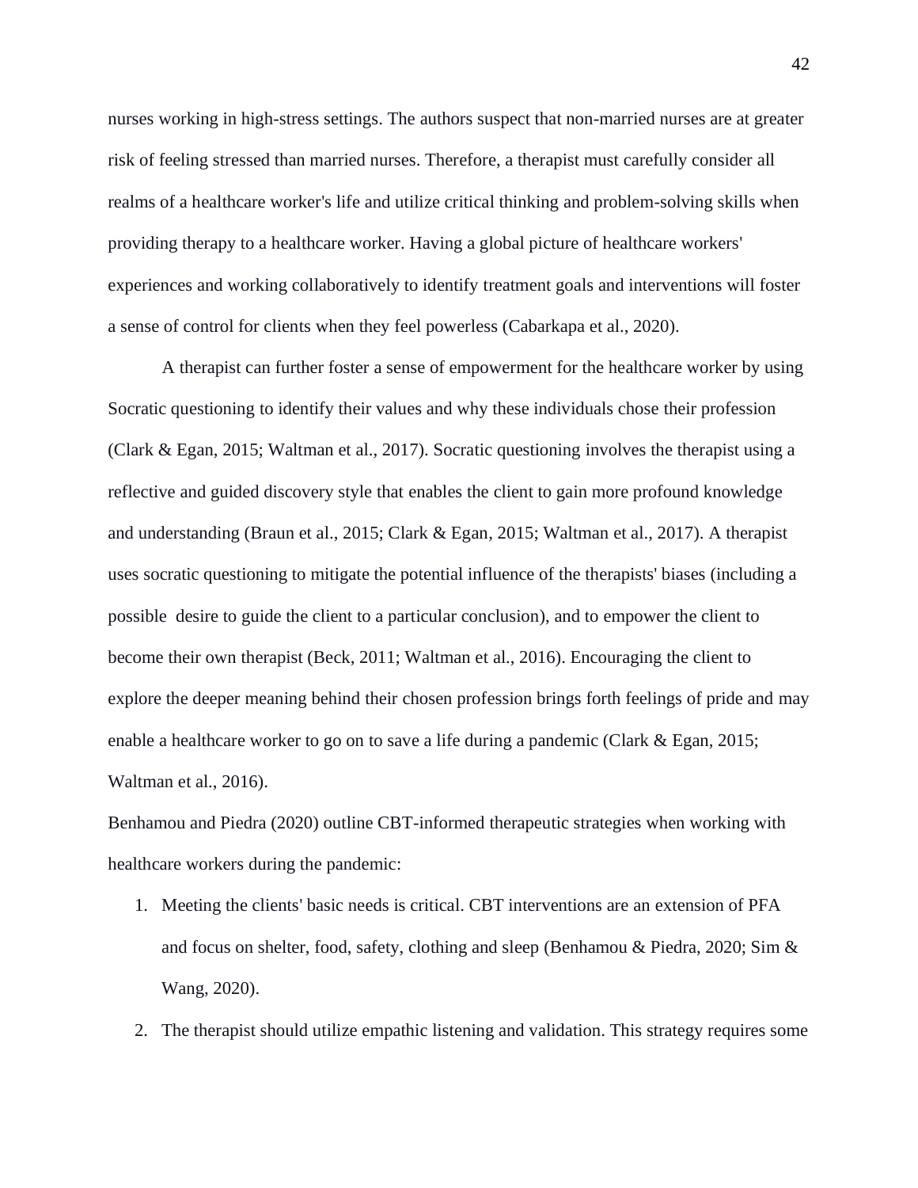nurses working in high-stress settings. The authors suspect that non-married nurses are at greater risk of feeling stressed than married nurses. Therefore, a therapist must carefully consider all realms of a healthcare worker's life and utilize critical thinking and problem-solving skills when providing therapy to a healthcare worker. Having a global picture of healthcare workers' experiences and working collaboratively to identify treatment goals and interventions will foster a sense of control for clients when they feel powerless (Cabarkapa et al., 2020).

A therapist can further foster a sense of empowerment for the healthcare worker by using Socratic questioning to identify their values and why these individuals chose their profession (Clark & Egan, 2015; Waltman et al., 2017). Socratic questioning involves the therapist using a reflective and guided discovery style that enables the client to gain more profound knowledge and understanding (Braun et al., 2015; Clark & Egan, 2015; Waltman et al., 2017). A therapist uses socratic questioning to mitigate the potential influence of the therapists' biases (including a possible desire to guide the client to a particular conclusion), and to empower the client to become their own therapist (Beck, 2011; Waltman et al., 2016). Encouraging the client to explore the deeper meaning behind their chosen profession brings forth feelings of pride and may enable a healthcare worker to go on to save a life during a pandemic (Clark & Egan, 2015; Waltman et al., 2016).

Benhamou and Piedra (2020) outline CBT-informed therapeutic strategies when working with healthcare workers during the pandemic:

1. Meeting the clients' basic needs is critical. CBT interventions are an extension of PFA and focus on shelter, food, safety, clothing and sleep (Benhamou & Piedra, 2020; Sim & Wang, 2020).
2. The therapist should utilize empathic listening and validation. This strategy requires some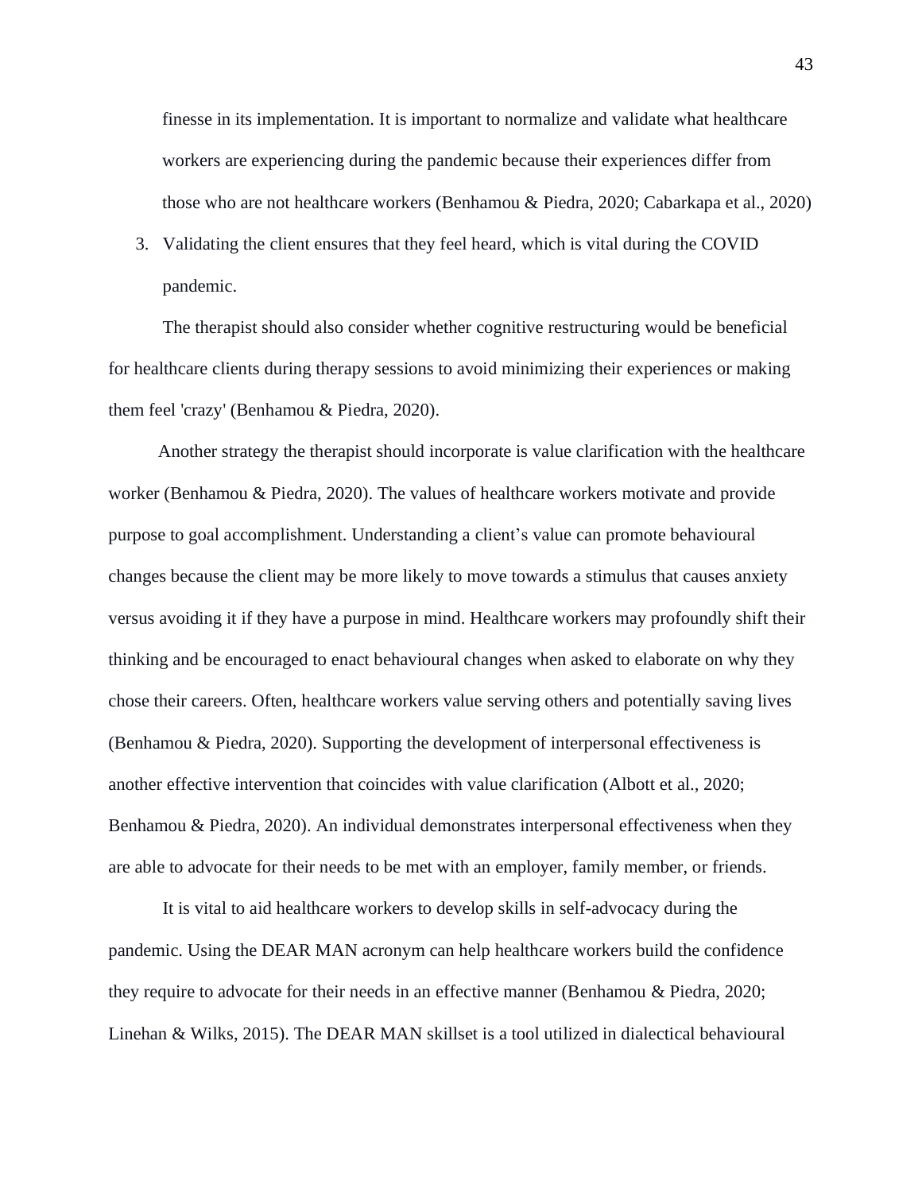finesse in its implementation. It is important to normalize and validate what healthcare workers are experiencing during the pandemic because their experiences differ from those who are not healthcare workers (Benhamou & Piedra, 2020; Cabarkapa et al., 2020)

3. Validating the client ensures that they feel heard, which is vital during the COVID pandemic.

The therapist should also consider whether cognitive restructuring would be beneficial for healthcare clients during therapy sessions to avoid minimizing their experiences or making them feel 'crazy' (Benhamou & Piedra, 2020).

Another strategy the therapist should incorporate is value clarification with the healthcare worker (Benhamou & Piedra, 2020). The values of healthcare workers motivate and provide purpose to goal accomplishment. Understanding a client's value can promote behavioural changes because the client may be more likely to move towards a stimulus that causes anxiety versus avoiding it if they have a purpose in mind. Healthcare workers may profoundly shift their thinking and be encouraged to enact behavioural changes when asked to elaborate on why they chose their careers. Often, healthcare workers value serving others and potentially saving lives (Benhamou & Piedra, 2020). Supporting the development of interpersonal effectiveness is another effective intervention that coincides with value clarification (Albott et al., 2020; Benhamou & Piedra, 2020). An individual demonstrates interpersonal effectiveness when they are able to advocate for their needs to be met with an employer, family member, or friends.

It is vital to aid healthcare workers to develop skills in self-advocacy during the pandemic. Using the DEAR MAN acronym can help healthcare workers build the confidence they require to advocate for their needs in an effective manner (Benhamou & Piedra, 2020; Linehan & Wilks, 2015). The DEAR MAN skillset is a tool utilized in dialectical behavioural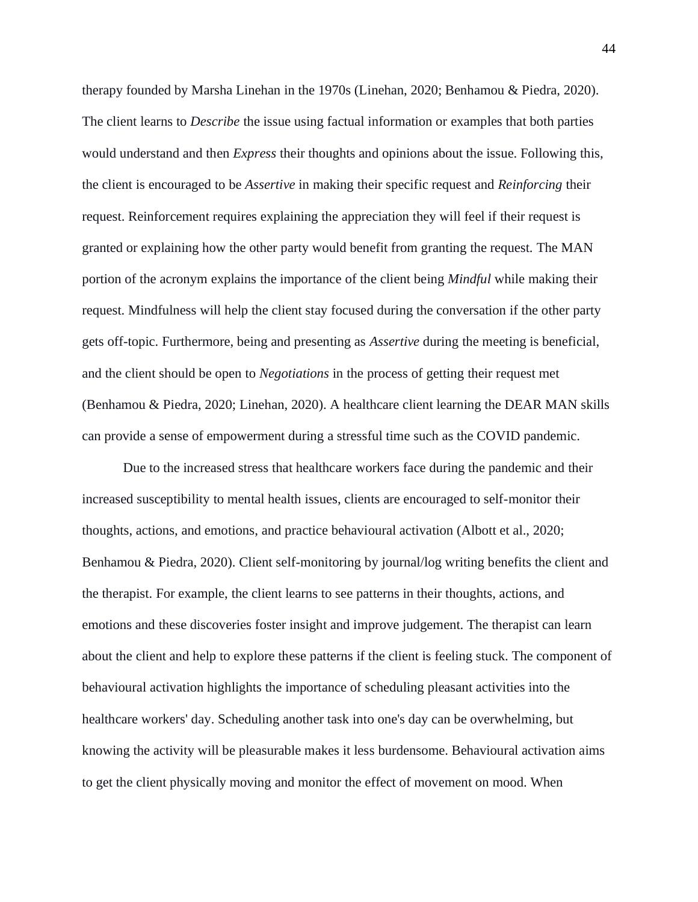therapy founded by Marsha Linehan in the 1970s (Linehan, 2020; Benhamou & Piedra, 2020). The client learns to *Describe* the issue using factual information or examples that both parties would understand and then *Express* their thoughts and opinions about the issue. Following this, the client is encouraged to be *Assertive* in making their specific request and *Reinforcing* their request. Reinforcement requires explaining the appreciation they will feel if their request is granted or explaining how the other party would benefit from granting the request. The MAN portion of the acronym explains the importance of the client being *Mindful* while making their request. Mindfulness will help the client stay focused during the conversation if the other party gets off-topic. Furthermore, being and presenting as *Assertive* during the meeting is beneficial, and the client should be open to *Negotiations* in the process of getting their request met (Benhamou & Piedra, 2020; Linehan, 2020). A healthcare client learning the DEAR MAN skills can provide a sense of empowerment during a stressful time such as the COVID pandemic.

Due to the increased stress that healthcare workers face during the pandemic and their increased susceptibility to mental health issues, clients are encouraged to self-monitor their thoughts, actions, and emotions, and practice behavioural activation (Albott et al., 2020; Benhamou & Piedra, 2020). Client self-monitoring by journal/log writing benefits the client and the therapist. For example, the client learns to see patterns in their thoughts, actions, and emotions and these discoveries foster insight and improve judgement. The therapist can learn about the client and help to explore these patterns if the client is feeling stuck. The component of behavioural activation highlights the importance of scheduling pleasant activities into the healthcare workers' day. Scheduling another task into one's day can be overwhelming, but knowing the activity will be pleasurable makes it less burdensome. Behavioural activation aims to get the client physically moving and monitor the effect of movement on mood. When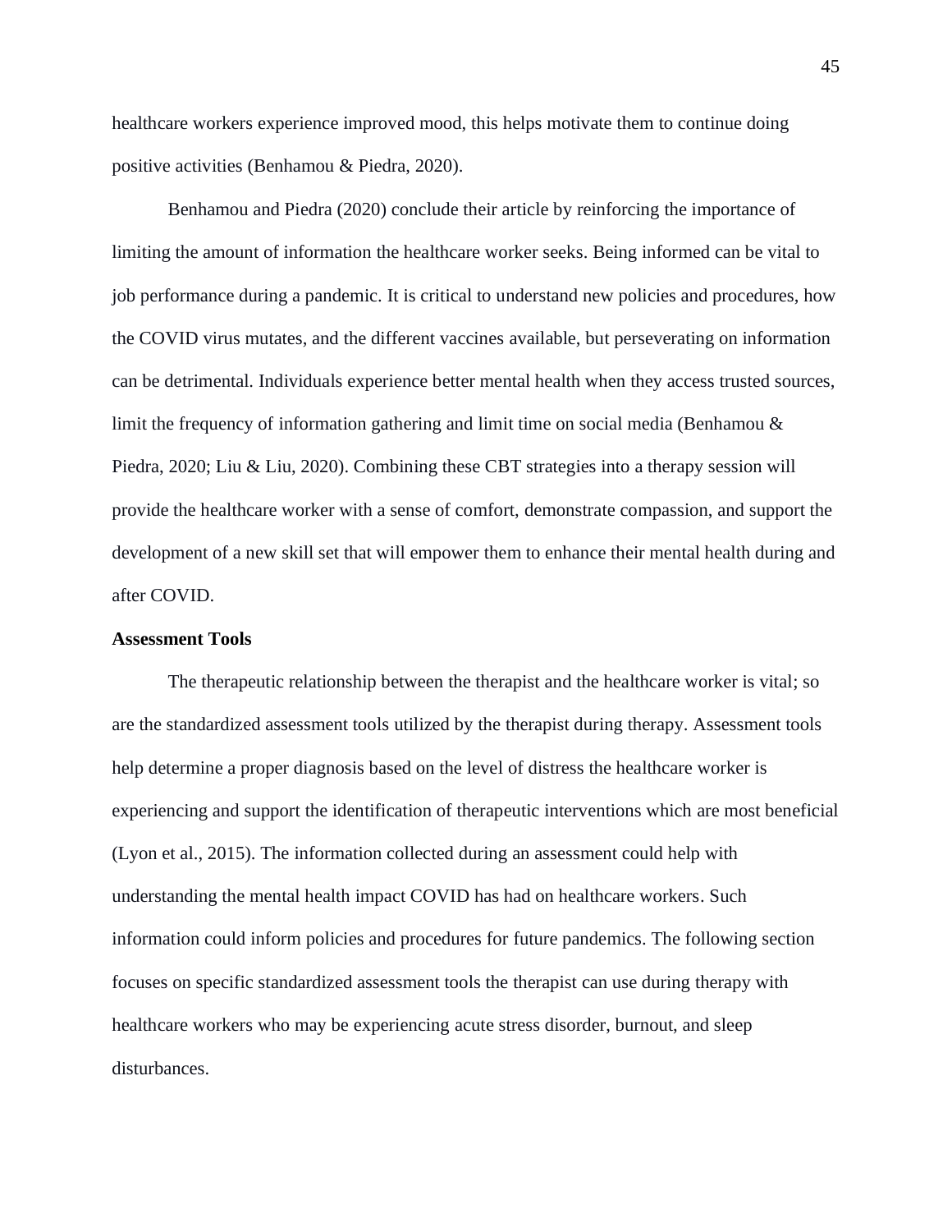healthcare workers experience improved mood, this helps motivate them to continue doing positive activities (Benhamou & Piedra, 2020).

Benhamou and Piedra (2020) conclude their article by reinforcing the importance of limiting the amount of information the healthcare worker seeks. Being informed can be vital to job performance during a pandemic. It is critical to understand new policies and procedures, how the COVID virus mutates, and the different vaccines available, but perseverating on information can be detrimental. Individuals experience better mental health when they access trusted sources, limit the frequency of information gathering and limit time on social media (Benhamou & Piedra, 2020; Liu & Liu, 2020). Combining these CBT strategies into a therapy session will provide the healthcare worker with a sense of comfort, demonstrate compassion, and support the development of a new skill set that will empower them to enhance their mental health during and after COVID.

**Assessment Tools**

The therapeutic relationship between the therapist and the healthcare worker is vital; so are the standardized assessment tools utilized by the therapist during therapy. Assessment tools help determine a proper diagnosis based on the level of distress the healthcare worker is experiencing and support the identification of therapeutic interventions which are most beneficial (Lyon et al., 2015). The information collected during an assessment could help with understanding the mental health impact COVID has had on healthcare workers. Such information could inform policies and procedures for future pandemics. The following section focuses on specific standardized assessment tools the therapist can use during therapy with healthcare workers who may be experiencing acute stress disorder, burnout, and sleep disturbances.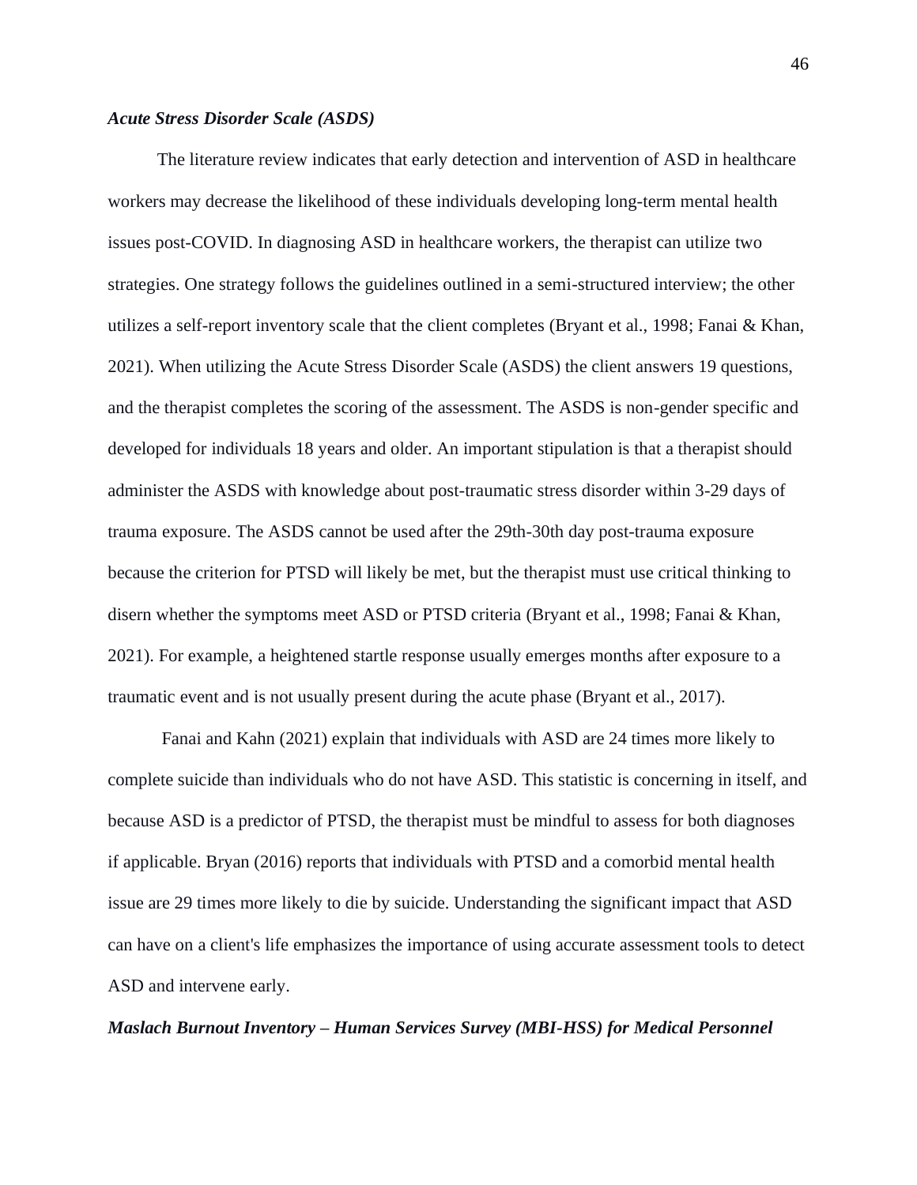### *Acute Stress Disorder Scale (ASDS)*

The literature review indicates that early detection and intervention of ASD in healthcare workers may decrease the likelihood of these individuals developing long-term mental health issues post-COVID. In diagnosing ASD in healthcare workers, the therapist can utilize two strategies. One strategy follows the guidelines outlined in a semi-structured interview; the other utilizes a self-report inventory scale that the client completes (Bryant et al., 1998; Fanai & Khan, 2021). When utilizing the Acute Stress Disorder Scale (ASDS) the client answers 19 questions, and the therapist completes the scoring of the assessment. The ASDS is non-gender specific and developed for individuals 18 years and older. An important stipulation is that a therapist should administer the ASDS with knowledge about post-traumatic stress disorder within 3-29 days of trauma exposure. The ASDS cannot be used after the 29th-30th day post-trauma exposure because the criterion for PTSD will likely be met, but the therapist must use critical thinking to disern whether the symptoms meet ASD or PTSD criteria (Bryant et al., 1998; Fanai & Khan, 2021). For example, a heightened startle response usually emerges months after exposure to a traumatic event and is not usually present during the acute phase (Bryant et al., 2017).

Fanai and Kahn (2021) explain that individuals with ASD are 24 times more likely to complete suicide than individuals who do not have ASD. This statistic is concerning in itself, and because ASD is a predictor of PTSD, the therapist must be mindful to assess for both diagnoses if applicable. Bryan (2016) reports that individuals with PTSD and a comorbid mental health issue are 29 times more likely to die by suicide. Understanding the significant impact that ASD can have on a client's life emphasizes the importance of using accurate assessment tools to detect ASD and intervene early.

### *Maslach Burnout Inventory – Human Services Survey (MBI-HSS) for Medical Personnel*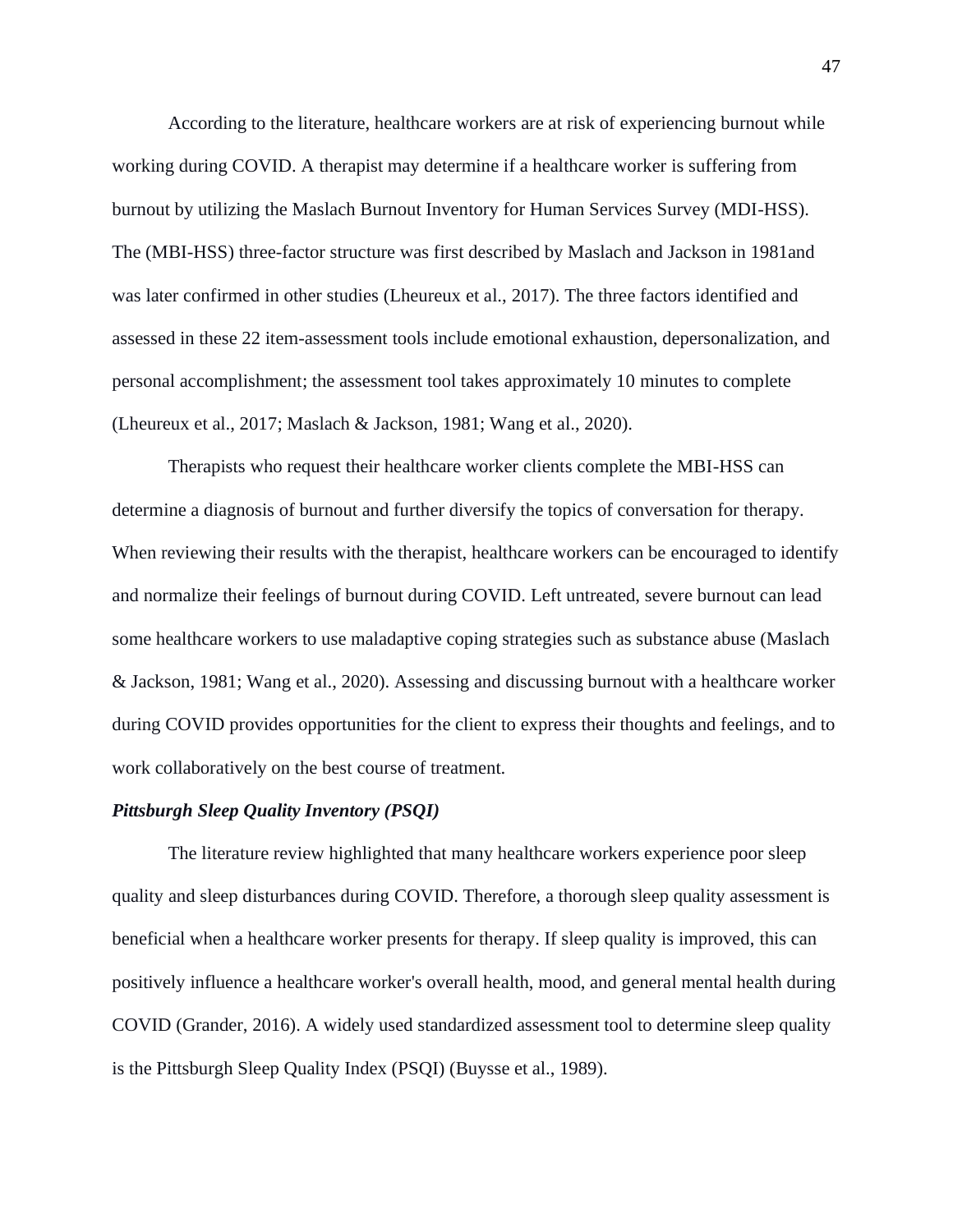According to the literature, healthcare workers are at risk of experiencing burnout while working during COVID. A therapist may determine if a healthcare worker is suffering from burnout by utilizing the Maslach Burnout Inventory for Human Services Survey (MDI-HSS). The (MBI-HSS) three-factor structure was first described by Maslach and Jackson in 1981and was later confirmed in other studies (Lheureux et al., 2017). The three factors identified and assessed in these 22 item-assessment tools include emotional exhaustion, depersonalization, and personal accomplishment; the assessment tool takes approximately 10 minutes to complete (Lheureux et al., 2017; Maslach & Jackson, 1981; Wang et al., 2020).

Therapists who request their healthcare worker clients complete the MBI-HSS can determine a diagnosis of burnout and further diversify the topics of conversation for therapy. When reviewing their results with the therapist, healthcare workers can be encouraged to identify and normalize their feelings of burnout during COVID. Left untreated, severe burnout can lead some healthcare workers to use maladaptive coping strategies such as substance abuse (Maslach & Jackson, 1981; Wang et al., 2020). Assessing and discussing burnout with a healthcare worker during COVID provides opportunities for the client to express their thoughts and feelings, and to work collaboratively on the best course of treatment.

### *Pittsburgh Sleep Quality Inventory (PSQI)*

The literature review highlighted that many healthcare workers experience poor sleep quality and sleep disturbances during COVID. Therefore, a thorough sleep quality assessment is beneficial when a healthcare worker presents for therapy. If sleep quality is improved, this can positively influence a healthcare worker's overall health, mood, and general mental health during COVID (Grander, 2016). A widely used standardized assessment tool to determine sleep quality is the Pittsburgh Sleep Quality Index (PSQI) (Buysse et al., 1989).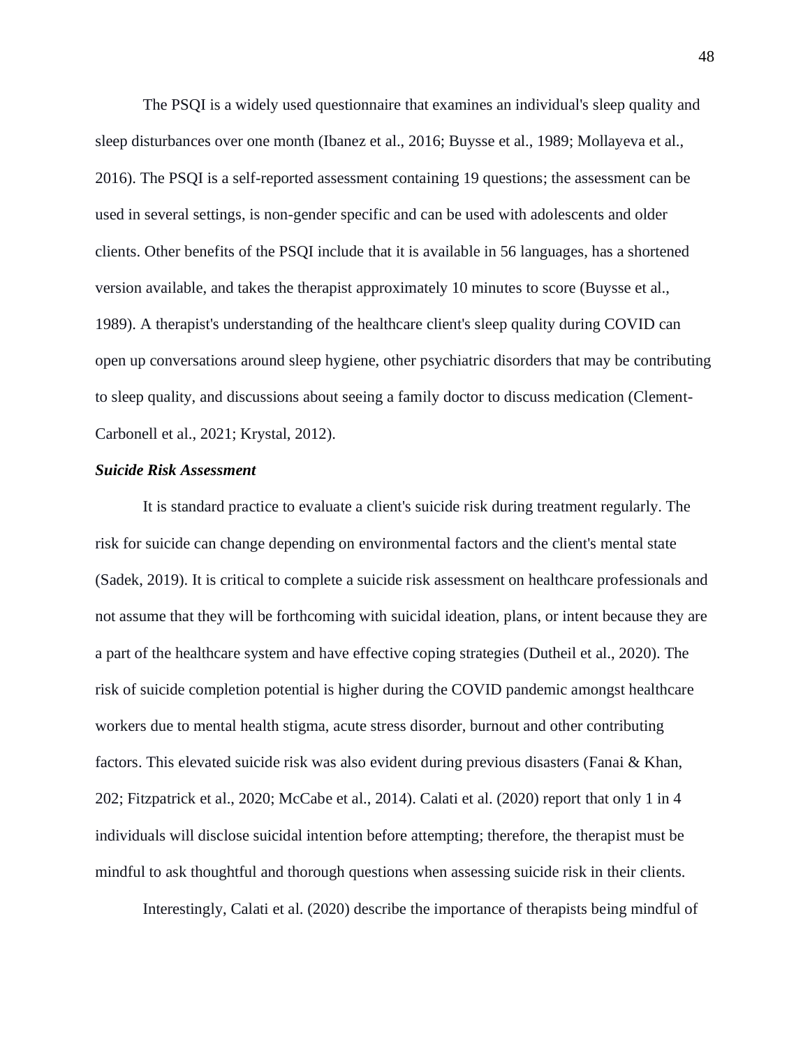The PSQI is a widely used questionnaire that examines an individual's sleep quality and sleep disturbances over one month (Ibanez et al., 2016; Buysse et al., 1989; Mollayeva et al., 2016). The PSQI is a self-reported assessment containing 19 questions; the assessment can be used in several settings, is non-gender specific and can be used with adolescents and older clients. Other benefits of the PSQI include that it is available in 56 languages, has a shortened version available, and takes the therapist approximately 10 minutes to score (Buysse et al., 1989). A therapist's understanding of the healthcare client's sleep quality during COVID can open up conversations around sleep hygiene, other psychiatric disorders that may be contributing to sleep quality, and discussions about seeing a family doctor to discuss medication (Clement-Carbonell et al., 2021; Krystal, 2012).

### *Suicide Risk Assessment*

It is standard practice to evaluate a client's suicide risk during treatment regularly. The risk for suicide can change depending on environmental factors and the client's mental state (Sadek, 2019). It is critical to complete a suicide risk assessment on healthcare professionals and not assume that they will be forthcoming with suicidal ideation, plans, or intent because they are a part of the healthcare system and have effective coping strategies (Dutheil et al., 2020). The risk of suicide completion potential is higher during the COVID pandemic amongst healthcare workers due to mental health stigma, acute stress disorder, burnout and other contributing factors. This elevated suicide risk was also evident during previous disasters (Fanai & Khan, 202; Fitzpatrick et al., 2020; McCabe et al., 2014). Calati et al. (2020) report that only 1 in 4 individuals will disclose suicidal intention before attempting; therefore, the therapist must be mindful to ask thoughtful and thorough questions when assessing suicide risk in their clients.

Interestingly, Calati et al. (2020) describe the importance of therapists being mindful of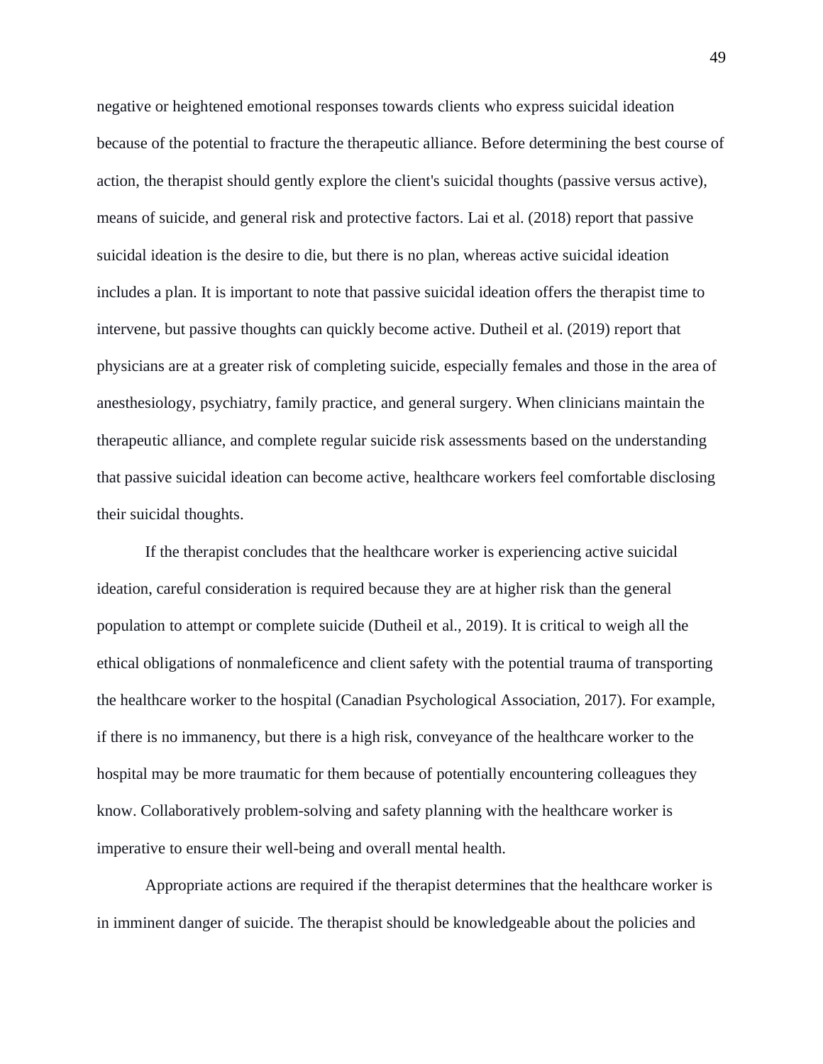negative or heightened emotional responses towards clients who express suicidal ideation because of the potential to fracture the therapeutic alliance. Before determining the best course of action, the therapist should gently explore the client's suicidal thoughts (passive versus active), means of suicide, and general risk and protective factors. Lai et al. (2018) report that passive suicidal ideation is the desire to die, but there is no plan, whereas active suicidal ideation includes a plan. It is important to note that passive suicidal ideation offers the therapist time to intervene, but passive thoughts can quickly become active. Dutheil et al. (2019) report that physicians are at a greater risk of completing suicide, especially females and those in the area of anesthesiology, psychiatry, family practice, and general surgery. When clinicians maintain the therapeutic alliance, and complete regular suicide risk assessments based on the understanding that passive suicidal ideation can become active, healthcare workers feel comfortable disclosing their suicidal thoughts.

If the therapist concludes that the healthcare worker is experiencing active suicidal ideation, careful consideration is required because they are at higher risk than the general population to attempt or complete suicide (Dutheil et al., 2019). It is critical to weigh all the ethical obligations of nonmaleficence and client safety with the potential trauma of transporting the healthcare worker to the hospital (Canadian Psychological Association, 2017). For example, if there is no immanency, but there is a high risk, conveyance of the healthcare worker to the hospital may be more traumatic for them because of potentially encountering colleagues they know. Collaboratively problem-solving and safety planning with the healthcare worker is imperative to ensure their well-being and overall mental health.

Appropriate actions are required if the therapist determines that the healthcare worker is in imminent danger of suicide. The therapist should be knowledgeable about the policies and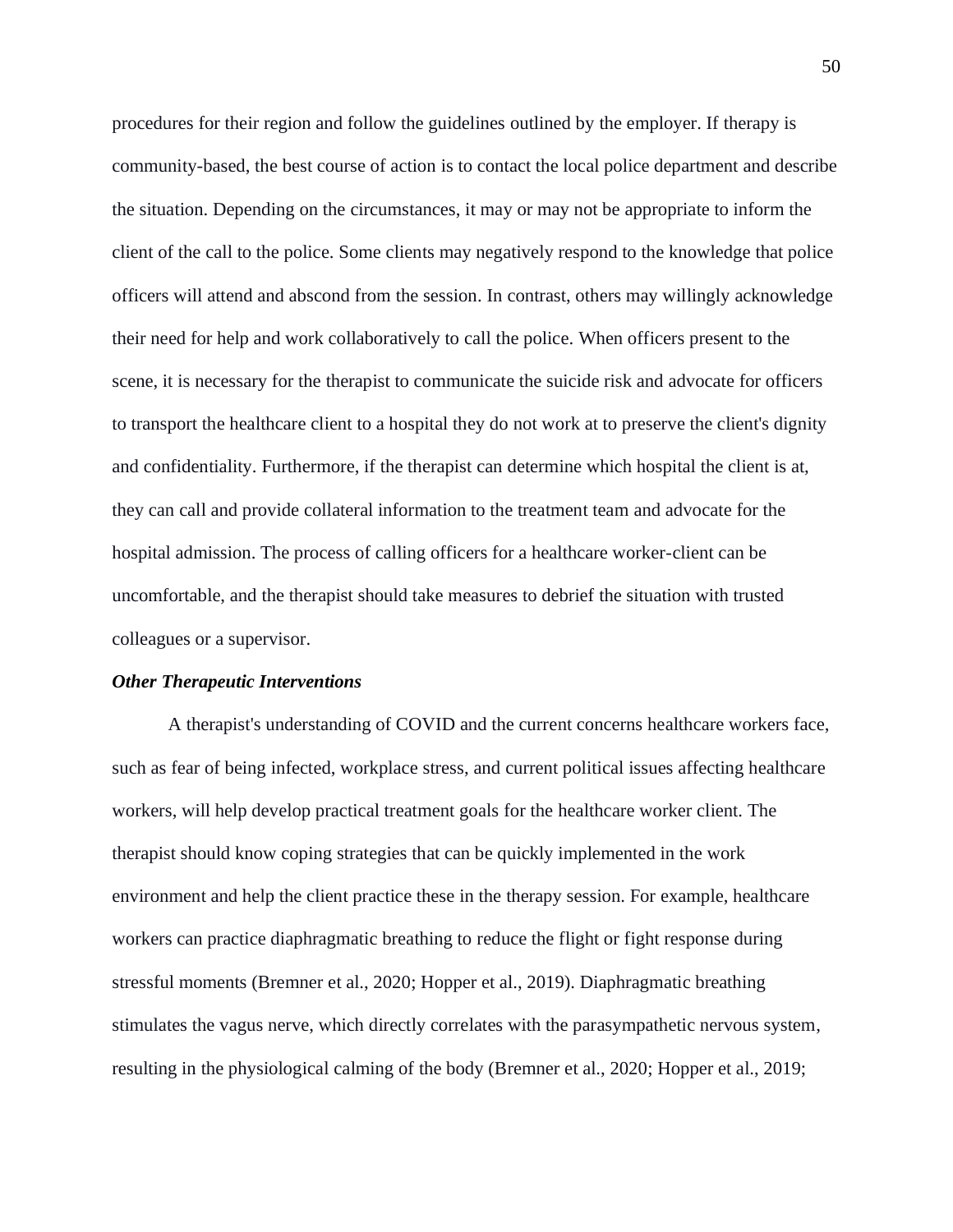procedures for their region and follow the guidelines outlined by the employer. If therapy is community-based, the best course of action is to contact the local police department and describe the situation. Depending on the circumstances, it may or may not be appropriate to inform the client of the call to the police. Some clients may negatively respond to the knowledge that police officers will attend and abscond from the session. In contrast, others may willingly acknowledge their need for help and work collaboratively to call the police. When officers present to the scene, it is necessary for the therapist to communicate the suicide risk and advocate for officers to transport the healthcare client to a hospital they do not work at to preserve the client's dignity and confidentiality. Furthermore, if the therapist can determine which hospital the client is at, they can call and provide collateral information to the treatment team and advocate for the hospital admission. The process of calling officers for a healthcare worker-client can be uncomfortable, and the therapist should take measures to debrief the situation with trusted colleagues or a supervisor.

### *Other Therapeutic Interventions*

A therapist's understanding of COVID and the current concerns healthcare workers face, such as fear of being infected, workplace stress, and current political issues affecting healthcare workers, will help develop practical treatment goals for the healthcare worker client. The therapist should know coping strategies that can be quickly implemented in the work environment and help the client practice these in the therapy session. For example, healthcare workers can practice diaphragmatic breathing to reduce the flight or fight response during stressful moments (Bremner et al., 2020; Hopper et al., 2019). Diaphragmatic breathing stimulates the vagus nerve, which directly correlates with the parasympathetic nervous system, resulting in the physiological calming of the body (Bremner et al., 2020; Hopper et al., 2019;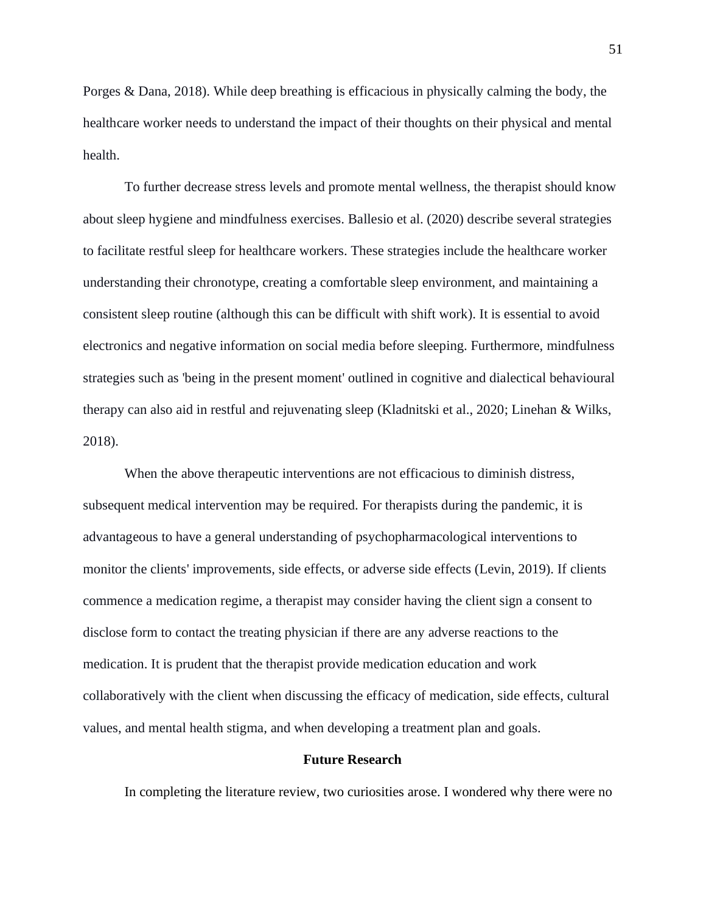Porges & Dana, 2018). While deep breathing is efficacious in physically calming the body, the healthcare worker needs to understand the impact of their thoughts on their physical and mental health.

To further decrease stress levels and promote mental wellness, the therapist should know about sleep hygiene and mindfulness exercises. Ballesio et al. (2020) describe several strategies to facilitate restful sleep for healthcare workers. These strategies include the healthcare worker understanding their chronotype, creating a comfortable sleep environment, and maintaining a consistent sleep routine (although this can be difficult with shift work). It is essential to avoid electronics and negative information on social media before sleeping. Furthermore, mindfulness strategies such as 'being in the present moment' outlined in cognitive and dialectical behavioural therapy can also aid in restful and rejuvenating sleep (Kladnitski et al., 2020; Linehan & Wilks, 2018).

When the above therapeutic interventions are not efficacious to diminish distress, subsequent medical intervention may be required. For therapists during the pandemic, it is advantageous to have a general understanding of psychopharmacological interventions to monitor the clients' improvements, side effects, or adverse side effects (Levin, 2019). If clients commence a medication regime, a therapist may consider having the client sign a consent to disclose form to contact the treating physician if there are any adverse reactions to the medication. It is prudent that the therapist provide medication education and work collaboratively with the client when discussing the efficacy of medication, side effects, cultural values, and mental health stigma, and when developing a treatment plan and goals.

## Future Research

In completing the literature review, two curiosities arose. I wondered why there were no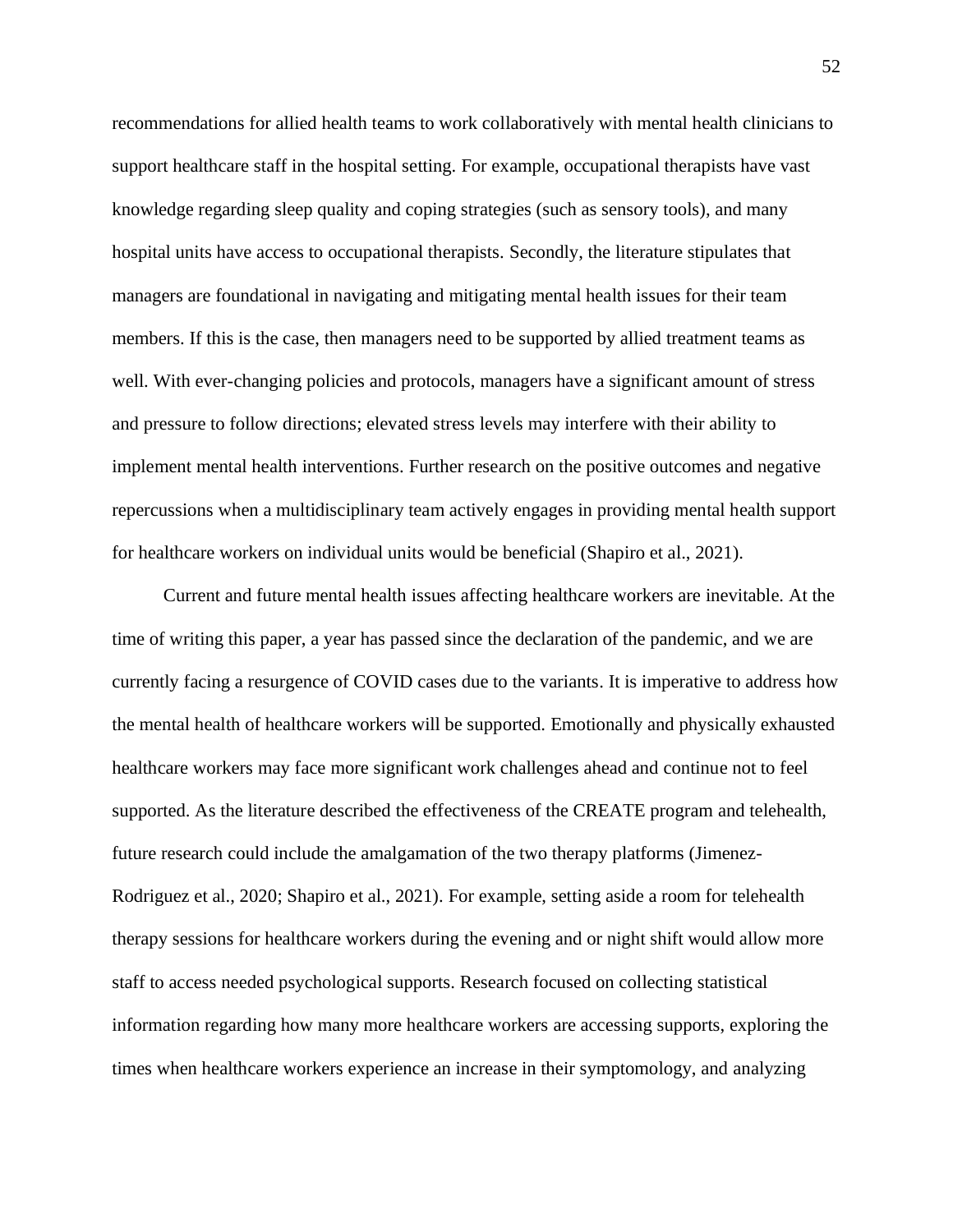recommendations for allied health teams to work collaboratively with mental health clinicians to support healthcare staff in the hospital setting. For example, occupational therapists have vast knowledge regarding sleep quality and coping strategies (such as sensory tools), and many hospital units have access to occupational therapists. Secondly, the literature stipulates that managers are foundational in navigating and mitigating mental health issues for their team members. If this is the case, then managers need to be supported by allied treatment teams as well. With ever-changing policies and protocols, managers have a significant amount of stress and pressure to follow directions; elevated stress levels may interfere with their ability to implement mental health interventions. Further research on the positive outcomes and negative repercussions when a multidisciplinary team actively engages in providing mental health support for healthcare workers on individual units would be beneficial (Shapiro et al., 2021).

Current and future mental health issues affecting healthcare workers are inevitable. At the time of writing this paper, a year has passed since the declaration of the pandemic, and we are currently facing a resurgence of COVID cases due to the variants. It is imperative to address how the mental health of healthcare workers will be supported. Emotionally and physically exhausted healthcare workers may face more significant work challenges ahead and continue not to feel supported. As the literature described the effectiveness of the CREATE program and telehealth, future research could include the amalgamation of the two therapy platforms (Jimenez-Rodriguez et al., 2020; Shapiro et al., 2021). For example, setting aside a room for telehealth therapy sessions for healthcare workers during the evening and or night shift would allow more staff to access needed psychological supports. Research focused on collecting statistical information regarding how many more healthcare workers are accessing supports, exploring the times when healthcare workers experience an increase in their symptomology, and analyzing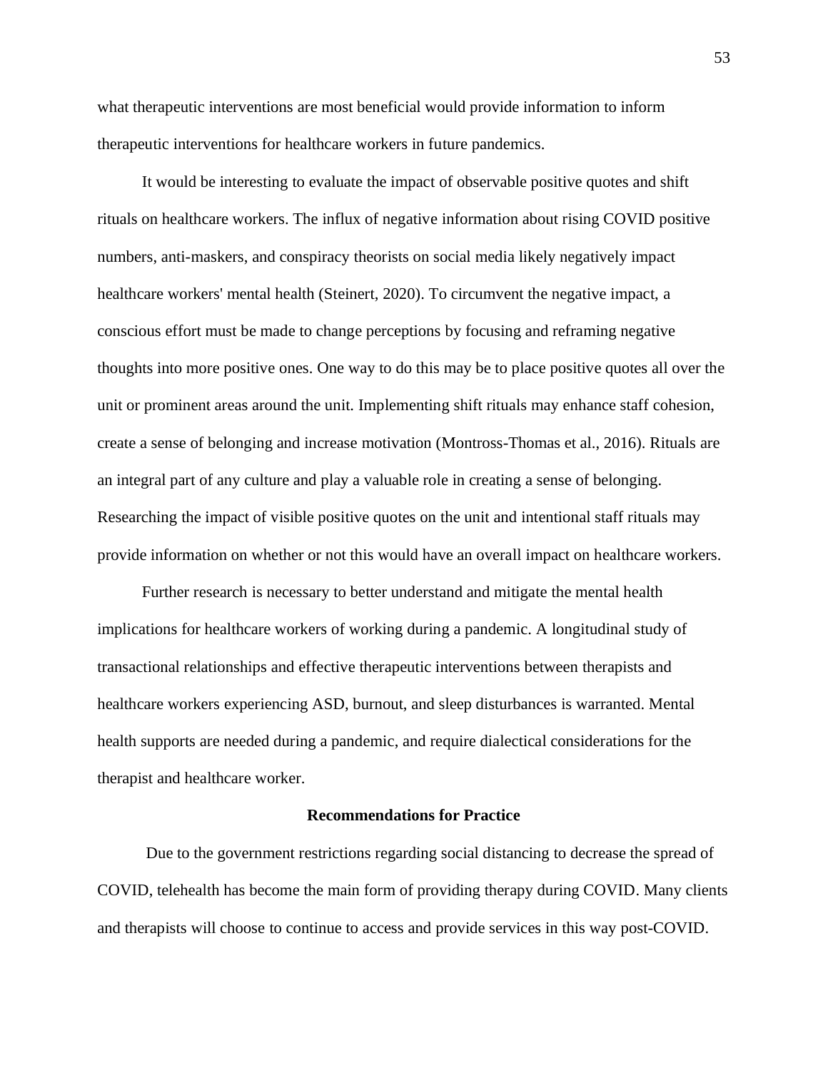what therapeutic interventions are most beneficial would provide information to inform therapeutic interventions for healthcare workers in future pandemics.

It would be interesting to evaluate the impact of observable positive quotes and shift rituals on healthcare workers. The influx of negative information about rising COVID positive numbers, anti-maskers, and conspiracy theorists on social media likely negatively impact healthcare workers' mental health (Steinert, 2020). To circumvent the negative impact, a conscious effort must be made to change perceptions by focusing and reframing negative thoughts into more positive ones. One way to do this may be to place positive quotes all over the unit or prominent areas around the unit. Implementing shift rituals may enhance staff cohesion, create a sense of belonging and increase motivation (Montross-Thomas et al., 2016). Rituals are an integral part of any culture and play a valuable role in creating a sense of belonging. Researching the impact of visible positive quotes on the unit and intentional staff rituals may provide information on whether or not this would have an overall impact on healthcare workers.

Further research is necessary to better understand and mitigate the mental health implications for healthcare workers of working during a pandemic. A longitudinal study of transactional relationships and effective therapeutic interventions between therapists and healthcare workers experiencing ASD, burnout, and sleep disturbances is warranted. Mental health supports are needed during a pandemic, and require dialectical considerations for the therapist and healthcare worker.

## Recommendations for Practice

Due to the government restrictions regarding social distancing to decrease the spread of COVID, telehealth has become the main form of providing therapy during COVID. Many clients and therapists will choose to continue to access and provide services in this way post-COVID.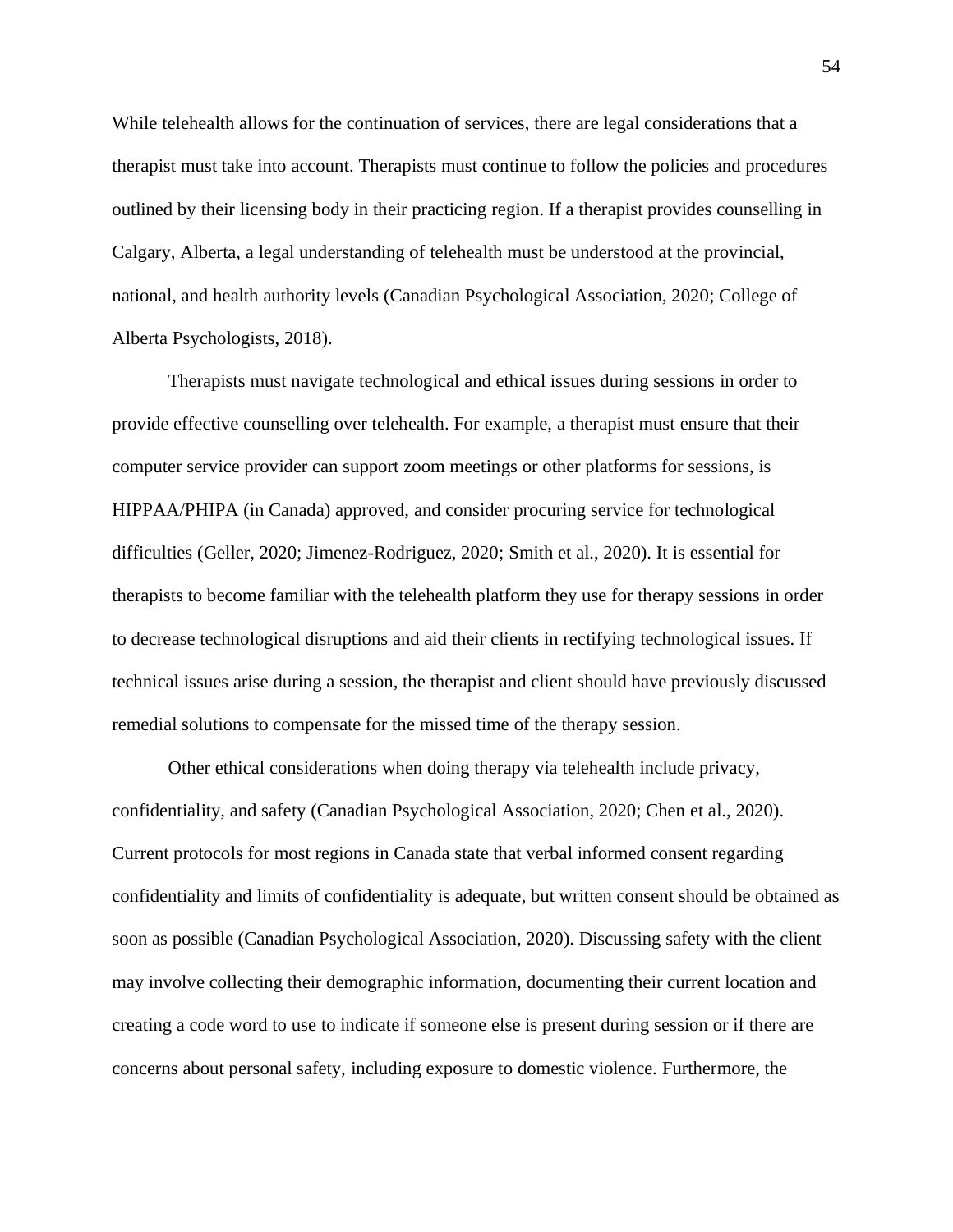While telehealth allows for the continuation of services, there are legal considerations that a therapist must take into account. Therapists must continue to follow the policies and procedures outlined by their licensing body in their practicing region. If a therapist provides counselling in Calgary, Alberta, a legal understanding of telehealth must be understood at the provincial, national, and health authority levels (Canadian Psychological Association, 2020; College of Alberta Psychologists, 2018).

Therapists must navigate technological and ethical issues during sessions in order to provide effective counselling over telehealth. For example, a therapist must ensure that their computer service provider can support zoom meetings or other platforms for sessions, is HIPPAA/PHIPA (in Canada) approved, and consider procuring service for technological difficulties (Geller, 2020; Jimenez-Rodriguez, 2020; Smith et al., 2020). It is essential for therapists to become familiar with the telehealth platform they use for therapy sessions in order to decrease technological disruptions and aid their clients in rectifying technological issues. If technical issues arise during a session, the therapist and client should have previously discussed remedial solutions to compensate for the missed time of the therapy session.

Other ethical considerations when doing therapy via telehealth include privacy, confidentiality, and safety (Canadian Psychological Association, 2020; Chen et al., 2020). Current protocols for most regions in Canada state that verbal informed consent regarding confidentiality and limits of confidentiality is adequate, but written consent should be obtained as soon as possible (Canadian Psychological Association, 2020). Discussing safety with the client may involve collecting their demographic information, documenting their current location and creating a code word to use to indicate if someone else is present during session or if there are concerns about personal safety, including exposure to domestic violence. Furthermore, the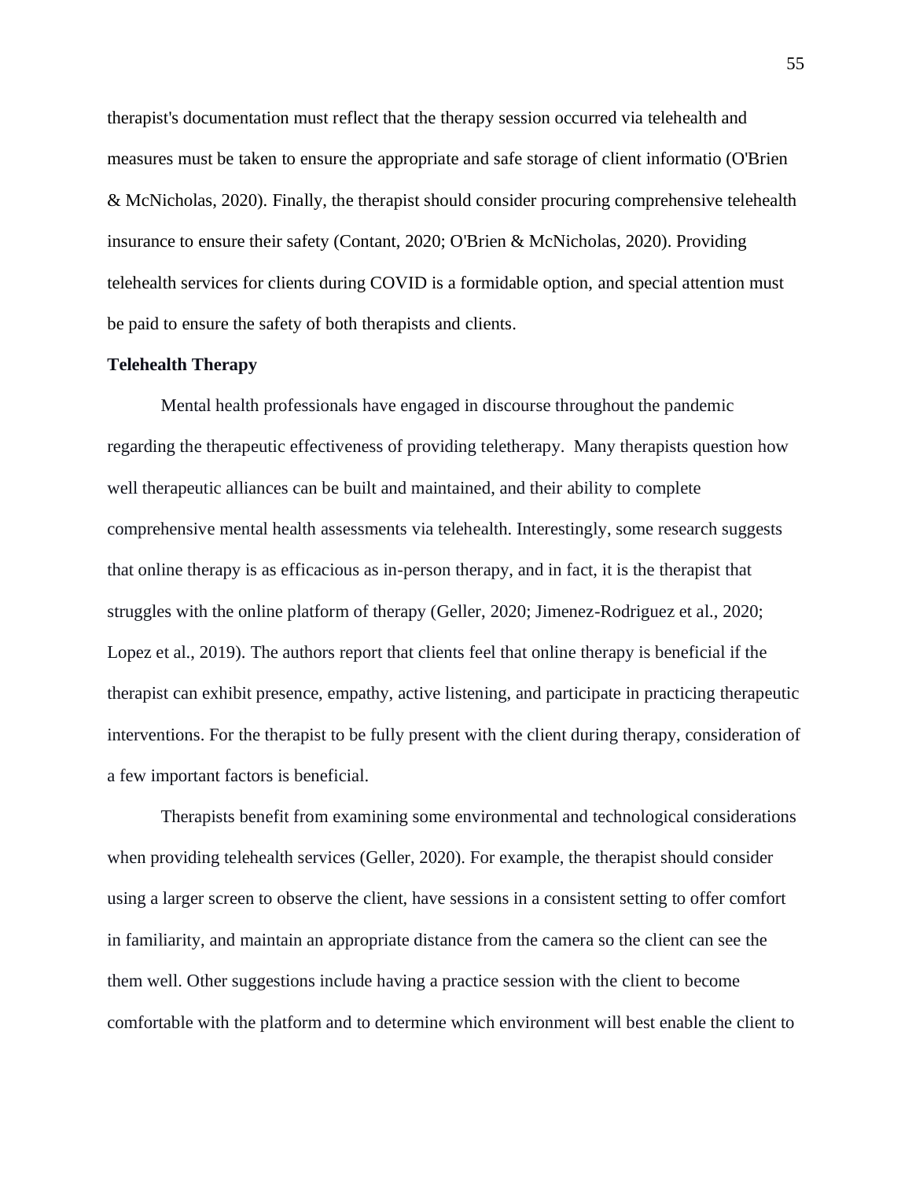therapist's documentation must reflect that the therapy session occurred via telehealth and measures must be taken to ensure the appropriate and safe storage of client informatio (O'Brien & McNicholas, 2020). Finally, the therapist should consider procuring comprehensive telehealth insurance to ensure their safety (Contant, 2020; O'Brien & McNicholas, 2020). Providing telehealth services for clients during COVID is a formidable option, and special attention must be paid to ensure the safety of both therapists and clients.

**Telehealth Therapy**

Mental health professionals have engaged in discourse throughout the pandemic regarding the therapeutic effectiveness of providing teletherapy. Many therapists question how well therapeutic alliances can be built and maintained, and their ability to complete comprehensive mental health assessments via telehealth. Interestingly, some research suggests that online therapy is as efficacious as in-person therapy, and in fact, it is the therapist that struggles with the online platform of therapy (Geller, 2020; Jimenez-Rodriguez et al., 2020; Lopez et al., 2019). The authors report that clients feel that online therapy is beneficial if the therapist can exhibit presence, empathy, active listening, and participate in practicing therapeutic interventions. For the therapist to be fully present with the client during therapy, consideration of a few important factors is beneficial.

Therapists benefit from examining some environmental and technological considerations when providing telehealth services (Geller, 2020). For example, the therapist should consider using a larger screen to observe the client, have sessions in a consistent setting to offer comfort in familiarity, and maintain an appropriate distance from the camera so the client can see the them well. Other suggestions include having a practice session with the client to become comfortable with the platform and to determine which environment will best enable the client to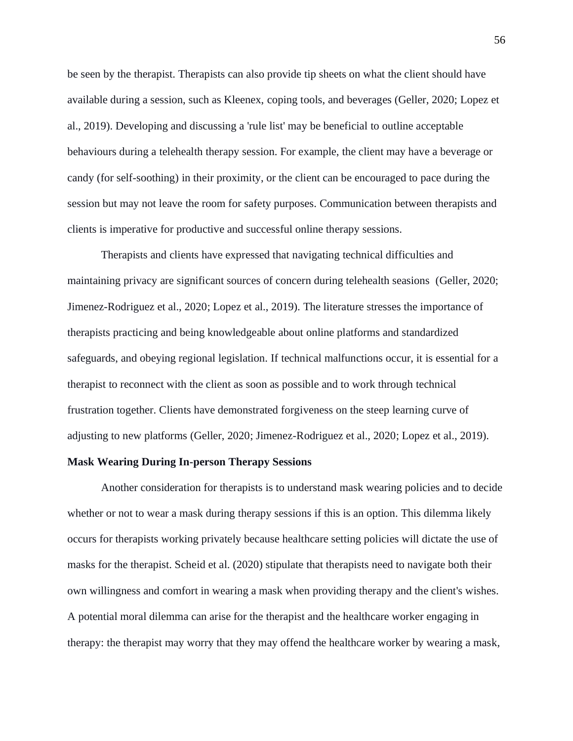be seen by the therapist. Therapists can also provide tip sheets on what the client should have available during a session, such as Kleenex, coping tools, and beverages (Geller, 2020; Lopez et al., 2019). Developing and discussing a 'rule list' may be beneficial to outline acceptable behaviours during a telehealth therapy session. For example, the client may have a beverage or candy (for self-soothing) in their proximity, or the client can be encouraged to pace during the session but may not leave the room for safety purposes. Communication between therapists and clients is imperative for productive and successful online therapy sessions.

Therapists and clients have expressed that navigating technical difficulties and maintaining privacy are significant sources of concern during telehealth seasions (Geller, 2020; Jimenez-Rodriguez et al., 2020; Lopez et al., 2019). The literature stresses the importance of therapists practicing and being knowledgeable about online platforms and standardized safeguards, and obeying regional legislation. If technical malfunctions occur, it is essential for a therapist to reconnect with the client as soon as possible and to work through technical frustration together. Clients have demonstrated forgiveness on the steep learning curve of adjusting to new platforms (Geller, 2020; Jimenez-Rodriguez et al., 2020; Lopez et al., 2019).

**Mask Wearing During In-person Therapy Sessions**

Another consideration for therapists is to understand mask wearing policies and to decide whether or not to wear a mask during therapy sessions if this is an option. This dilemma likely occurs for therapists working privately because healthcare setting policies will dictate the use of masks for the therapist. Scheid et al. (2020) stipulate that therapists need to navigate both their own willingness and comfort in wearing a mask when providing therapy and the client's wishes. A potential moral dilemma can arise for the therapist and the healthcare worker engaging in therapy: the therapist may worry that they may offend the healthcare worker by wearing a mask,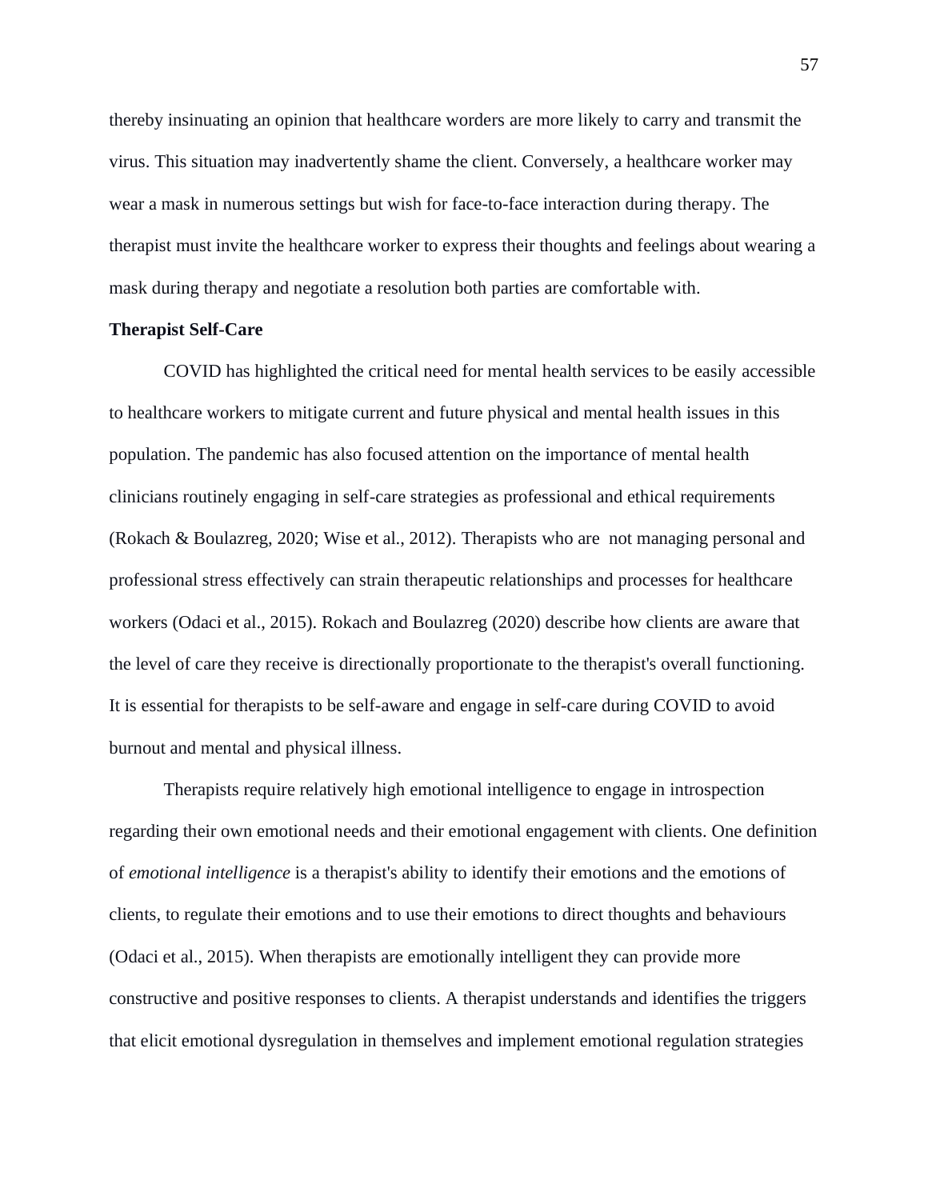thereby insinuating an opinion that healthcare worders are more likely to carry and transmit the virus. This situation may inadvertently shame the client. Conversely, a healthcare worker may wear a mask in numerous settings but wish for face-to-face interaction during therapy. The therapist must invite the healthcare worker to express their thoughts and feelings about wearing a mask during therapy and negotiate a resolution both parties are comfortable with.

**Therapist Self-Care**

COVID has highlighted the critical need for mental health services to be easily accessible to healthcare workers to mitigate current and future physical and mental health issues in this population. The pandemic has also focused attention on the importance of mental health clinicians routinely engaging in self-care strategies as professional and ethical requirements (Rokach & Boulazreg, 2020; Wise et al., 2012). Therapists who are not managing personal and professional stress effectively can strain therapeutic relationships and processes for healthcare workers (Odaci et al., 2015). Rokach and Boulazreg (2020) describe how clients are aware that the level of care they receive is directionally proportionate to the therapist's overall functioning. It is essential for therapists to be self-aware and engage in self-care during COVID to avoid burnout and mental and physical illness.

Therapists require relatively high emotional intelligence to engage in introspection regarding their own emotional needs and their emotional engagement with clients. One definition of *emotional intelligence* is a therapist's ability to identify their emotions and the emotions of clients, to regulate their emotions and to use their emotions to direct thoughts and behaviours (Odaci et al., 2015). When therapists are emotionally intelligent they can provide more constructive and positive responses to clients. A therapist understands and identifies the triggers that elicit emotional dysregulation in themselves and implement emotional regulation strategies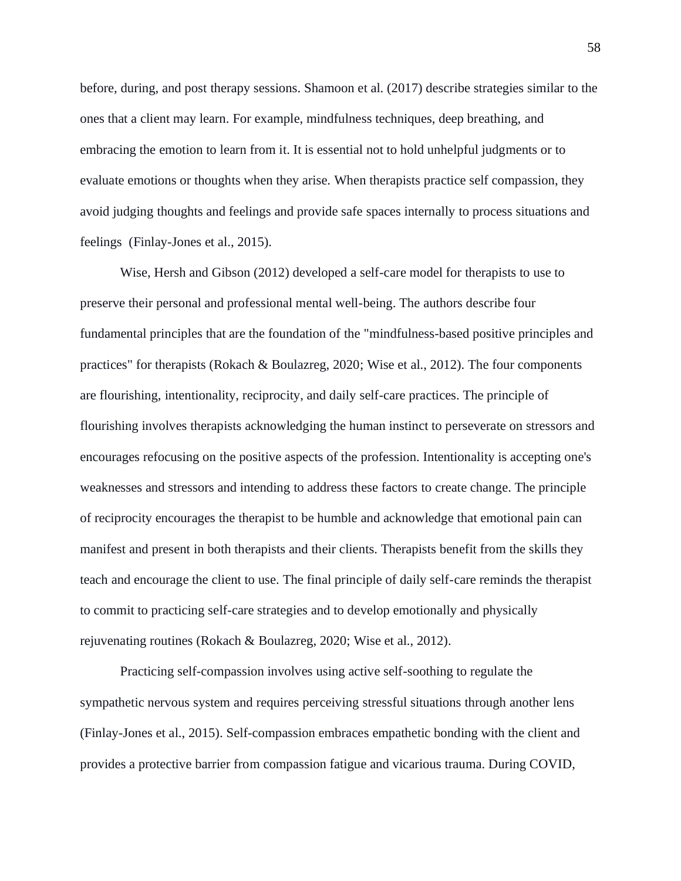before, during, and post therapy sessions. Shamoon et al. (2017) describe strategies similar to the ones that a client may learn. For example, mindfulness techniques, deep breathing, and embracing the emotion to learn from it. It is essential not to hold unhelpful judgments or to evaluate emotions or thoughts when they arise. When therapists practice self compassion, they avoid judging thoughts and feelings and provide safe spaces internally to process situations and feelings (Finlay-Jones et al., 2015).

Wise, Hersh and Gibson (2012) developed a self-care model for therapists to use to preserve their personal and professional mental well-being. The authors describe four fundamental principles that are the foundation of the "mindfulness-based positive principles and practices" for therapists (Rokach & Boulazreg, 2020; Wise et al., 2012). The four components are flourishing, intentionality, reciprocity, and daily self-care practices. The principle of flourishing involves therapists acknowledging the human instinct to perseverate on stressors and encourages refocusing on the positive aspects of the profession. Intentionality is accepting one's weaknesses and stressors and intending to address these factors to create change. The principle of reciprocity encourages the therapist to be humble and acknowledge that emotional pain can manifest and present in both therapists and their clients. Therapists benefit from the skills they teach and encourage the client to use. The final principle of daily self-care reminds the therapist to commit to practicing self-care strategies and to develop emotionally and physically rejuvenating routines (Rokach & Boulazreg, 2020; Wise et al., 2012).

Practicing self-compassion involves using active self-soothing to regulate the sympathetic nervous system and requires perceiving stressful situations through another lens (Finlay-Jones et al., 2015). Self-compassion embraces empathetic bonding with the client and provides a protective barrier from compassion fatigue and vicarious trauma. During COVID,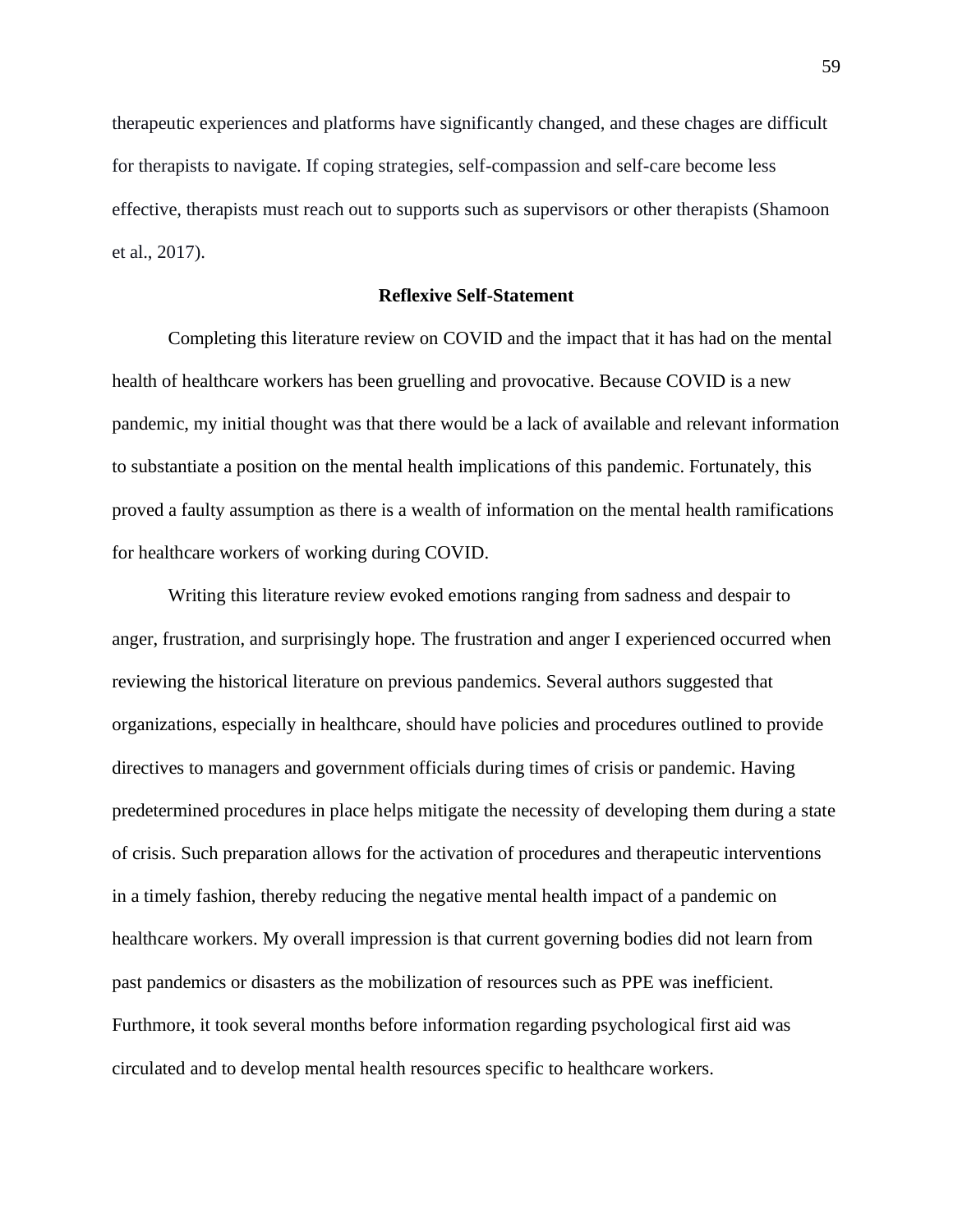therapeutic experiences and platforms have significantly changed, and these chages are difficult for therapists to navigate. If coping strategies, self-compassion and self-care become less effective, therapists must reach out to supports such as supervisors or other therapists (Shamoon et al., 2017).

## Reflexive Self-Statement

Completing this literature review on COVID and the impact that it has had on the mental health of healthcare workers has been gruelling and provocative. Because COVID is a new pandemic, my initial thought was that there would be a lack of available and relevant information to substantiate a position on the mental health implications of this pandemic. Fortunately, this proved a faulty assumption as there is a wealth of information on the mental health ramifications for healthcare workers of working during COVID.

Writing this literature review evoked emotions ranging from sadness and despair to anger, frustration, and surprisingly hope. The frustration and anger I experienced occurred when reviewing the historical literature on previous pandemics. Several authors suggested that organizations, especially in healthcare, should have policies and procedures outlined to provide directives to managers and government officials during times of crisis or pandemic. Having predetermined procedures in place helps mitigate the necessity of developing them during a state of crisis. Such preparation allows for the activation of procedures and therapeutic interventions in a timely fashion, thereby reducing the negative mental health impact of a pandemic on healthcare workers. My overall impression is that current governing bodies did not learn from past pandemics or disasters as the mobilization of resources such as PPE was inefficient. Furthermore, it took several months before information regarding psychological first aid was circulated and to develop mental health resources specific to healthcare workers.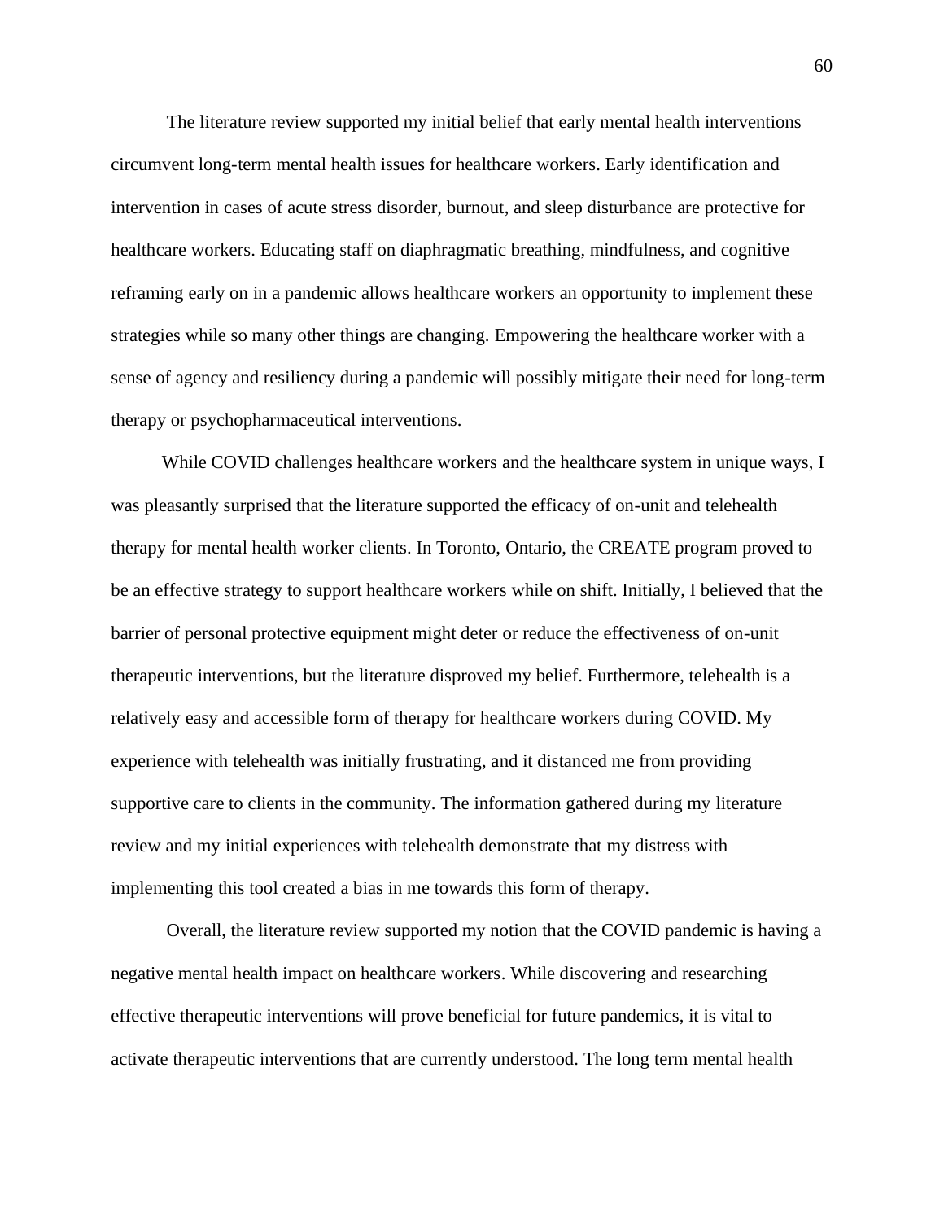The literature review supported my initial belief that early mental health interventions circumvent long-term mental health issues for healthcare workers. Early identification and intervention in cases of acute stress disorder, burnout, and sleep disturbance are protective for healthcare workers. Educating staff on diaphragmatic breathing, mindfulness, and cognitive reframing early on in a pandemic allows healthcare workers an opportunity to implement these strategies while so many other things are changing. Empowering the healthcare worker with a sense of agency and resiliency during a pandemic will possibly mitigate their need for long-term therapy or psychopharmaceutical interventions.

While COVID challenges healthcare workers and the healthcare system in unique ways, I was pleasantly surprised that the literature supported the efficacy of on-unit and telehealth therapy for mental health worker clients. In Toronto, Ontario, the CREATE program proved to be an effective strategy to support healthcare workers while on shift. Initially, I believed that the barrier of personal protective equipment might deter or reduce the effectiveness of on-unit therapeutic interventions, but the literature disproved my belief. Furthermore, telehealth is a relatively easy and accessible form of therapy for healthcare workers during COVID. My experience with telehealth was initially frustrating, and it distanced me from providing supportive care to clients in the community. The information gathered during my literature review and my initial experiences with telehealth demonstrate that my distress with implementing this tool created a bias in me towards this form of therapy.

Overall, the literature review supported my notion that the COVID pandemic is having a negative mental health impact on healthcare workers. While discovering and researching effective therapeutic interventions will prove beneficial for future pandemics, it is vital to activate therapeutic interventions that are currently understood. The long term mental health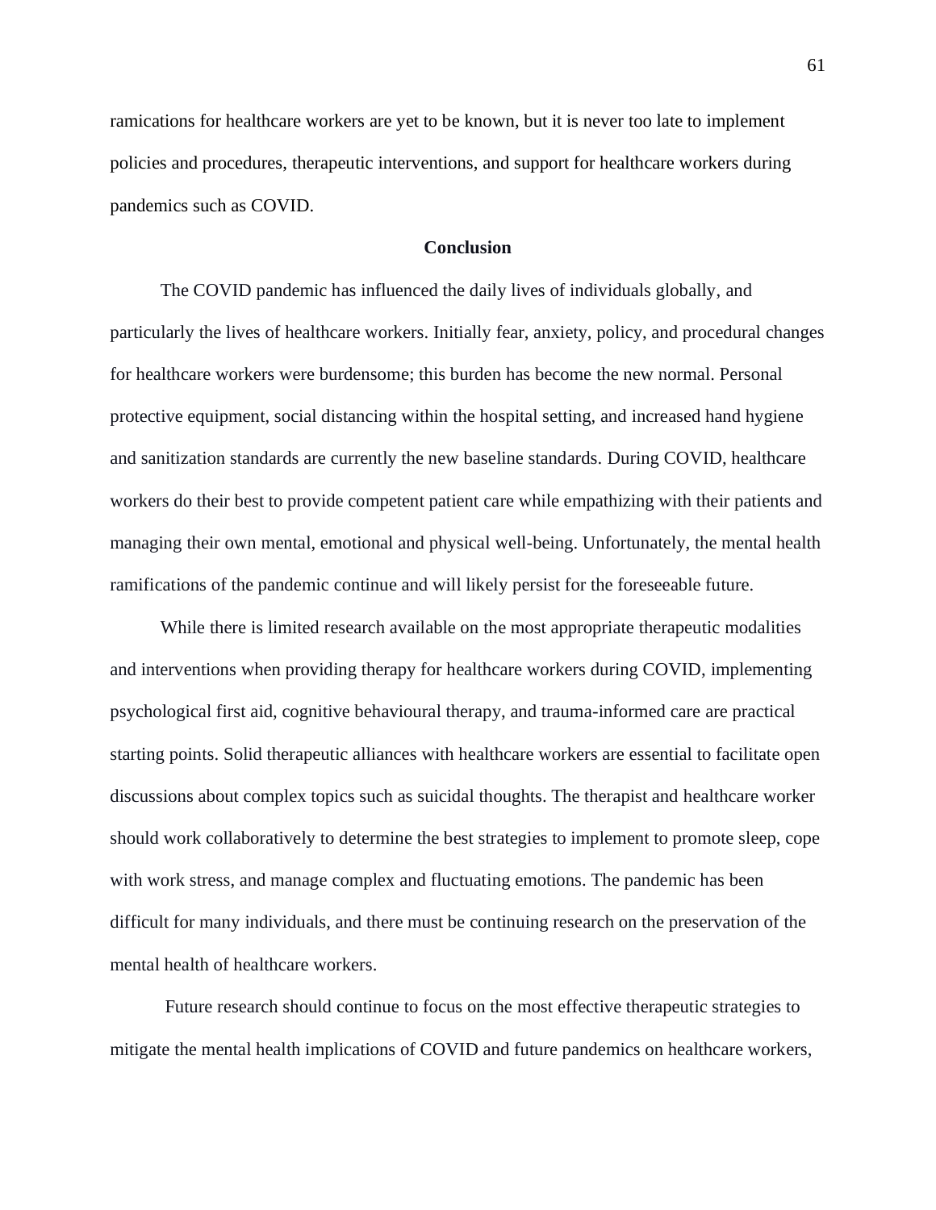ramications for healthcare workers are yet to be known, but it is never too late to implement policies and procedures, therapeutic interventions, and support for healthcare workers during pandemics such as COVID.

## Conclusion

The COVID pandemic has influenced the daily lives of individuals globally, and particularly the lives of healthcare workers. Initially fear, anxiety, policy, and procedural changes for healthcare workers were burdensome; this burden has become the new normal. Personal protective equipment, social distancing within the hospital setting, and increased hand hygiene and sanitization standards are currently the new baseline standards. During COVID, healthcare workers do their best to provide competent patient care while empathizing with their patients and managing their own mental, emotional and physical well-being. Unfortunately, the mental health ramifications of the pandemic continue and will likely persist for the foreseeable future.

While there is limited research available on the most appropriate therapeutic modalities and interventions when providing therapy for healthcare workers during COVID, implementing psychological first aid, cognitive behavioural therapy, and trauma-informed care are practical starting points. Solid therapeutic alliances with healthcare workers are essential to facilitate open discussions about complex topics such as suicidal thoughts. The therapist and healthcare worker should work collaboratively to determine the best strategies to implement to promote sleep, cope with work stress, and manage complex and fluctuating emotions. The pandemic has been difficult for many individuals, and there must be continuing research on the preservation of the mental health of healthcare workers.

Future research should continue to focus on the most effective therapeutic strategies to mitigate the mental health implications of COVID and future pandemics on healthcare workers,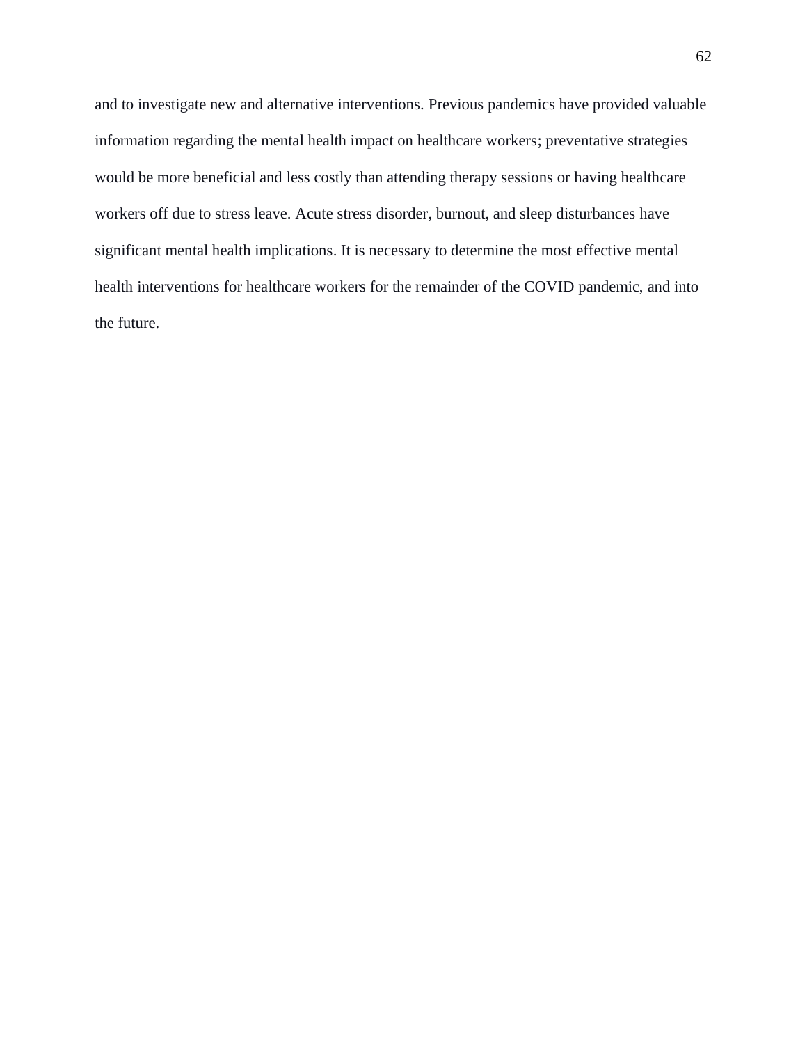and to investigate new and alternative interventions. Previous pandemics have provided valuable information regarding the mental health impact on healthcare workers; preventative strategies would be more beneficial and less costly than attending therapy sessions or having healthcare workers off due to stress leave. Acute stress disorder, burnout, and sleep disturbances have significant mental health implications. It is necessary to determine the most effective mental health interventions for healthcare workers for the remainder of the COVID pandemic, and into the future.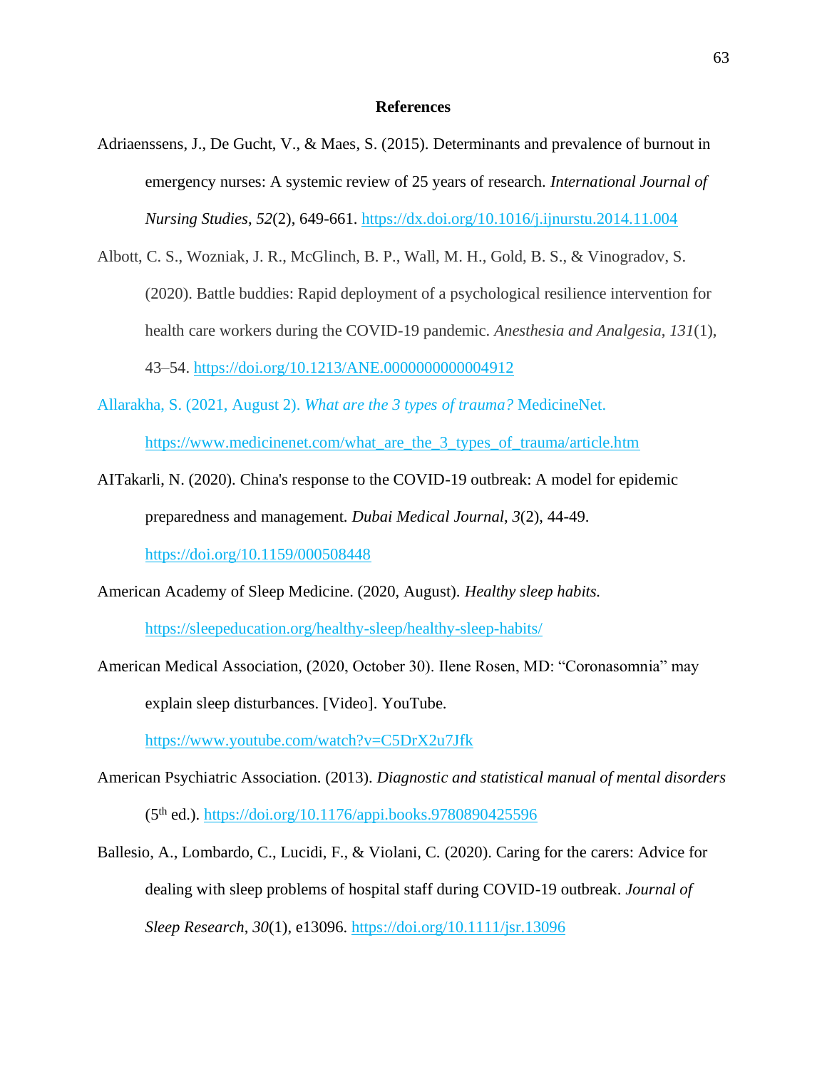# References

Adriaenssens, J., De Gucht, V., & Maes, S. (2015). Determinants and prevalence of burnout in emergency nurses: A systemic review of 25 years of research. *International Journal of Nursing Studies*, *52*(2), 649-661. https://dx.doi.org/10.1016/j.ijnurstu.2014.11.004

Albott, C. S., Wozniak, J. R., McGlinch, B. P., Wall, M. H., Gold, B. S., & Vinogradov, S. (2020). Battle buddies: Rapid deployment of a psychological resilience intervention for health care workers during the COVID-19 pandemic. *Anesthesia and Analgesia*, *131*(1), 43–54. https://doi.org/10.1213/ANE.0000000000004912

Allarakha, S. (2021, August 2). *What are the 3 types of trauma?* MedicineNet. https://www.medicinenet.com/what_are_the_3_types_of_trauma/article.htm

AITakarli, N. (2020). China's response to the COVID-19 outbreak: A model for epidemic preparedness and management. *Dubai Medical Journal*, *3*(2), 44-49. https://doi.org/10.1159/000508448

American Academy of Sleep Medicine. (2020, August). *Healthy sleep habits.* https://sleepeducation.org/healthy-sleep/healthy-sleep-habits/

American Medical Association, (2020, October 30). Ilene Rosen, MD: "Coronasomnia" may explain sleep disturbances. [Video]. YouTube. https://www.youtube.com/watch?v=C5DrX2u7Jfk

American Psychiatric Association. (2013). *Diagnostic and statistical manual of mental disorders* (5th ed.). https://doi.org/10.1176/appi.books.9780890425596

Ballesio, A., Lombardo, C., Lucidi, F., & Violani, C. (2020). Caring for the carers: Advice for dealing with sleep problems of hospital staff during COVID-19 outbreak. *Journal of Sleep Research*, *30*(1), e13096. https://doi.org/10.1111/jsr.13096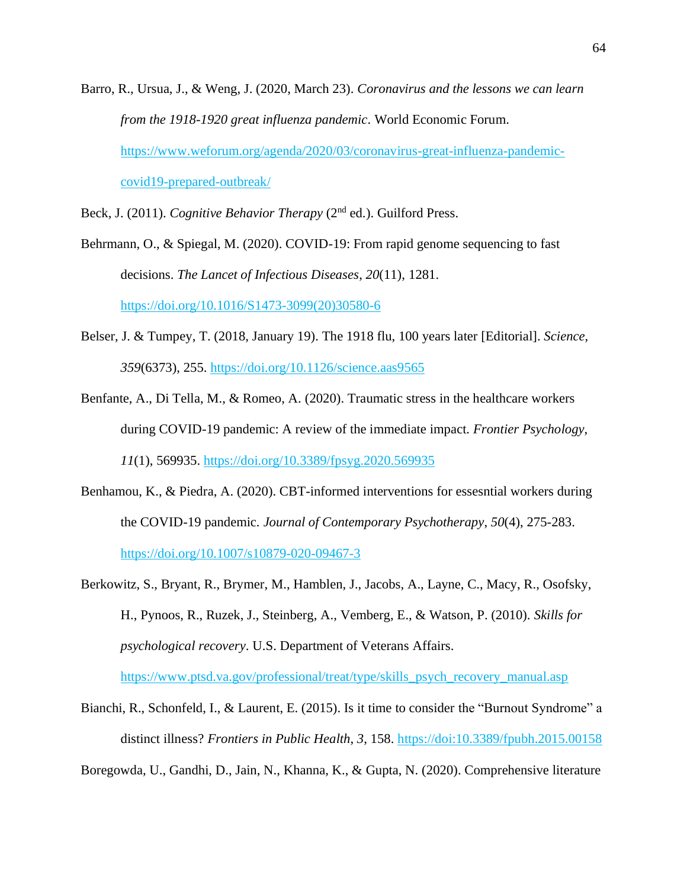Barro, R., Ursua, J., & Weng, J. (2020, March 23). *Coronavirus and the lessons we can learn from the 1918-1920 great influenza pandemic*. World Economic Forum. https://www.weforum.org/agenda/2020/03/coronavirus-great-influenza-pandemic-covid19-prepared-outbreak/

Beck, J. (2011). *Cognitive Behavior Therapy* (2nd ed.). Guilford Press.

Behrmann, O., & Spiegal, M. (2020). COVID-19: From rapid genome sequencing to fast decisions. *The Lancet of Infectious Diseases*, *20*(11), 1281. https://doi.org/10.1016/S1473-3099(20)30580-6

Belser, J. & Tumpey, T. (2018, January 19). The 1918 flu, 100 years later [Editorial]. *Science*, *359*(6373), 255. https://doi.org/10.1126/science.aas9565

Benfante, A., Di Tella, M., & Romeo, A. (2020). Traumatic stress in the healthcare workers during COVID-19 pandemic: A review of the immediate impact. *Frontier Psychology*, *11*(1), 569935. https://doi.org/10.3389/fpsyg.2020.569935

Benhamou, K., & Piedra, A. (2020). CBT-informed interventions for essesntial workers during the COVID-19 pandemic. *Journal of Contemporary Psychotherapy*, *50*(4), 275-283. https://doi.org/10.1007/s10879-020-09467-3

Berkowitz, S., Bryant, R., Brymer, M., Hamblen, J., Jacobs, A., Layne, C., Macy, R., Osofsky, H., Pynoos, R., Ruzek, J., Steinberg, A., Vemberg, E., & Watson, P. (2010). *Skills for psychological recovery*. U.S. Department of Veterans Affairs. https://www.ptsd.va.gov/professional/treat/type/skills_psych_recovery_manual.asp

Bianchi, R., Schonfeld, I., & Laurent, E. (2015). Is it time to consider the "Burnout Syndrome" a distinct illness? *Frontiers in Public Health*, *3*, 158. https://doi:10.3389/fpubh.2015.00158

Boregowda, U., Gandhi, D., Jain, N., Khanna, K., & Gupta, N. (2020). Comprehensive literature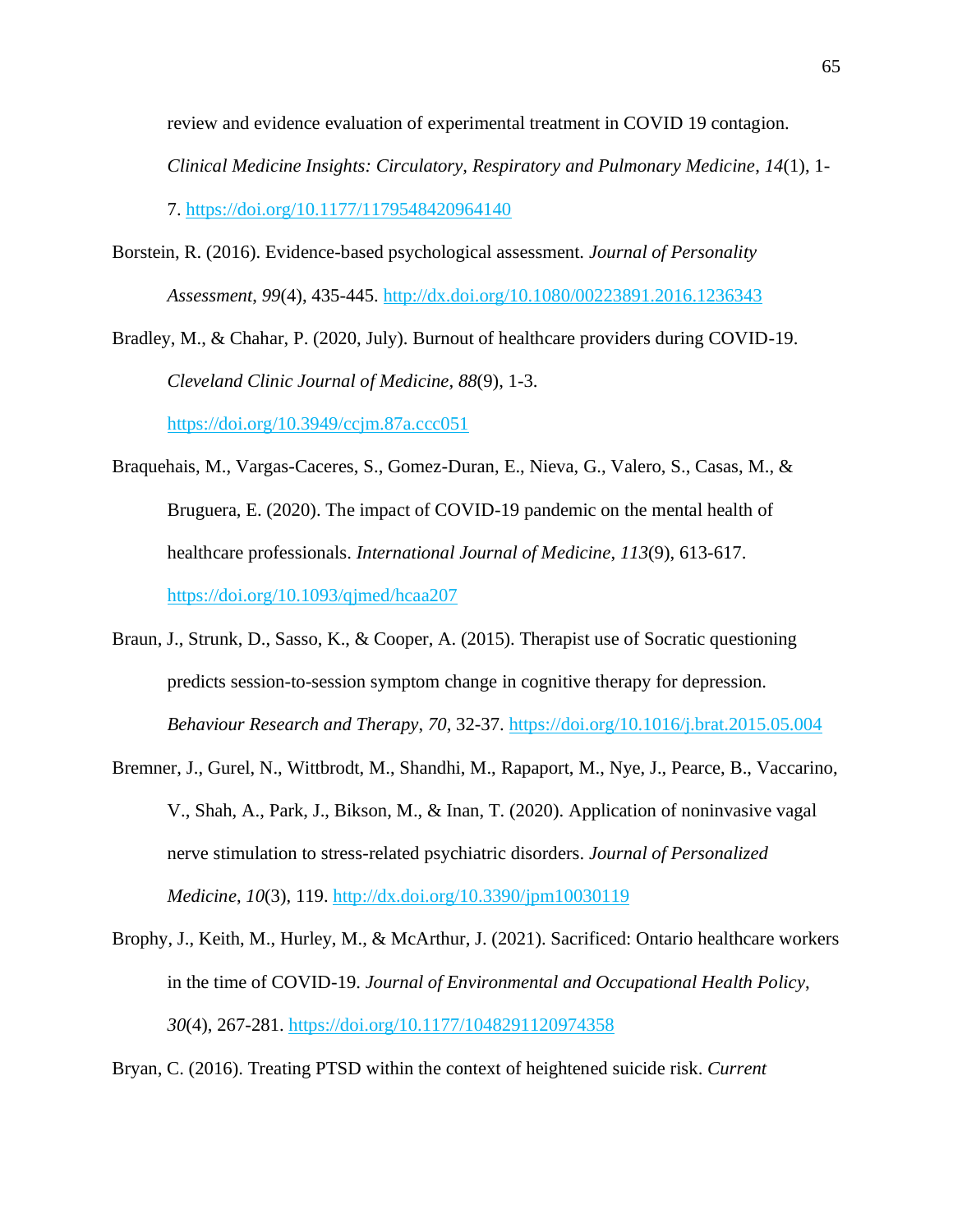review and evidence evaluation of experimental treatment in COVID 19 contagion. *Clinical Medicine Insights: Circulatory, Respiratory and Pulmonary Medicine*, *14*(1), 1-7. https://doi.org/10.1177/1179548420964140

Borstein, R. (2016). Evidence-based psychological assessment. *Journal of Personality Assessment*, *99*(4), 435-445. http://dx.doi.org/10.1080/00223891.2016.1236343

Bradley, M., & Chahar, P. (2020, July). Burnout of healthcare providers during COVID-19. *Cleveland Clinic Journal of Medicine*, *88*(9), 1-3. https://doi.org/10.3949/ccjm.87a.ccc051

Braquehais, M., Vargas-Caceres, S., Gomez-Duran, E., Nieva, G., Valero, S., Casas, M., & Bruguera, E. (2020). The impact of COVID-19 pandemic on the mental health of healthcare professionals. *International Journal of Medicine*, *113*(9), 613-617. https://doi.org/10.1093/qjmed/hcaa207

Braun, J., Strunk, D., Sasso, K., & Cooper, A. (2015). Therapist use of Socratic questioning predicts session-to-session symptom change in cognitive therapy for depression. *Behaviour Research and Therapy*, *70*, 32-37. https://doi.org/10.1016/j.brat.2015.05.004

Bremner, J., Gurel, N., Wittbrodt, M., Shandhi, M., Rapaport, M., Nye, J., Pearce, B., Vaccarino, V., Shah, A., Park, J., Bikson, M., & Inan, T. (2020). Application of noninvasive vagal nerve stimulation to stress-related psychiatric disorders. *Journal of Personalized Medicine*, *10*(3), 119. http://dx.doi.org/10.3390/jpm10030119

Brophy, J., Keith, M., Hurley, M., & McArthur, J. (2021). Sacrificed: Ontario healthcare workers in the time of COVID-19. *Journal of Environmental and Occupational Health Policy*, *30*(4), 267-281. https://doi.org/10.1177/1048291120974358

Bryan, C. (2016). Treating PTSD within the context of heightened suicide risk. *Current*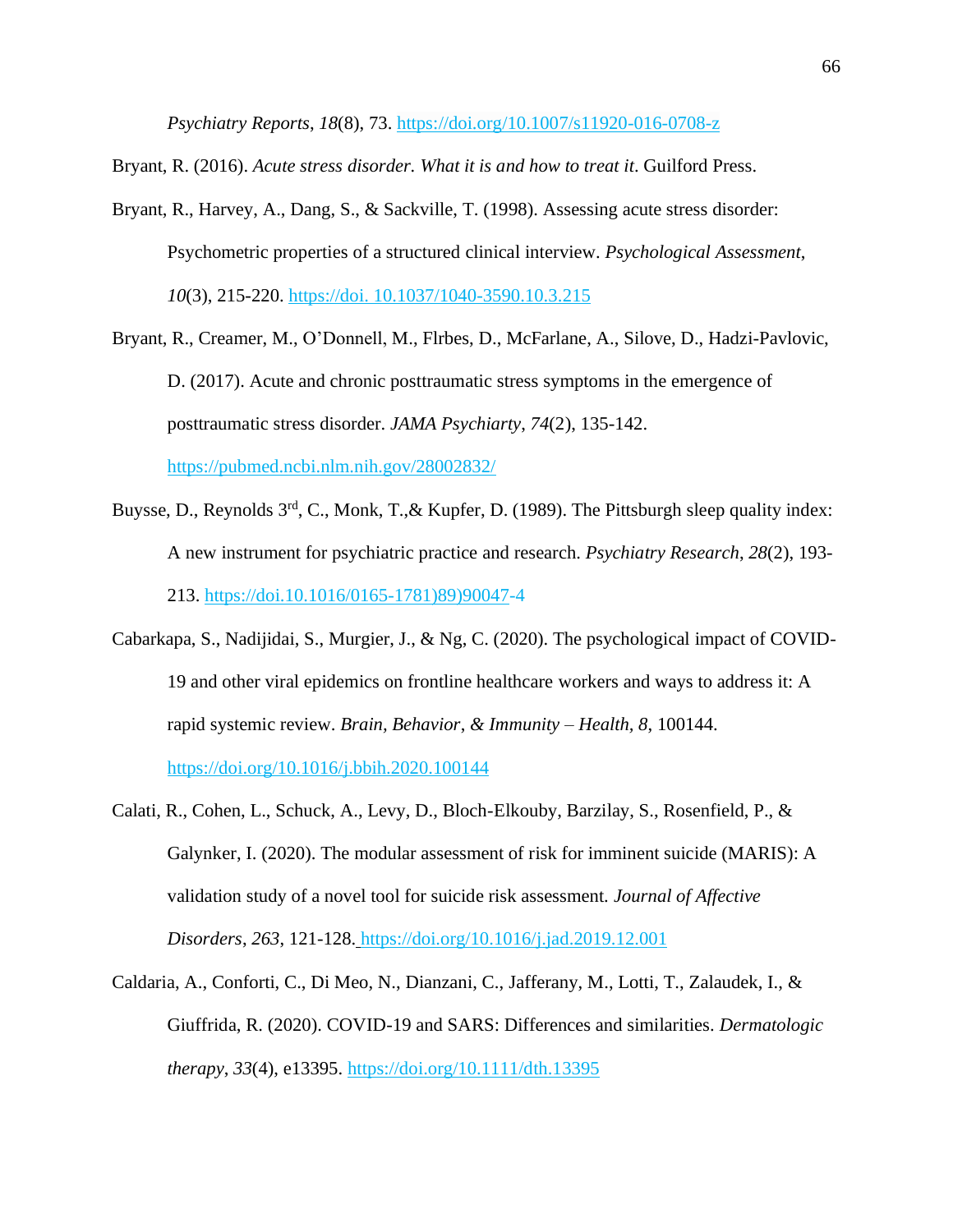*Psychiatry Reports*, *18*(8), 73. https://doi.org/10.1007/s11920-016-0708-z

Bryant, R. (2016). *Acute stress disorder. What it is and how to treat it*. Guilford Press.

Bryant, R., Harvey, A., Dang, S., & Sackville, T. (1998). Assessing acute stress disorder: Psychometric properties of a structured clinical interview. *Psychological Assessment*, *10*(3), 215-220. https://doi. 10.1037/1040-3590.10.3.215

Bryant, R., Creamer, M., O'Donnell, M., Flrbes, D., McFarlane, A., Silove, D., Hadzi-Pavlovic, D. (2017). Acute and chronic posttraumatic stress symptoms in the emergence of posttraumatic stress disorder. *JAMA Psychiarty*, *74*(2), 135-142. https://pubmed.ncbi.nlm.nih.gov/28002832/

Buysse, D., Reynolds 3rd, C., Monk, T.,& Kupfer, D. (1989). The Pittsburgh sleep quality index: A new instrument for psychiatric practice and research. *Psychiatry Research*, *28*(2), 193-213. https://doi.10.1016/0165-1781)89)90047-4

Cabarkapa, S., Nadijidai, S., Murgier, J., & Ng, C. (2020). The psychological impact of COVID-19 and other viral epidemics on frontline healthcare workers and ways to address it: A rapid systemic review. *Brain, Behavior*, *& Immunity – Health, 8*, 100144. https://doi.org/10.1016/j.bbih.2020.100144

Calati, R., Cohen, L., Schuck, A., Levy, D., Bloch-Elkouby, Barzilay, S., Rosenfield, P., & Galynker, I. (2020). The modular assessment of risk for imminent suicide (MARIS): A validation study of a novel tool for suicide risk assessment. *Journal of Affective Disorders*, *263*, 121-128. https://doi.org/10.1016/j.jad.2019.12.001

Caldaria, A., Conforti, C., Di Meo, N., Dianzani, C., Jafferany, M., Lotti, T., Zalaudek, I., & Giuffrida, R. (2020). COVID-19 and SARS: Differences and similarities. *Dermatologic therapy*, *33*(4), e13395. https://doi.org/10.1111/dth.13395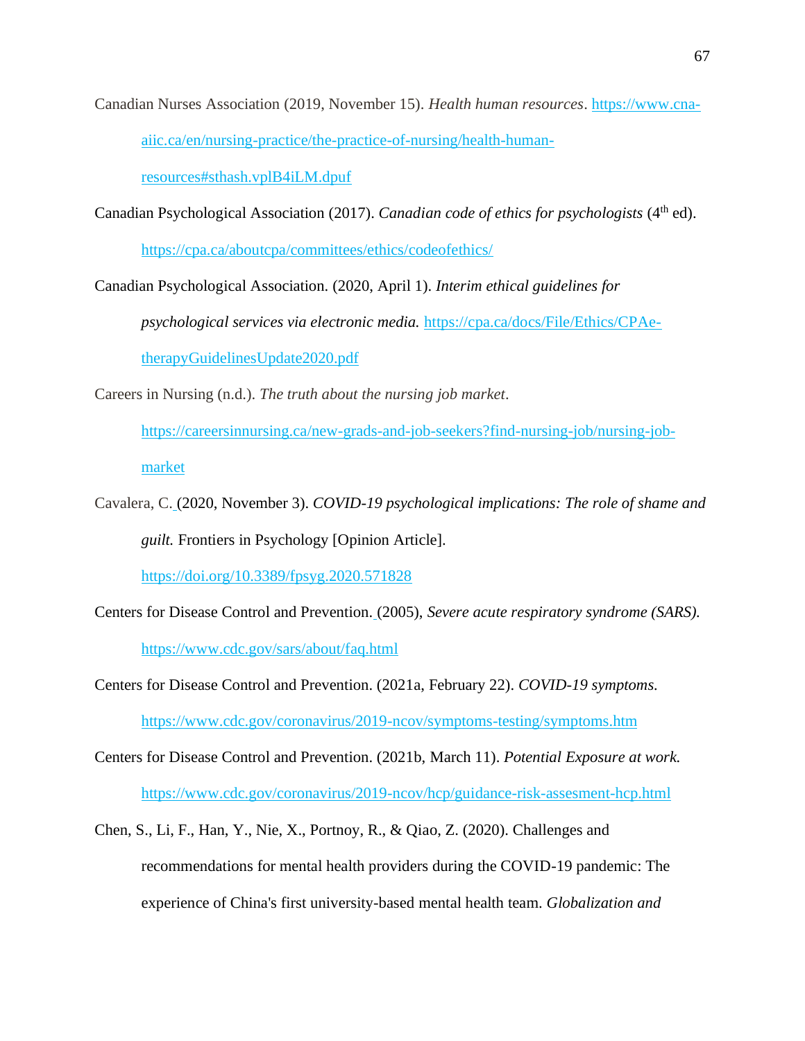Canadian Nurses Association (2019, November 15). *Health human resources*. https://www.cna-aiic.ca/en/nursing-practice/the-practice-of-nursing/health-human-resources#sthash.vplB4iLM.dpuf

Canadian Psychological Association (2017). *Canadian code of ethics for psychologists* (4th ed). https://cpa.ca/aboutcpa/committees/ethics/codeofethics/

Canadian Psychological Association. (2020, April 1). *Interim ethical guidelines for psychological services via electronic media.* https://cpa.ca/docs/File/Ethics/CPAe-therapyGuidelinesUpdate2020.pdf

Careers in Nursing (n.d.). *The truth about the nursing job market*. https://careersinnursing.ca/new-grads-and-job-seekers?find-nursing-job/nursing-job-market

Cavalera, C. (2020, November 3). *COVID-19 psychological implications: The role of shame and guilt.* Frontiers in Psychology [Opinion Article]. https://doi.org/10.3389/fpsyg.2020.571828

Centers for Disease Control and Prevention. (2005), *Severe acute respiratory syndrome (SARS).* https://www.cdc.gov/sars/about/faq.html

Centers for Disease Control and Prevention. (2021a, February 22). *COVID-19 symptoms.* https://www.cdc.gov/coronavirus/2019-ncov/symptoms-testing/symptoms.htm

Centers for Disease Control and Prevention. (2021b, March 11). *Potential Exposure at work.* https://www.cdc.gov/coronavirus/2019-ncov/hcp/guidance-risk-assesment-hcp.html

Chen, S., Li, F., Han, Y., Nie, X., Portnoy, R., & Qiao, Z. (2020). Challenges and recommendations for mental health providers during the COVID-19 pandemic: The experience of China's first university-based mental health team. *Globalization and*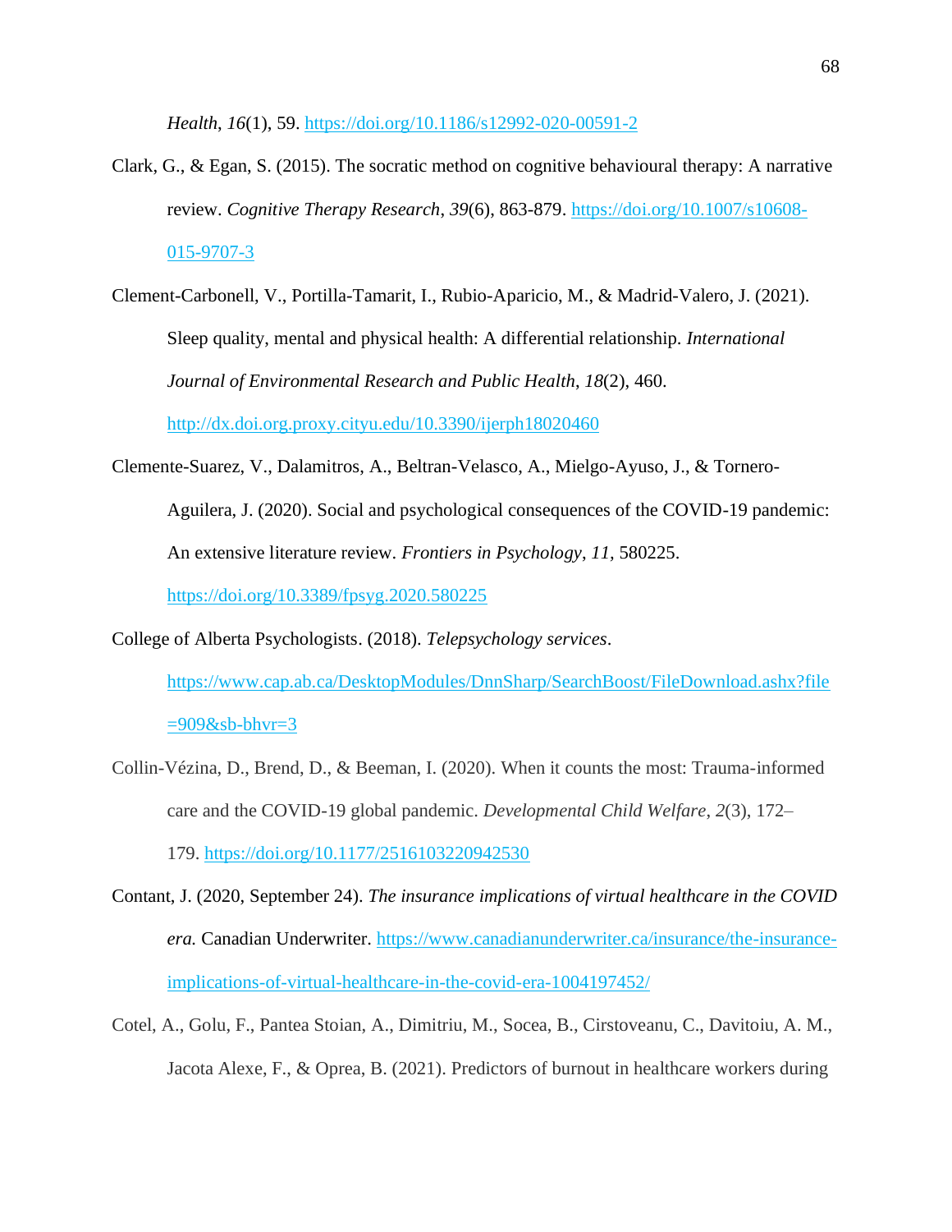*Health*, *16*(1), 59. https://doi.org/10.1186/s12992-020-00591-2

Clark, G., & Egan, S. (2015). The socratic method on cognitive behavioural therapy: A narrative review. *Cognitive Therapy Research*, *39*(6), 863-879. https://doi.org/10.1007/s10608-015-9707-3

Clement-Carbonell, V., Portilla-Tamarit, I., Rubio-Aparicio, M., & Madrid-Valero, J. (2021). Sleep quality, mental and physical health: A differential relationship. *International Journal of Environmental Research and Public Health*, *18*(2), 460. http://dx.doi.org.proxy.cityu.edu/10.3390/ijerph18020460

Clemente-Suarez, V., Dalamitros, A., Beltran-Velasco, A., Mielgo-Ayuso, J., & Tornero-Aguilera, J. (2020). Social and psychological consequences of the COVID-19 pandemic: An extensive literature review. *Frontiers in Psychology*, *11*, 580225. https://doi.org/10.3389/fpsyg.2020.580225

College of Alberta Psychologists. (2018). *Telepsychology services*. https://www.cap.ab.ca/DesktopModules/DnnSharp/SearchBoost/FileDownload.ashx?file=909&sb-bhvr=3

Collin-Vézina, D., Brend, D., & Beeman, I. (2020). When it counts the most: Trauma-informed care and the COVID-19 global pandemic. *Developmental Child Welfare*, *2*(3), 172–179. https://doi.org/10.1177/2516103220942530

Contant, J. (2020, September 24). *The insurance implications of virtual healthcare in the COVID era.* Canadian Underwriter. https://www.canadianunderwriter.ca/insurance/the-insurance-implications-of-virtual-healthcare-in-the-covid-era-1004197452/

Cotel, A., Golu, F., Pantea Stoian, A., Dimitriu, M., Socea, B., Cirstoveanu, C., Davitoiu, A. M., Jacota Alexe, F., & Oprea, B. (2021). Predictors of burnout in healthcare workers during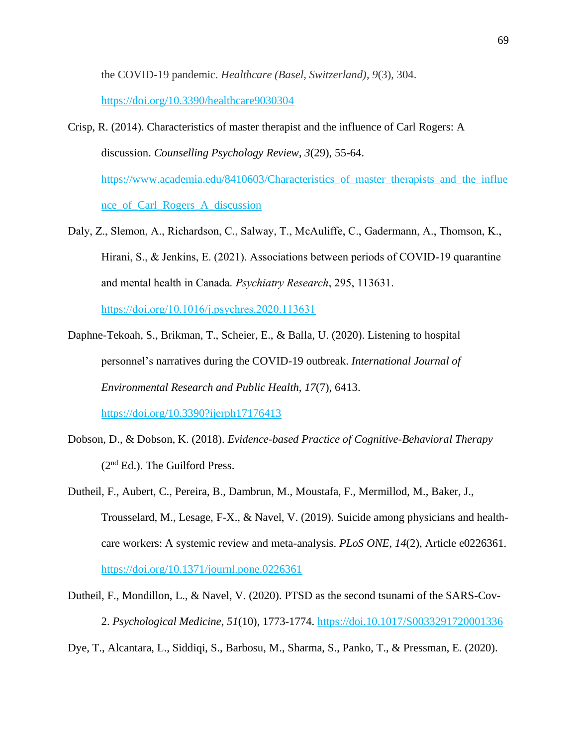the COVID-19 pandemic. *Healthcare (Basel, Switzerland)*, *9*(3), 304. https://doi.org/10.3390/healthcare9030304

Crisp, R. (2014). Characteristics of master therapist and the influence of Carl Rogers: A discussion. *Counselling Psychology Review*, *3*(29), 55-64. https://www.academia.edu/8410603/Characteristics_of_master_therapists_and_the_influence_of_Carl_Rogers_A_discussion

Daly, Z., Slemon, A., Richardson, C., Salway, T., McAuliffe, C., Gadermann, A., Thomson, K., Hirani, S., & Jenkins, E. (2021). Associations between periods of COVID-19 quarantine and mental health in Canada. *Psychiatry Research*, 295, 113631. https://doi.org/10.1016/j.psychres.2020.113631

Daphne-Tekoah, S., Brikman, T., Scheier, E., & Balla, U. (2020). Listening to hospital personnel's narratives during the COVID-19 outbreak. *International Journal of Environmental Research and Public Health, 17*(7), 6413. https://doi.org/10.3390?ijerph17176413

Dobson, D., & Dobson, K. (2018). *Evidence-based Practice of Cognitive-Behavioral Therapy* (2nd Ed.). The Guilford Press.

Dutheil, F., Aubert, C., Pereira, B., Dambrun, M., Moustafa, F., Mermillod, M., Baker, J., Trousselard, M., Lesage, F-X., & Navel, V. (2019). Suicide among physicians and health-care workers: A systemic review and meta-analysis. *PLoS ONE*, *14*(2), Article e0226361. https://doi.org/10.1371/journl.pone.0226361

Dutheil, F., Mondillon, L., & Navel, V. (2020). PTSD as the second tsunami of the SARS-Cov-2. *Psychological Medicine*, *51*(10), 1773-1774. https://doi.10.1017/S0033291720001336

Dye, T., Alcantara, L., Siddiqi, S., Barbosu, M., Sharma, S., Panko, T., & Pressman, E. (2020).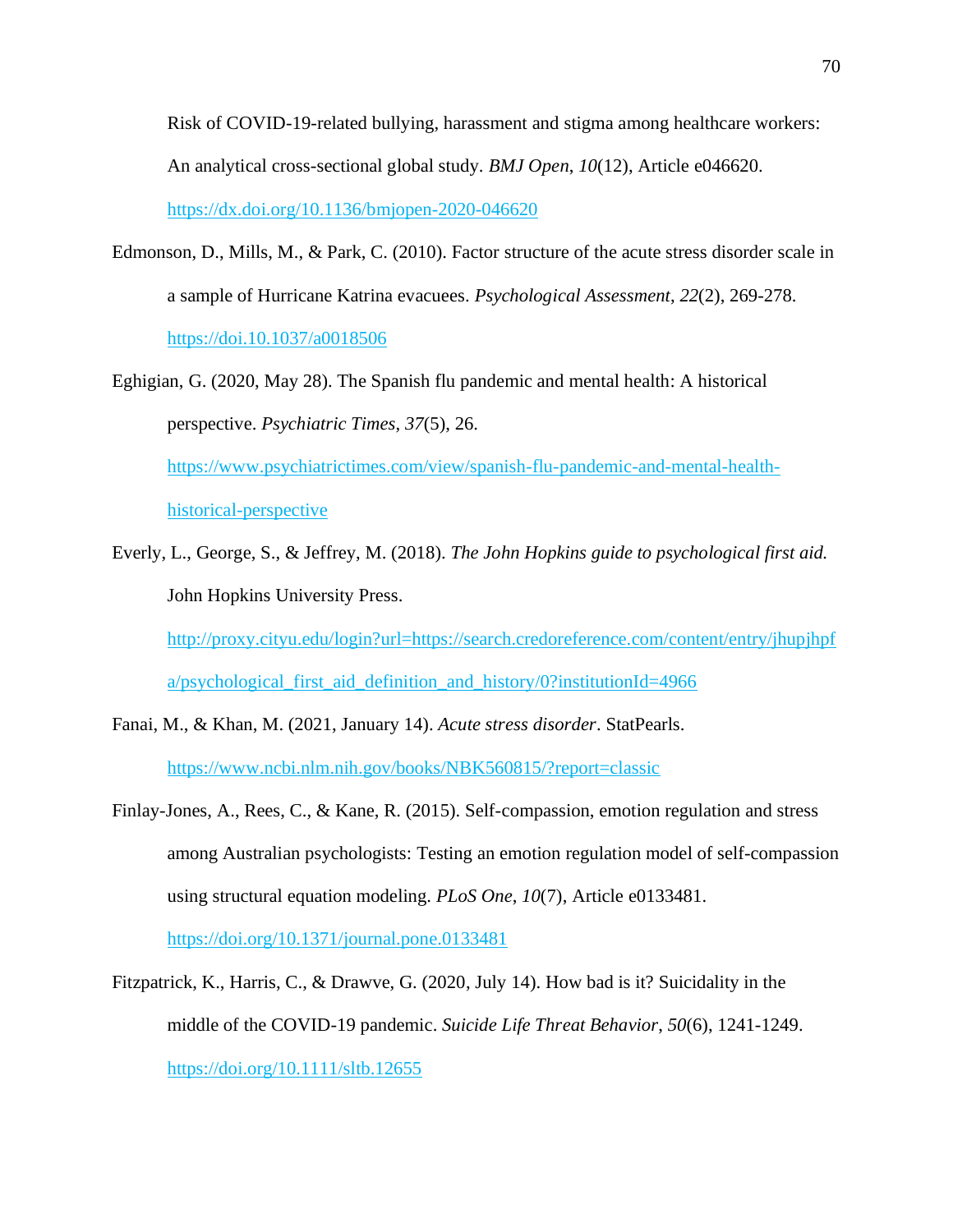Risk of COVID-19-related bullying, harassment and stigma among healthcare workers: An analytical cross-sectional global study. *BMJ Open*, *10*(12), Article e046620. https://dx.doi.org/10.1136/bmjopen-2020-046620

Edmonson, D., Mills, M., & Park, C. (2010). Factor structure of the acute stress disorder scale in a sample of Hurricane Katrina evacuees. *Psychological Assessment*, *22*(2), 269-278. https://doi.10.1037/a0018506

Eghigian, G. (2020, May 28). The Spanish flu pandemic and mental health: A historical perspective. *Psychiatric Times*, *37*(5), 26. https://www.psychiatrictimes.com/view/spanish-flu-pandemic-and-mental-health-historical-perspective

Everly, L., George, S., & Jeffrey, M. (2018). *The John Hopkins guide to psychological first aid.* John Hopkins University Press. http://proxy.cityu.edu/login?url=https://search.credoreference.com/content/entry/jhupjhpfa/psychological_first_aid_definition_and_history/0?institutionId=4966

Fanai, M., & Khan, M. (2021, January 14). *Acute stress disorder*. StatPearls. https://www.ncbi.nlm.nih.gov/books/NBK560815/?report=classic

Finlay-Jones, A., Rees, C., & Kane, R. (2015). Self-compassion, emotion regulation and stress among Australian psychologists: Testing an emotion regulation model of self-compassion using structural equation modeling. *PLoS One*, *10*(7), Article e0133481. https://doi.org/10.1371/journal.pone.0133481

Fitzpatrick, K., Harris, C., & Drawve, G. (2020, July 14). How bad is it? Suicidality in the middle of the COVID-19 pandemic. *Suicide Life Threat Behavior*, *50*(6), 1241-1249. https://doi.org/10.1111/sltb.12655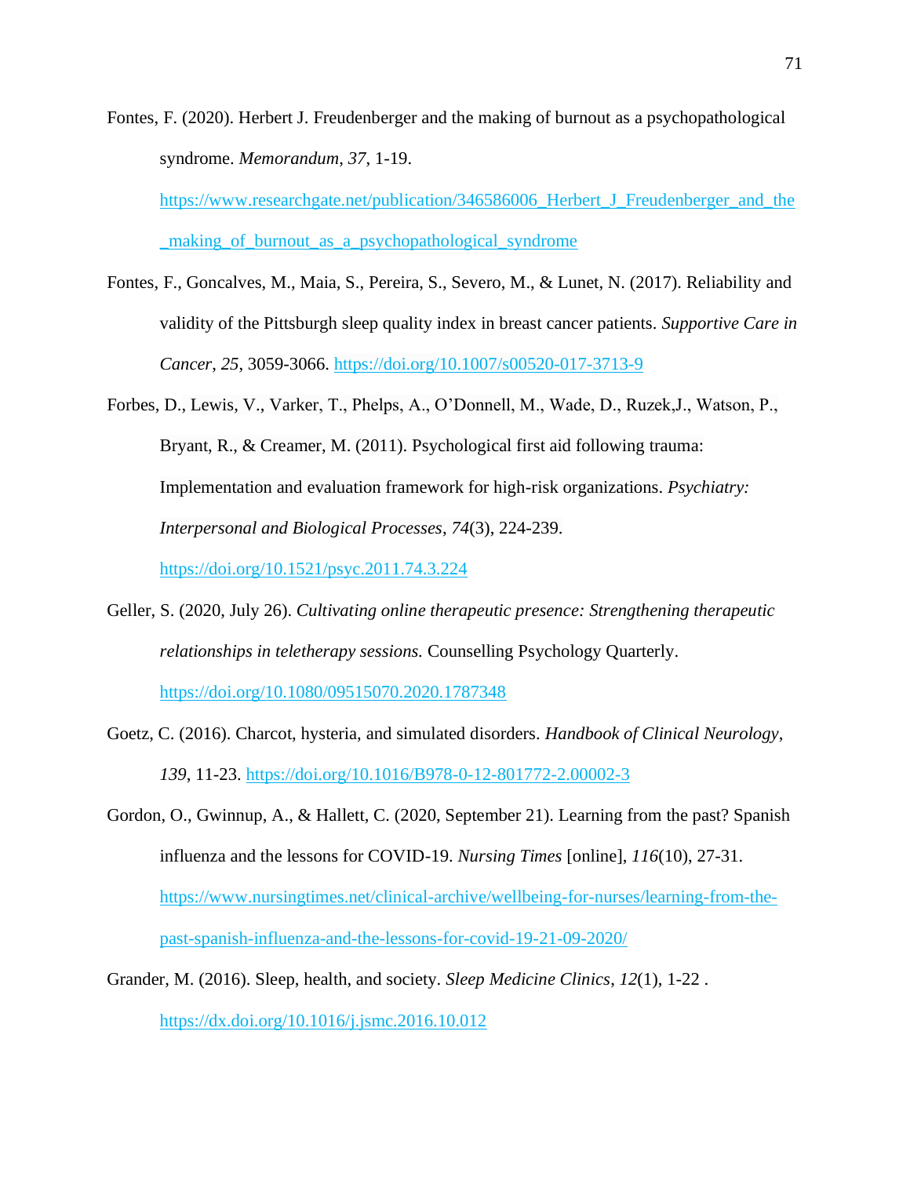Fontes, F. (2020). Herbert J. Freudenberger and the making of burnout as a psychopathological syndrome. *Memorandum*, *37*, 1-19. https://www.researchgate.net/publication/346586006_Herbert_J_Freudenberger_and_the_making_of_burnout_as_a_psychopathological_syndrome

Fontes, F., Goncalves, M., Maia, S., Pereira, S., Severo, M., & Lunet, N. (2017). Reliability and validity of the Pittsburgh sleep quality index in breast cancer patients. *Supportive Care in Cancer*, *25*, 3059-3066. https://doi.org/10.1007/s00520-017-3713-9

Forbes, D., Lewis, V., Varker, T., Phelps, A., O'Donnell, M., Wade, D., Ruzek,J., Watson, P., Bryant, R., & Creamer, M. (2011). Psychological first aid following trauma: Implementation and evaluation framework for high-risk organizations. *Psychiatry: Interpersonal and Biological Processes*, *74*(3), 224-239. https://doi.org/10.1521/psyc.2011.74.3.224

Geller, S. (2020, July 26). *Cultivating online therapeutic presence: Strengthening therapeutic relationships in teletherapy sessions.* Counselling Psychology Quarterly. https://doi.org/10.1080/09515070.2020.1787348

Goetz, C. (2016). Charcot, hysteria, and simulated disorders. *Handbook of Clinical Neurology*, *139*, 11-23. https://doi.org/10.1016/B978-0-12-801772-2.00002-3

Gordon, O., Gwinnup, A., & Hallett, C. (2020, September 21). Learning from the past? Spanish influenza and the lessons for COVID-19. *Nursing Times* [online], *116*(10), 27-31. https://www.nursingtimes.net/clinical-archive/wellbeing-for-nurses/learning-from-the-past-spanish-influenza-and-the-lessons-for-covid-19-21-09-2020/

Grander, M. (2016). Sleep, health, and society. *Sleep Medicine Clinics*, *12*(1), 1-22 . https://dx.doi.org/10.1016/j.jsmc.2016.10.012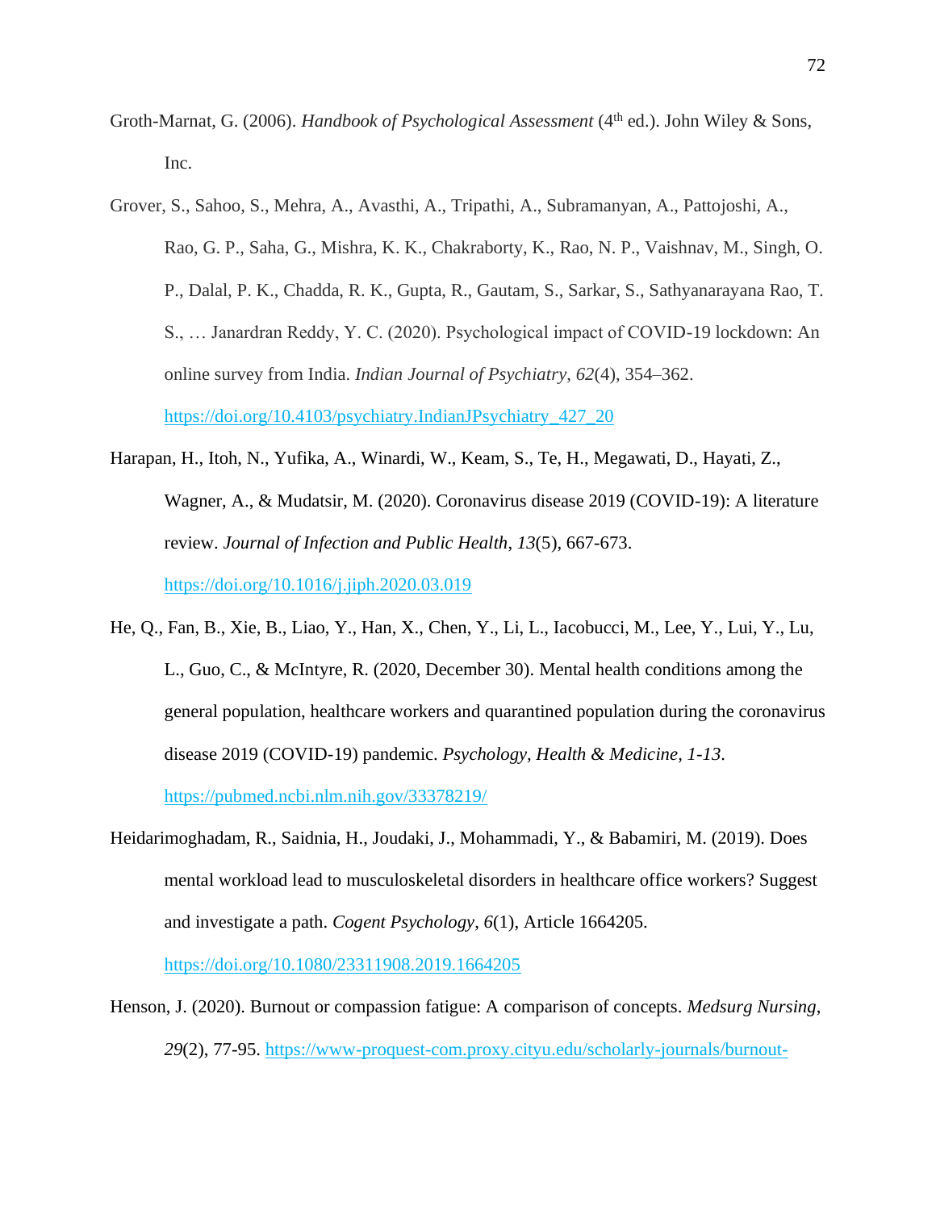Groth-Marnat, G. (2006). *Handbook of Psychological Assessment* (4th ed.). John Wiley & Sons, Inc.

Grover, S., Sahoo, S., Mehra, A., Avasthi, A., Tripathi, A., Subramanyan, A., Pattojoshi, A., Rao, G. P., Saha, G., Mishra, K. K., Chakraborty, K., Rao, N. P., Vaishnav, M., Singh, O. P., Dalal, P. K., Chadda, R. K., Gupta, R., Gautam, S., Sarkar, S., Sathyanarayana Rao, T. S., … Janardran Reddy, Y. C. (2020). Psychological impact of COVID-19 lockdown: An online survey from India. *Indian Journal of Psychiatry*, *62*(4), 354–362. https://doi.org/10.4103/psychiatry.IndianJPsychiatry_427_20

Harapan, H., Itoh, N., Yufika, A., Winardi, W., Keam, S., Te, H., Megawati, D., Hayati, Z., Wagner, A., & Mudatsir, M. (2020). Coronavirus disease 2019 (COVID-19): A literature review. *Journal of Infection and Public Health*, *13*(5), 667-673. https://doi.org/10.1016/j.jiph.2020.03.019

He, Q., Fan, B., Xie, B., Liao, Y., Han, X., Chen, Y., Li, L., Iacobucci, M., Lee, Y., Lui, Y., Lu, L., Guo, C., & McIntyre, R. (2020, December 30). Mental health conditions among the general population, healthcare workers and quarantined population during the coronavirus disease 2019 (COVID-19) pandemic. *Psychology, Health & Medicine*, *1-13*. https://pubmed.ncbi.nlm.nih.gov/33378219/

Heidarimoghadam, R., Saidnia, H., Joudaki, J., Mohammadi, Y., & Babamiri, M. (2019). Does mental workload lead to musculoskeletal disorders in healthcare office workers? Suggest and investigate a path. *Cogent Psychology*, *6*(1), Article 1664205. https://doi.org/10.1080/23311908.2019.1664205

Henson, J. (2020). Burnout or compassion fatigue: A comparison of concepts. *Medsurg Nursing*, *29*(2), 77-95. https://www-proquest-com.proxy.cityu.edu/scholarly-journals/burnout-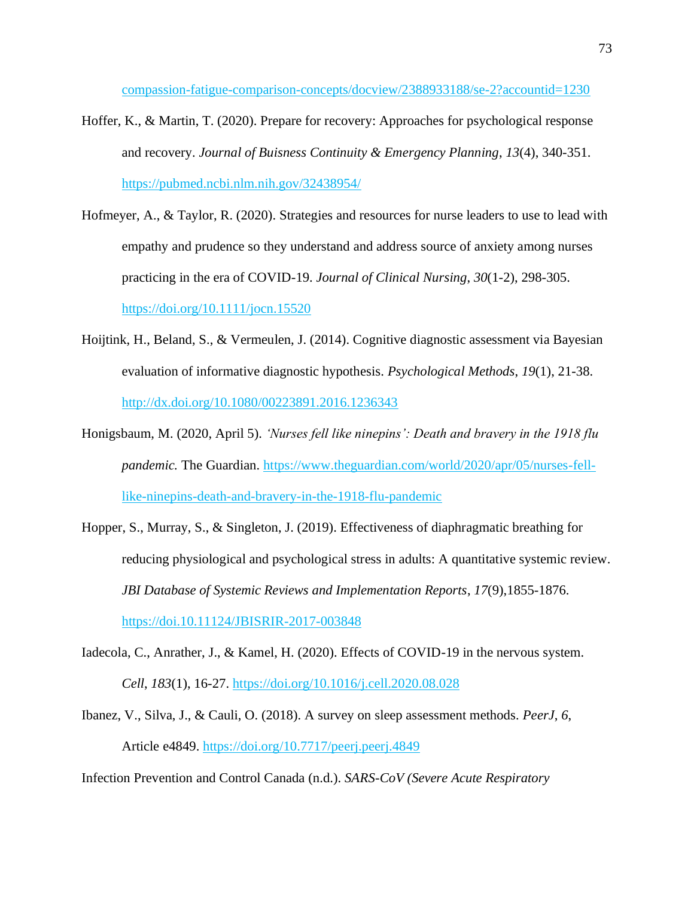compassion-fatigue-comparison-concepts/docview/2388933188/se-2?accountid=1230

Hoffer, K., & Martin, T. (2020). Prepare for recovery: Approaches for psychological response and recovery. *Journal of Buisness Continuity & Emergency Planning*, *13*(4), 340-351. https://pubmed.ncbi.nlm.nih.gov/32438954/

Hofmeyer, A., & Taylor, R. (2020). Strategies and resources for nurse leaders to use to lead with empathy and prudence so they understand and address source of anxiety among nurses practicing in the era of COVID-19. *Journal of Clinical Nursing*, *30*(1-2), 298-305. https://doi.org/10.1111/jocn.15520

Hoijtink, H., Beland, S., & Vermeulen, J. (2014). Cognitive diagnostic assessment via Bayesian evaluation of informative diagnostic hypothesis. *Psychological Methods*, *19*(1), 21-38. http://dx.doi.org/10.1080/00223891.2016.1236343

Honigsbaum, M. (2020, April 5). *'Nurses fell like ninepins': Death and bravery in the 1918 flu pandemic.* The Guardian. https://www.theguardian.com/world/2020/apr/05/nurses-fell-like-ninepins-death-and-bravery-in-the-1918-flu-pandemic

Hopper, S., Murray, S., & Singleton, J. (2019). Effectiveness of diaphragmatic breathing for reducing physiological and psychological stress in adults: A quantitative systemic review. *JBI Database of Systemic Reviews and Implementation Reports*, *17*(9),1855-1876. https://doi.10.11124/JBISRIR-2017-003848

Iadecola, C., Anrather, J., & Kamel, H. (2020). Effects of COVID-19 in the nervous system. *Cell*, *183*(1), 16-27. https://doi.org/10.1016/j.cell.2020.08.028

Ibanez, V., Silva, J., & Cauli, O. (2018). A survey on sleep assessment methods. *PeerJ*, *6*, Article e4849. https://doi.org/10.7717/peerj.peerj.4849

Infection Prevention and Control Canada (n.d.). *SARS-CoV (Severe Acute Respiratory*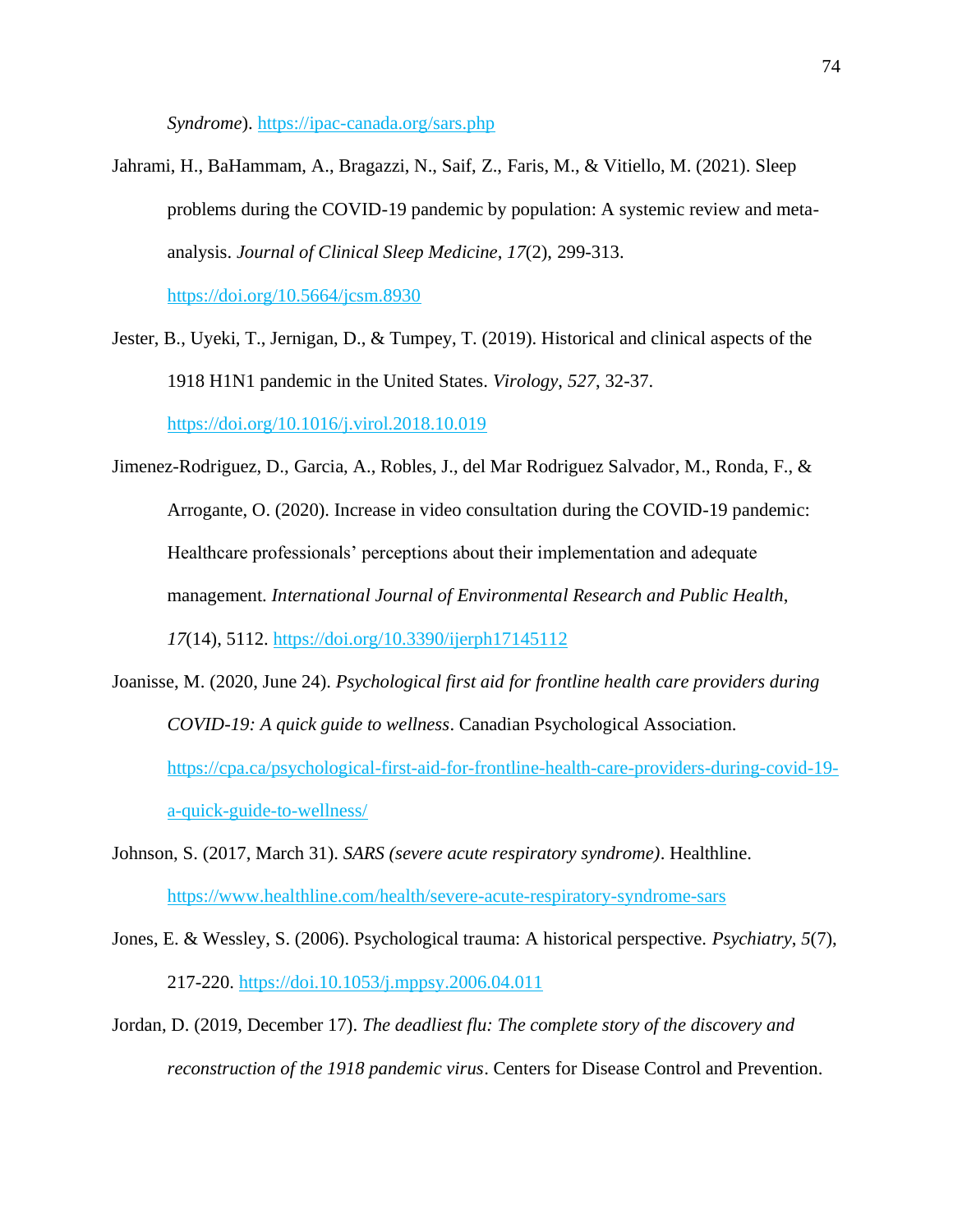*Syndrome*). https://ipac-canada.org/sars.php

Jahrami, H., BaHammam, A., Bragazzi, N., Saif, Z., Faris, M., & Vitiello, M. (2021). Sleep problems during the COVID-19 pandemic by population: A systemic review and meta-analysis. *Journal of Clinical Sleep Medicine*, *17*(2), 299-313. https://doi.org/10.5664/jcsm.8930

Jester, B., Uyeki, T., Jernigan, D., & Tumpey, T. (2019). Historical and clinical aspects of the 1918 H1N1 pandemic in the United States. *Virology*, *527*, 32-37. https://doi.org/10.1016/j.virol.2018.10.019

Jimenez-Rodriguez, D., Garcia, A., Robles, J., del Mar Rodriguez Salvador, M., Ronda, F., & Arrogante, O. (2020). Increase in video consultation during the COVID-19 pandemic: Healthcare professionals' perceptions about their implementation and adequate management. *International Journal of Environmental Research and Public Health*, *17*(14), 5112. https://doi.org/10.3390/ijerph17145112

Joanisse, M. (2020, June 24). *Psychological first aid for frontline health care providers during COVID-19: A quick guide to wellness*. Canadian Psychological Association. https://cpa.ca/psychological-first-aid-for-frontline-health-care-providers-during-covid-19-a-quick-guide-to-wellness/

Johnson, S. (2017, March 31). *SARS (severe acute respiratory syndrome)*. Healthline. https://www.healthline.com/health/severe-acute-respiratory-syndrome-sars

Jones, E. & Wessley, S. (2006). Psychological trauma: A historical perspective. *Psychiatry*, *5*(7), 217-220. https://doi.10.1053/j.mppsy.2006.04.011

Jordan, D. (2019, December 17). *The deadliest flu: The complete story of the discovery and reconstruction of the 1918 pandemic virus*. Centers for Disease Control and Prevention.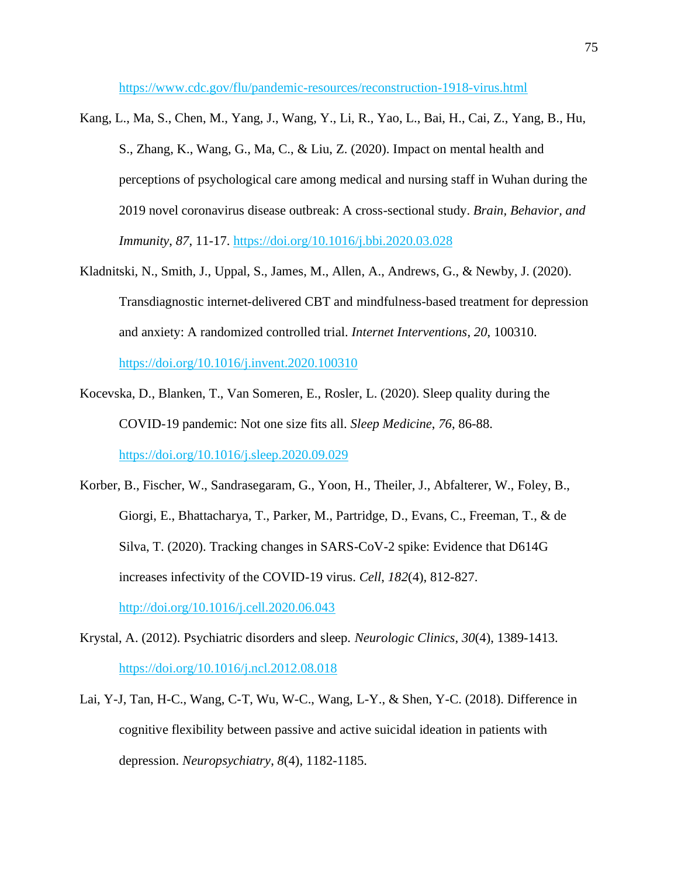https://www.cdc.gov/flu/pandemic-resources/reconstruction-1918-virus.html

Kang, L., Ma, S., Chen, M., Yang, J., Wang, Y., Li, R., Yao, L., Bai, H., Cai, Z., Yang, B., Hu, S., Zhang, K., Wang, G., Ma, C., & Liu, Z. (2020). Impact on mental health and perceptions of psychological care among medical and nursing staff in Wuhan during the 2019 novel coronavirus disease outbreak: A cross-sectional study. *Brain, Behavior, and Immunity*, *87*, 11-17. https://doi.org/10.1016/j.bbi.2020.03.028

Kladnitski, N., Smith, J., Uppal, S., James, M., Allen, A., Andrews, G., & Newby, J. (2020). Transdiagnostic internet-delivered CBT and mindfulness-based treatment for depression and anxiety: A randomized controlled trial. *Internet Interventions*, *20*, 100310. https://doi.org/10.1016/j.invent.2020.100310

Kocevska, D., Blanken, T., Van Someren, E., Rosler, L. (2020). Sleep quality during the COVID-19 pandemic: Not one size fits all. *Sleep Medicine*, *76*, 86-88. https://doi.org/10.1016/j.sleep.2020.09.029

Korber, B., Fischer, W., Sandrasegaram, G., Yoon, H., Theiler, J., Abfalterer, W., Foley, B., Giorgi, E., Bhattacharya, T., Parker, M., Partridge, D., Evans, C., Freeman, T., & de Silva, T. (2020). Tracking changes in SARS-CoV-2 spike: Evidence that D614G increases infectivity of the COVID-19 virus. *Cell*, *182*(4), 812-827. http://doi.org/10.1016/j.cell.2020.06.043

Krystal, A. (2012). Psychiatric disorders and sleep. *Neurologic Clinics*, *30*(4), 1389-1413. https://doi.org/10.1016/j.ncl.2012.08.018

Lai, Y-J, Tan, H-C., Wang, C-T, Wu, W-C., Wang, L-Y., & Shen, Y-C. (2018). Difference in cognitive flexibility between passive and active suicidal ideation in patients with depression. *Neuropsychiatry*, *8*(4), 1182-1185.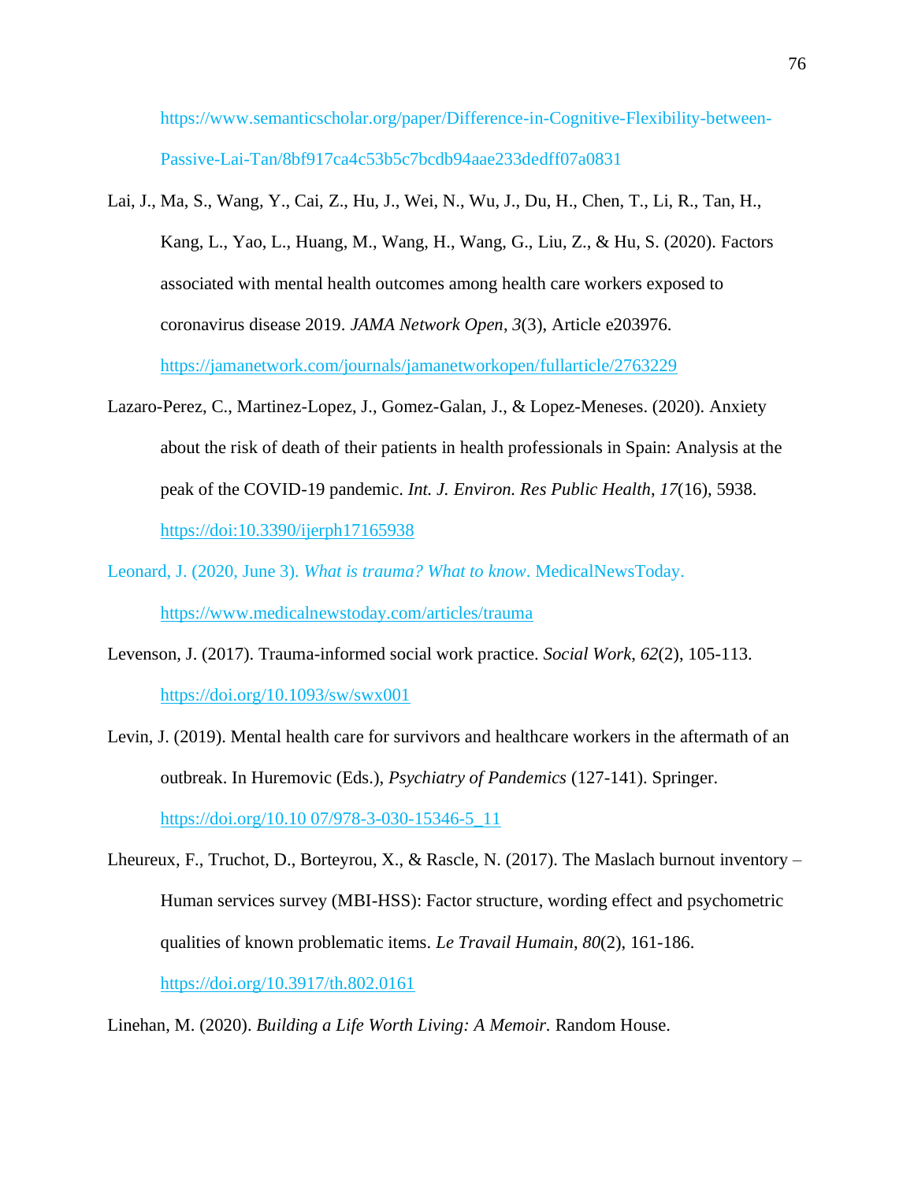https://www.semanticscholar.org/paper/Difference-in-Cognitive-Flexibility-between-Passive-Lai-Tan/8bf917ca4c53b5c7bcdb94aae233dedff07a0831

Lai, J., Ma, S., Wang, Y., Cai, Z., Hu, J., Wei, N., Wu, J., Du, H., Chen, T., Li, R., Tan, H., Kang, L., Yao, L., Huang, M., Wang, H., Wang, G., Liu, Z., & Hu, S. (2020). Factors associated with mental health outcomes among health care workers exposed to coronavirus disease 2019. *JAMA Network Open*, *3*(3), Article e203976. https://jamanetwork.com/journals/jamanetworkopen/fullarticle/2763229

Lazaro-Perez, C., Martinez-Lopez, J., Gomez-Galan, J., & Lopez-Meneses. (2020). Anxiety about the risk of death of their patients in health professionals in Spain: Analysis at the peak of the COVID-19 pandemic. *Int. J. Environ. Res Public Health*, *17*(16), 5938. https://doi:10.3390/ijerph17165938

Leonard, J. (2020, June 3). *What is trauma? What to know*. MedicalNewsToday. https://www.medicalnewstoday.com/articles/trauma

Levenson, J. (2017). Trauma-informed social work practice. *Social Work*, *62*(2), 105-113. https://doi.org/10.1093/sw/swx001

Levin, J. (2019). Mental health care for survivors and healthcare workers in the aftermath of an outbreak. In Huremovic (Eds.), *Psychiatry of Pandemics* (127-141). Springer. https://doi.org/10.10 07/978-3-030-15346-5_11

Lheureux, F., Truchot, D., Borteyrou, X., & Rascle, N. (2017). The Maslach burnout inventory – Human services survey (MBI-HSS): Factor structure, wording effect and psychometric qualities of known problematic items. *Le Travail Humain*, *80*(2), 161-186. https://doi.org/10.3917/th.802.0161

Linehan, M. (2020). *Building a Life Worth Living: A Memoir.* Random House.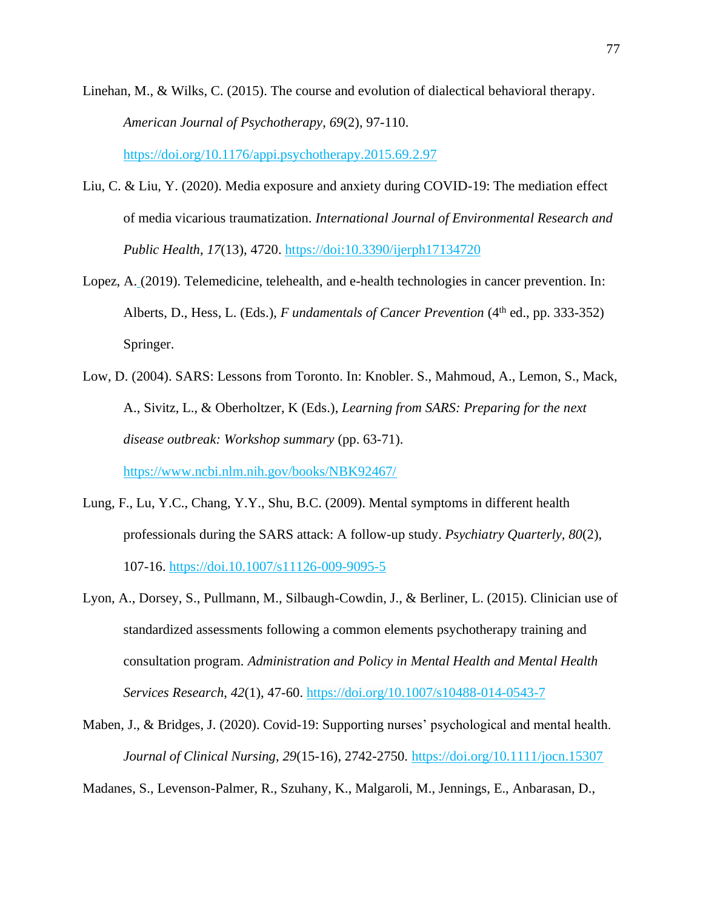Linehan, M., & Wilks, C. (2015). The course and evolution of dialectical behavioral therapy. *American Journal of Psychotherapy*, *69*(2), 97-110. https://doi.org/10.1176/appi.psychotherapy.2015.69.2.97

Liu, C. & Liu, Y. (2020). Media exposure and anxiety during COVID-19: The mediation effect of media vicarious traumatization. *International Journal of Environmental Research and Public Health*, *17*(13), 4720. https://doi:10.3390/ijerph17134720

Lopez, A. (2019). Telemedicine, telehealth, and e-health technologies in cancer prevention. In: Alberts, D., Hess, L. (Eds.), *F undamentals of Cancer Prevention* (4th ed., pp. 333-352) Springer.

Low, D. (2004). SARS: Lessons from Toronto. In: Knobler. S., Mahmoud, A., Lemon, S., Mack, A., Sivitz, L., & Oberholtzer, K (Eds.), *Learning from SARS: Preparing for the next disease outbreak: Workshop summary* (pp. 63-71). https://www.ncbi.nlm.nih.gov/books/NBK92467/

Lung, F., Lu, Y.C., Chang, Y.Y., Shu, B.C. (2009). Mental symptoms in different health professionals during the SARS attack: A follow-up study. *Psychiatry Quarterly, 80*(2), 107-16. https://doi.10.1007/s11126-009-9095-5

Lyon, A., Dorsey, S., Pullmann, M., Silbaugh-Cowdin, J., & Berliner, L. (2015). Clinician use of standardized assessments following a common elements psychotherapy training and consultation program. *Administration and Policy in Mental Health and Mental Health Services Research*, *42*(1), 47-60. https://doi.org/10.1007/s10488-014-0543-7

Maben, J., & Bridges, J. (2020). Covid-19: Supporting nurses' psychological and mental health. *Journal of Clinical Nursing*, *29*(15-16), 2742-2750. https://doi.org/10.1111/jocn.15307

Madanes, S., Levenson-Palmer, R., Szuhany, K., Malgaroli, M., Jennings, E., Anbarasan, D.,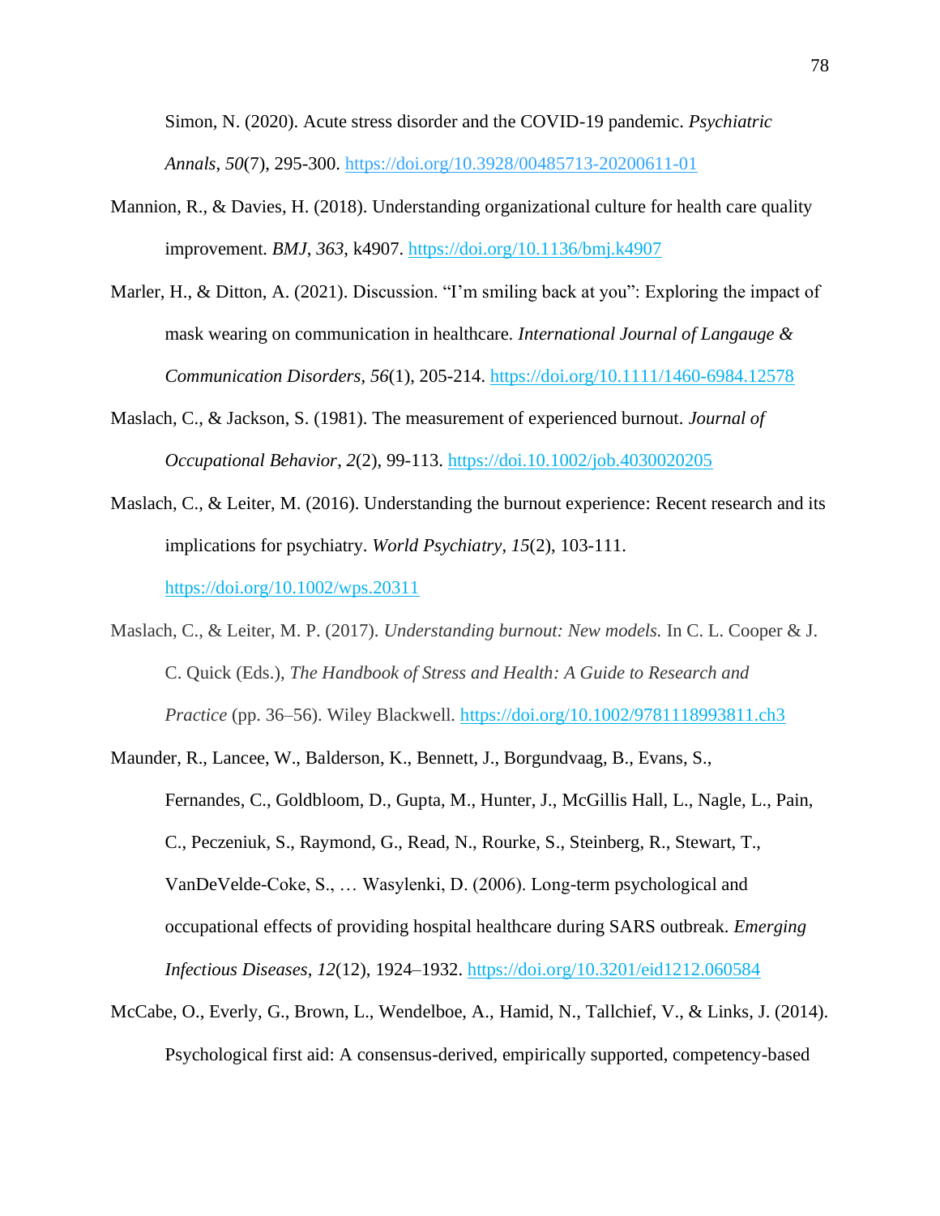Simon, N. (2020). Acute stress disorder and the COVID-19 pandemic. *Psychiatric Annals*, *50*(7), 295-300. https://doi.org/10.3928/00485713-20200611-01

Mannion, R., & Davies, H. (2018). Understanding organizational culture for health care quality improvement. *BMJ*, *363*, k4907. https://doi.org/10.1136/bmj.k4907

Marler, H., & Ditton, A. (2021). Discussion. "I'm smiling back at you": Exploring the impact of mask wearing on communication in healthcare. *International Journal of Langauge & Communication Disorders*, *56*(1), 205-214. https://doi.org/10.1111/1460-6984.12578

Maslach, C., & Jackson, S. (1981). The measurement of experienced burnout. *Journal of Occupational Behavior*, *2*(2), 99-113. https://doi.10.1002/job.4030020205

Maslach, C., & Leiter, M. (2016). Understanding the burnout experience: Recent research and its implications for psychiatry. *World Psychiatry*, *15*(2), 103-111. https://doi.org/10.1002/wps.20311

Maslach, C., & Leiter, M. P. (2017). *Understanding burnout: New models.* In C. L. Cooper & J. C. Quick (Eds.), *The Handbook of Stress and Health: A Guide to Research and Practice* (pp. 36–56). Wiley Blackwell. https://doi.org/10.1002/9781118993811.ch3

Maunder, R., Lancee, W., Balderson, K., Bennett, J., Borgundvaag, B., Evans, S., Fernandes, C., Goldbloom, D., Gupta, M., Hunter, J., McGillis Hall, L., Nagle, L., Pain, C., Peczeniuk, S., Raymond, G., Read, N., Rourke, S., Steinberg, R., Stewart, T., VanDeVelde-Coke, S., … Wasylenki, D. (2006). Long-term psychological and occupational effects of providing hospital healthcare during SARS outbreak. *Emerging Infectious Diseases*, *12*(12), 1924–1932. https://doi.org/10.3201/eid1212.060584

McCabe, O., Everly, G., Brown, L., Wendelboe, A., Hamid, N., Tallchief, V., & Links, J. (2014). Psychological first aid: A consensus-derived, empirically supported, competency-based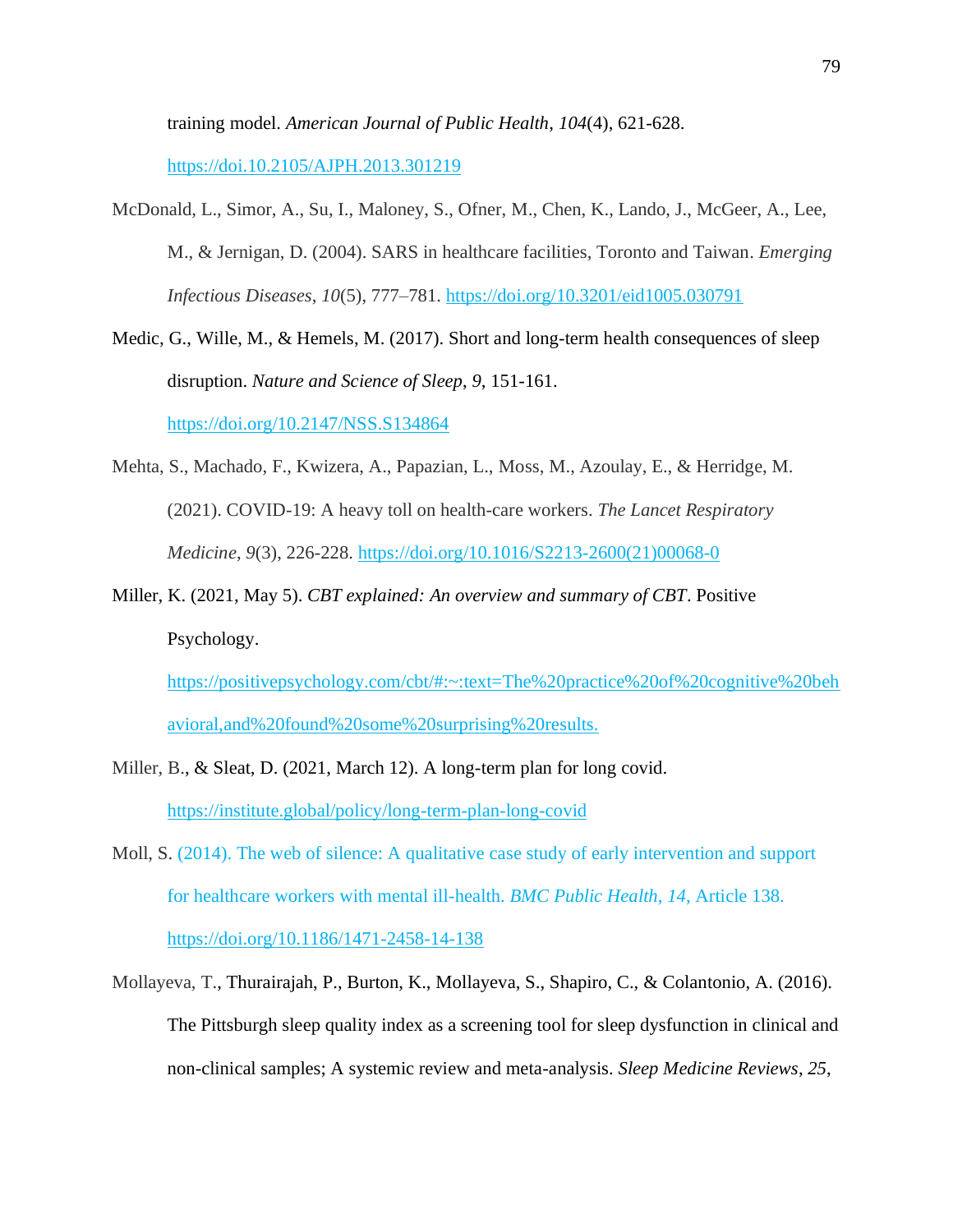training model. *American Journal of Public Health*, *104*(4), 621-628. https://doi.10.2105/AJPH.2013.301219

McDonald, L., Simor, A., Su, I., Maloney, S., Ofner, M., Chen, K., Lando, J., McGeer, A., Lee, M., & Jernigan, D. (2004). SARS in healthcare facilities, Toronto and Taiwan. *Emerging Infectious Diseases*, *10*(5), 777–781. https://doi.org/10.3201/eid1005.030791

Medic, G., Wille, M., & Hemels, M. (2017). Short and long-term health consequences of sleep disruption. *Nature and Science of Sleep*, *9*, 151-161. https://doi.org/10.2147/NSS.S134864

Mehta, S., Machado, F., Kwizera, A., Papazian, L., Moss, M., Azoulay, E., & Herridge, M. (2021). COVID-19: A heavy toll on health-care workers. *The Lancet Respiratory Medicine*, *9*(3), 226-228. https://doi.org/10.1016/S2213-2600(21)00068-0

Miller, K. (2021, May 5). *CBT explained: An overview and summary of CBT*. Positive Psychology. https://positivepsychology.com/cbt/#:~:text=The%20practice%20of%20cognitive%20behavioral,and%20found%20some%20surprising%20results.

Miller, B., & Sleat, D. (2021, March 12). A long-term plan for long covid. https://institute.global/policy/long-term-plan-long-covid

Moll, S. (2014). The web of silence: A qualitative case study of early intervention and support for healthcare workers with mental ill-health. *BMC Public Health*, *14*, Article 138. https://doi.org/10.1186/1471-2458-14-138

Mollayeva, T., Thurairajah, P., Burton, K., Mollayeva, S., Shapiro, C., & Colantonio, A. (2016). The Pittsburgh sleep quality index as a screening tool for sleep dysfunction in clinical and non-clinical samples; A systemic review and meta-analysis. *Sleep Medicine Reviews*, *25*,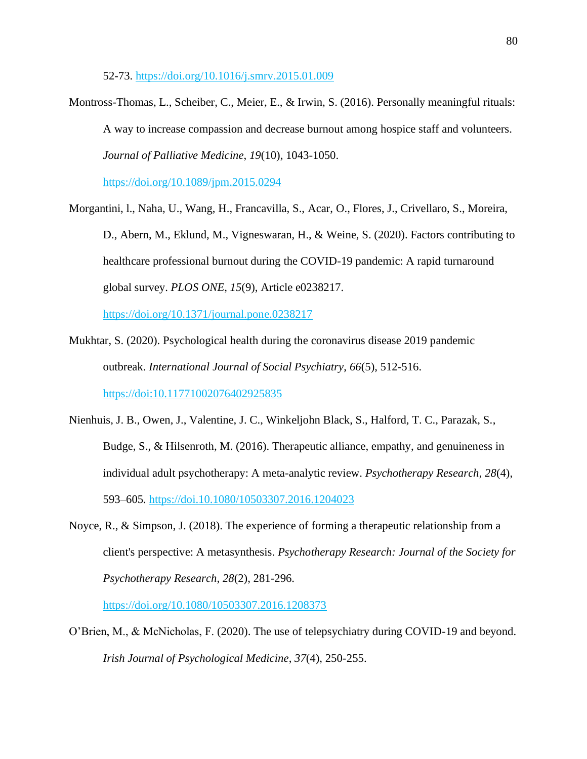52-73. https://doi.org/10.1016/j.smrv.2015.01.009

Montross-Thomas, L., Scheiber, C., Meier, E., & Irwin, S. (2016). Personally meaningful rituals: A way to increase compassion and decrease burnout among hospice staff and volunteers. *Journal of Palliative Medicine*, *19*(10), 1043-1050. https://doi.org/10.1089/jpm.2015.0294

Morgantini, l., Naha, U., Wang, H., Francavilla, S., Acar, O., Flores, J., Crivellaro, S., Moreira, D., Abern, M., Eklund, M., Vigneswaran, H., & Weine, S. (2020). Factors contributing to healthcare professional burnout during the COVID-19 pandemic: A rapid turnaround global survey. *PLOS ONE*, *15*(9), Article e0238217. https://doi.org/10.1371/journal.pone.0238217

Mukhtar, S. (2020). Psychological health during the coronavirus disease 2019 pandemic outbreak. *International Journal of Social Psychiatry*, *66*(5), 512-516. https://doi:10.11771002076402925835

Nienhuis, J. B., Owen, J., Valentine, J. C., Winkeljohn Black, S., Halford, T. C., Parazak, S., Budge, S., & Hilsenroth, M. (2016). Therapeutic alliance, empathy, and genuineness in individual adult psychotherapy: A meta-analytic review. *Psychotherapy Research*, *28*(4), 593–605. https://doi.10.1080/10503307.2016.1204023

Noyce, R., & Simpson, J. (2018). The experience of forming a therapeutic relationship from a client's perspective: A metasynthesis. *Psychotherapy Research: Journal of the Society for Psychotherapy Research*, *28*(2), 281-296. https://doi.org/10.1080/10503307.2016.1208373

O'Brien, M., & McNicholas, F. (2020). The use of telepsychiatry during COVID-19 and beyond. *Irish Journal of Psychological Medicine*, *37*(4), 250-255.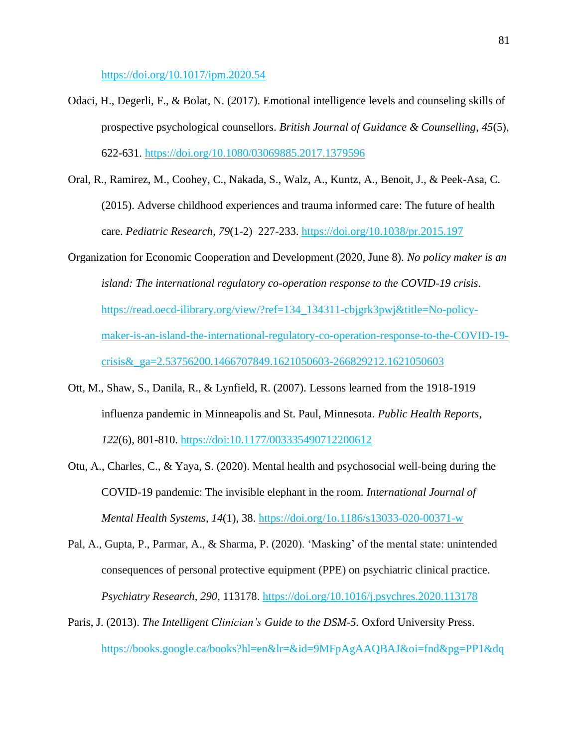https://doi.org/10.1017/ipm.2020.54

Odaci, H., Degerli, F., & Bolat, N. (2017). Emotional intelligence levels and counseling skills of prospective psychological counsellors. *British Journal of Guidance & Counselling*, *45*(5), 622-631. https://doi.org/10.1080/03069885.2017.1379596

Oral, R., Ramirez, M., Coohey, C., Nakada, S., Walz, A., Kuntz, A., Benoit, J., & Peek-Asa, C. (2015). Adverse childhood experiences and trauma informed care: The future of health care. *Pediatric Research*, *79*(1-2) 227-233. https://doi.org/10.1038/pr.2015.197

Organization for Economic Cooperation and Development (2020, June 8). *No policy maker is an island: The international regulatory co-operation response to the COVID-19 crisis*. https://read.oecd-ilibrary.org/view/?ref=134_134311-cbjgrk3pwj&title=No-policy-maker-is-an-island-the-international-regulatory-co-operation-response-to-the-COVID-19-crisis&_ga=2.53756200.1466707849.1621050603-266829212.1621050603

Ott, M., Shaw, S., Danila, R., & Lynfield, R. (2007). Lessons learned from the 1918-1919 influenza pandemic in Minneapolis and St. Paul, Minnesota. *Public Health Reports*, *122*(6), 801-810. https://doi:10.1177/003335490712200612

Otu, A., Charles, C., & Yaya, S. (2020). Mental health and psychosocial well-being during the COVID-19 pandemic: The invisible elephant in the room. *International Journal of Mental Health Systems*, *14*(1), 38. https://doi.org/1o.1186/s13033-020-00371-w

Pal, A., Gupta, P., Parmar, A., & Sharma, P. (2020). 'Masking' of the mental state: unintended consequences of personal protective equipment (PPE) on psychiatric clinical practice. *Psychiatry Research*, *290*, 113178. https://doi.org/10.1016/j.psychres.2020.113178

Paris, J. (2013). *The Intelligent Clinician's Guide to the DSM-5.* Oxford University Press. https://books.google.ca/books?hl=en&lr=&id=9MFpAgAAQBAJ&oi=fnd&pg=PP1&dq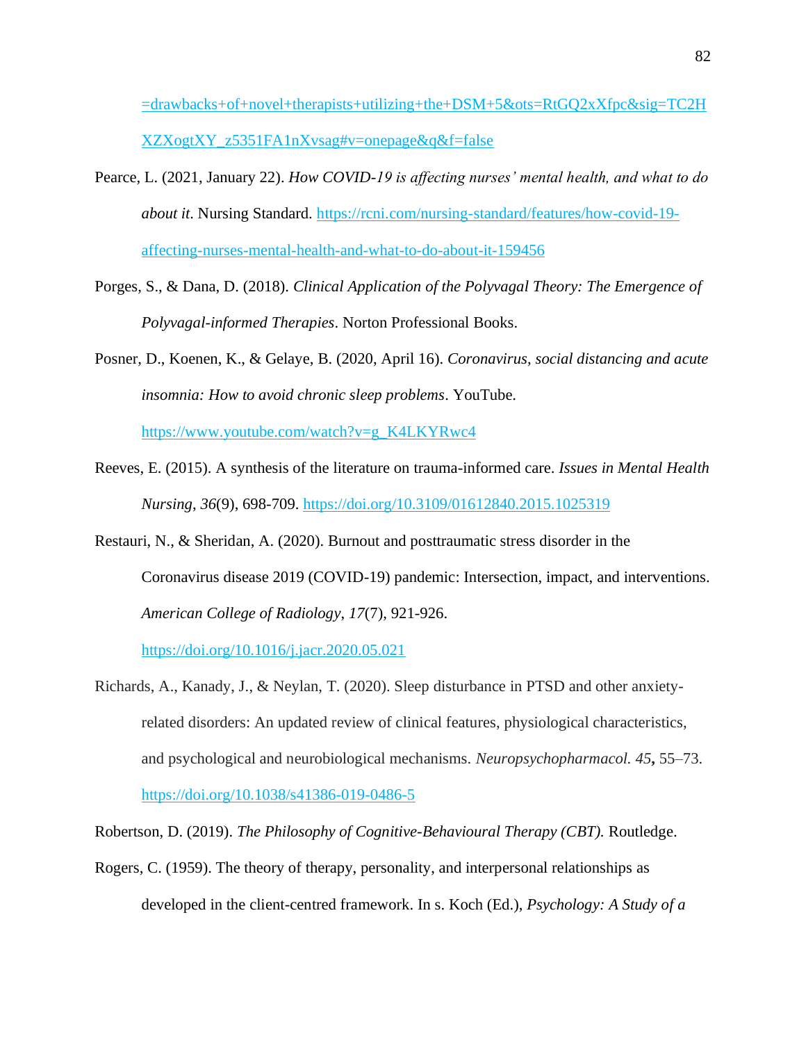=drawbacks+of+novel+therapists+utilizing+the+DSM+5&ots=RtGQ2xXfpc&sig=TC2HXZXogtXY_z5351FA1nXvsag#v=onepage&q&f=false

Pearce, L. (2021, January 22). *How COVID-19 is affecting nurses' mental health, and what to do about it*. Nursing Standard. https://rcni.com/nursing-standard/features/how-covid-19-affecting-nurses-mental-health-and-what-to-do-about-it-159456

Porges, S., & Dana, D. (2018). *Clinical Application of the Polyvagal Theory: The Emergence of Polyvagal-informed Therapies*. Norton Professional Books.

Posner, D., Koenen, K., & Gelaye, B. (2020, April 16). *Coronavirus, social distancing and acute insomnia: How to avoid chronic sleep problems*. YouTube. https://www.youtube.com/watch?v=g_K4LKYRwc4

Reeves, E. (2015). A synthesis of the literature on trauma-informed care. *Issues in Mental Health Nursing*, *36*(9), 698-709. https://doi.org/10.3109/01612840.2015.1025319

Restauri, N., & Sheridan, A. (2020). Burnout and posttraumatic stress disorder in the Coronavirus disease 2019 (COVID-19) pandemic: Intersection, impact, and interventions. *American College of Radiology*, *17*(7), 921-926. https://doi.org/10.1016/j.jacr.2020.05.021

Richards, A., Kanady, J., & Neylan, T. (2020). Sleep disturbance in PTSD and other anxiety-related disorders: An updated review of clinical features, physiological characteristics, and psychological and neurobiological mechanisms. *Neuropsychopharmacol. 45***,** 55–73. https://doi.org/10.1038/s41386-019-0486-5

Robertson, D. (2019). *The Philosophy of Cognitive-Behavioural Therapy (CBT).* Routledge.

Rogers, C. (1959). The theory of therapy, personality, and interpersonal relationships as developed in the client-centred framework. In s. Koch (Ed.), *Psychology: A Study of a*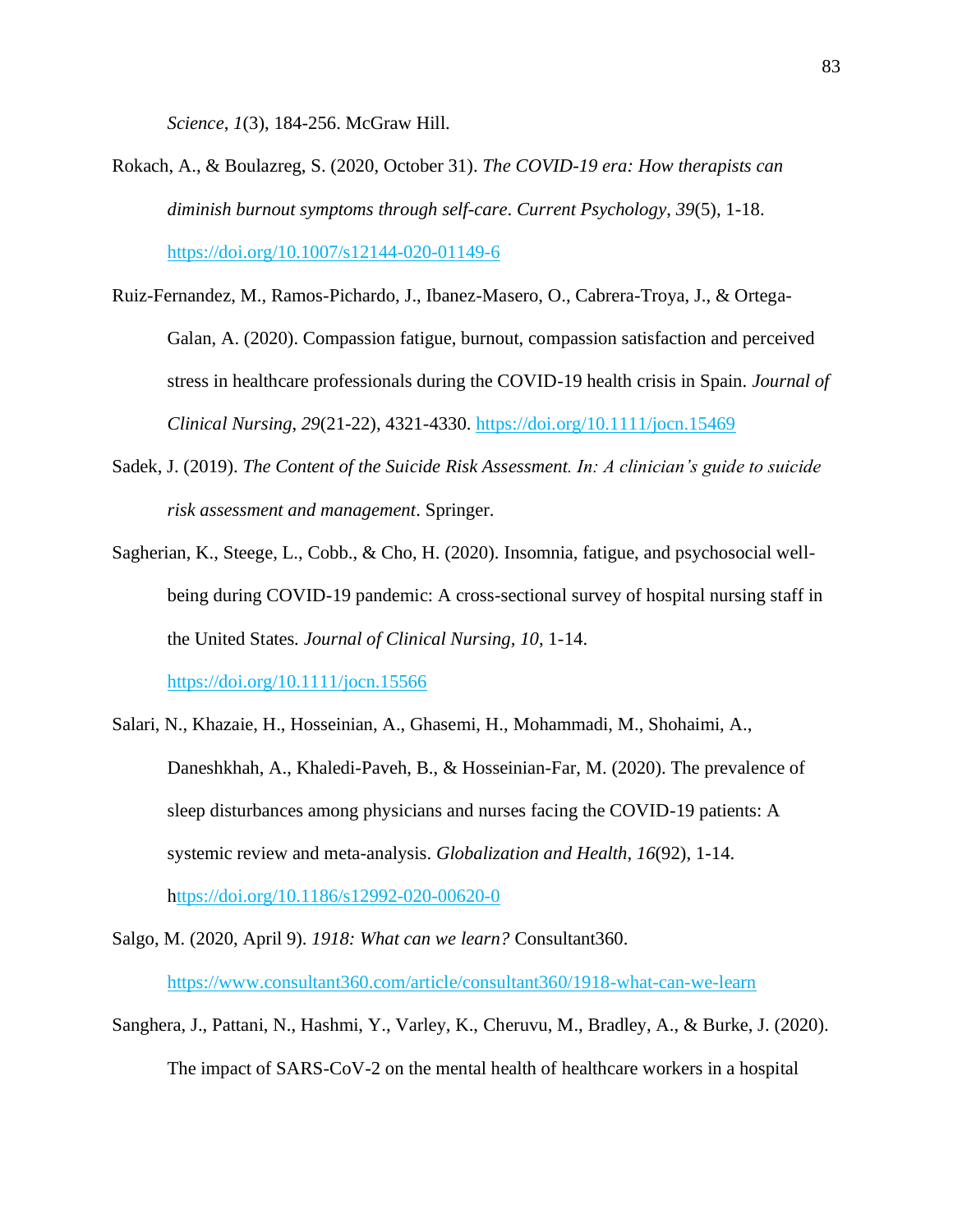*Science*, *1*(3), 184-256. McGraw Hill.

Rokach, A., & Boulazreg, S. (2020, October 31). *The COVID-19 era: How therapists can diminish burnout symptoms through self-care*. *Current Psychology*, *39*(5), 1-18. https://doi.org/10.1007/s12144-020-01149-6

Ruiz-Fernandez, M., Ramos-Pichardo, J., Ibanez-Masero, O., Cabrera-Troya, J., & Ortega-Galan, A. (2020). Compassion fatigue, burnout, compassion satisfaction and perceived stress in healthcare professionals during the COVID-19 health crisis in Spain. *Journal of Clinical Nursing*, *29*(21-22), 4321-4330. https://doi.org/10.1111/jocn.15469

Sadek, J. (2019). *The Content of the Suicide Risk Assessment. In: A clinician's guide to suicide risk assessment and management*. Springer.

Sagherian, K., Steege, L., Cobb., & Cho, H. (2020). Insomnia, fatigue, and psychosocial well-being during COVID-19 pandemic: A cross-sectional survey of hospital nursing staff in the United States. *Journal of Clinical Nursing, 10*, 1-14. https://doi.org/10.1111/jocn.15566

Salari, N., Khazaie, H., Hosseinian, A., Ghasemi, H., Mohammadi, M., Shohaimi, A., Daneshkhah, A., Khaledi-Paveh, B., & Hosseinian-Far, M. (2020). The prevalence of sleep disturbances among physicians and nurses facing the COVID-19 patients: A systemic review and meta-analysis. *Globalization and Health*, *16*(92), 1-14. https://doi.org/10.1186/s12992-020-00620-0

Salgo, M. (2020, April 9). *1918: What can we learn?* Consultant360. https://www.consultant360.com/article/consultant360/1918-what-can-we-learn

Sanghera, J., Pattani, N., Hashmi, Y., Varley, K., Cheruvu, M., Bradley, A., & Burke, J. (2020). The impact of SARS-CoV-2 on the mental health of healthcare workers in a hospital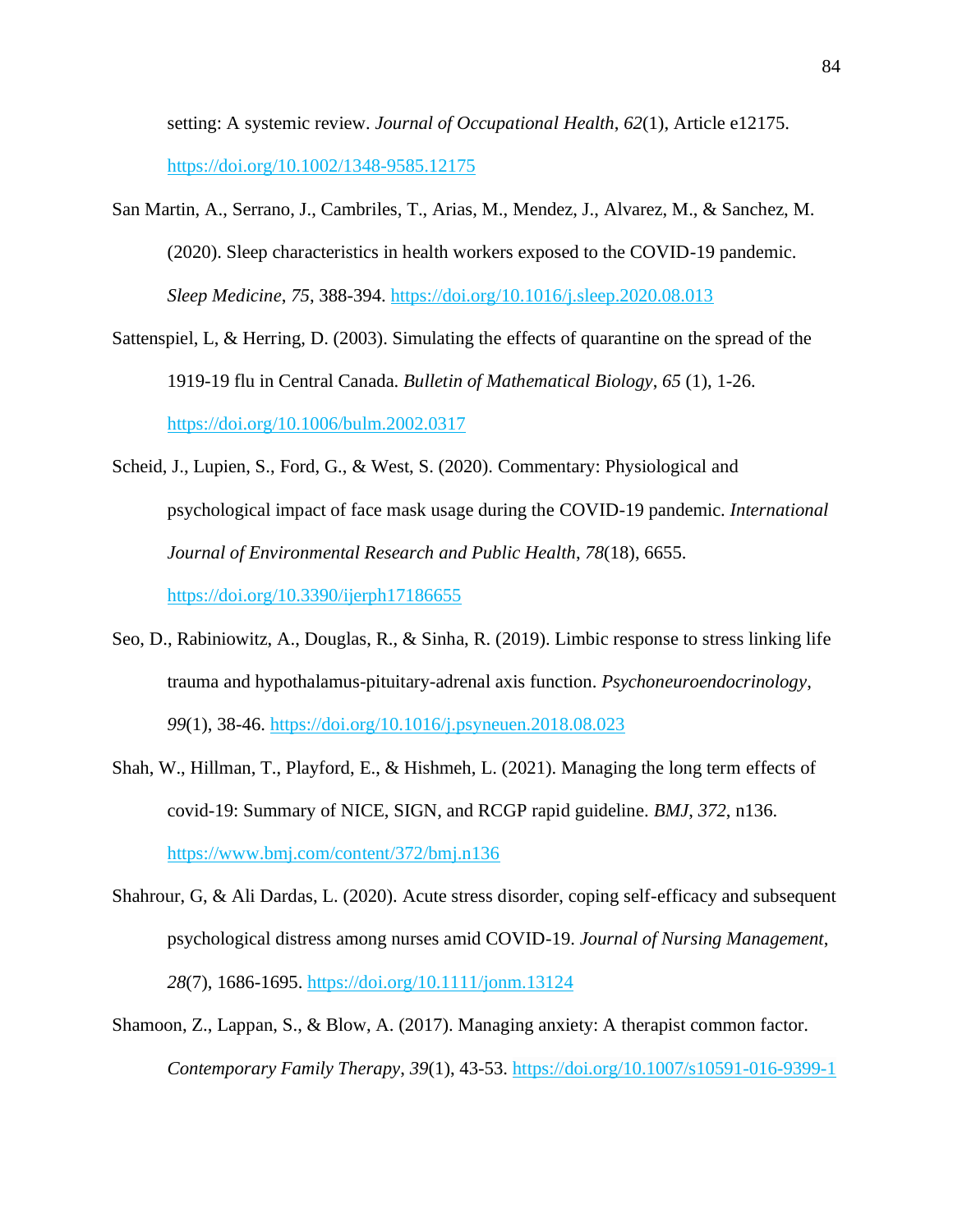setting: A systemic review. *Journal of Occupational Health*, *62*(1), Article e12175. https://doi.org/10.1002/1348-9585.12175

San Martin, A., Serrano, J., Cambriles, T., Arias, M., Mendez, J., Alvarez, M., & Sanchez, M. (2020). Sleep characteristics in health workers exposed to the COVID-19 pandemic. *Sleep Medicine*, *75*, 388-394. https://doi.org/10.1016/j.sleep.2020.08.013

Sattenspiel, L, & Herring, D. (2003). Simulating the effects of quarantine on the spread of the 1919-19 flu in Central Canada. *Bulletin of Mathematical Biology*, *65* (1), 1-26. https://doi.org/10.1006/bulm.2002.0317

Scheid, J., Lupien, S., Ford, G., & West, S. (2020). Commentary: Physiological and psychological impact of face mask usage during the COVID-19 pandemic. *International Journal of Environmental Research and Public Health*, *78*(18), 6655. https://doi.org/10.3390/ijerph17186655

Seo, D., Rabiniowitz, A., Douglas, R., & Sinha, R. (2019). Limbic response to stress linking life trauma and hypothalamus-pituitary-adrenal axis function. *Psychoneuroendocrinology*, *99*(1), 38-46. https://doi.org/10.1016/j.psyneuen.2018.08.023

Shah, W., Hillman, T., Playford, E., & Hishmeh, L. (2021). Managing the long term effects of covid-19: Summary of NICE, SIGN, and RCGP rapid guideline. *BMJ*, *372*, n136. https://www.bmj.com/content/372/bmj.n136

Shahrour, G, & Ali Dardas, L. (2020). Acute stress disorder, coping self-efficacy and subsequent psychological distress among nurses amid COVID-19. *Journal of Nursing Management*, *28*(7), 1686-1695. https://doi.org/10.1111/jonm.13124

Shamoon, Z., Lappan, S., & Blow, A. (2017). Managing anxiety: A therapist common factor. *Contemporary Family Therapy*, *39*(1), 43-53. https://doi.org/10.1007/s10591-016-9399-1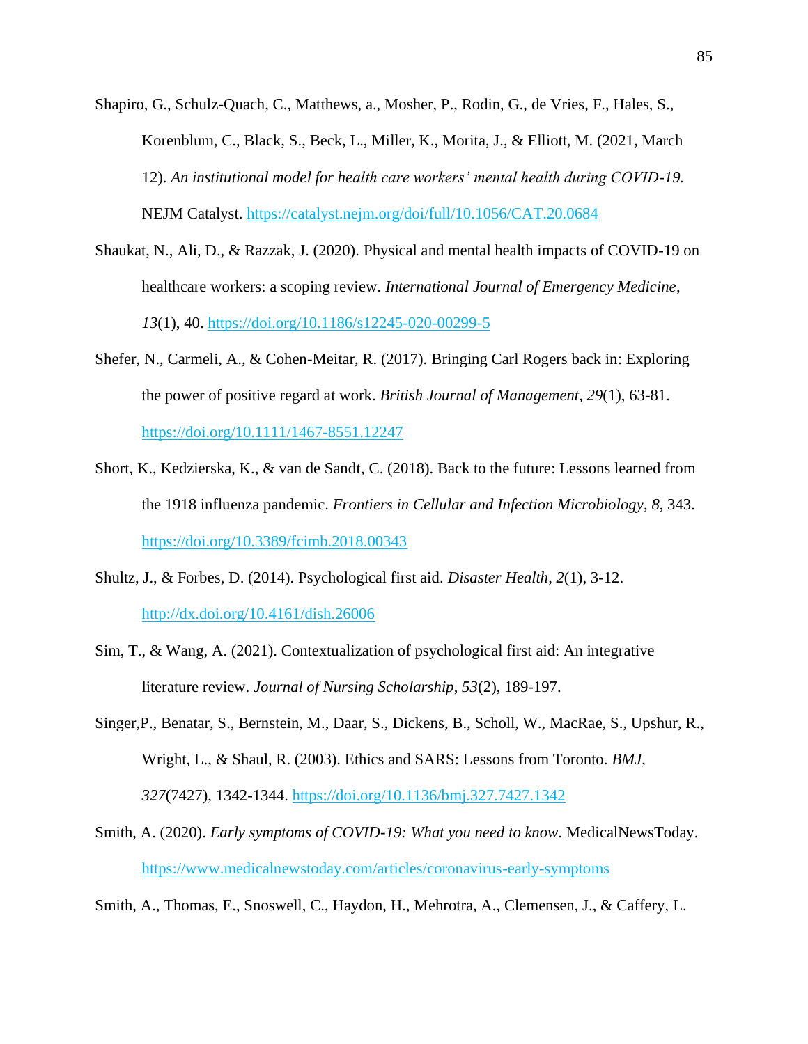Shapiro, G., Schulz-Quach, C., Matthews, a., Mosher, P., Rodin, G., de Vries, F., Hales, S., Korenblum, C., Black, S., Beck, L., Miller, K., Morita, J., & Elliott, M. (2021, March 12). *An institutional model for health care workers' mental health during COVID-19.* NEJM Catalyst. https://catalyst.nejm.org/doi/full/10.1056/CAT.20.0684

Shaukat, N., Ali, D., & Razzak, J. (2020). Physical and mental health impacts of COVID-19 on healthcare workers: a scoping review. *International Journal of Emergency Medicine*, *13*(1), 40. https://doi.org/10.1186/s12245-020-00299-5

Shefer, N., Carmeli, A., & Cohen-Meitar, R. (2017). Bringing Carl Rogers back in: Exploring the power of positive regard at work. *British Journal of Management*, *29*(1), 63-81. https://doi.org/10.1111/1467-8551.12247

Short, K., Kedzierska, K., & van de Sandt, C. (2018). Back to the future: Lessons learned from the 1918 influenza pandemic. *Frontiers in Cellular and Infection Microbiology*, *8*, 343. https://doi.org/10.3389/fcimb.2018.00343

Shultz, J., & Forbes, D. (2014). Psychological first aid. *Disaster Health*, *2*(1), 3-12. http://dx.doi.org/10.4161/dish.26006

Sim, T., & Wang, A. (2021). Contextualization of psychological first aid: An integrative literature review. *Journal of Nursing Scholarship*, *53*(2), 189-197.

Singer,P., Benatar, S., Bernstein, M., Daar, S., Dickens, B., Scholl, W., MacRae, S., Upshur, R., Wright, L., & Shaul, R. (2003). Ethics and SARS: Lessons from Toronto. *BMJ*, *327*(7427), 1342-1344. https://doi.org/10.1136/bmj.327.7427.1342

Smith, A. (2020). *Early symptoms of COVID-19: What you need to know*. MedicalNewsToday. https://www.medicalnewstoday.com/articles/coronavirus-early-symptoms

Smith, A., Thomas, E., Snoswell, C., Haydon, H., Mehrotra, A., Clemensen, J., & Caffery, L.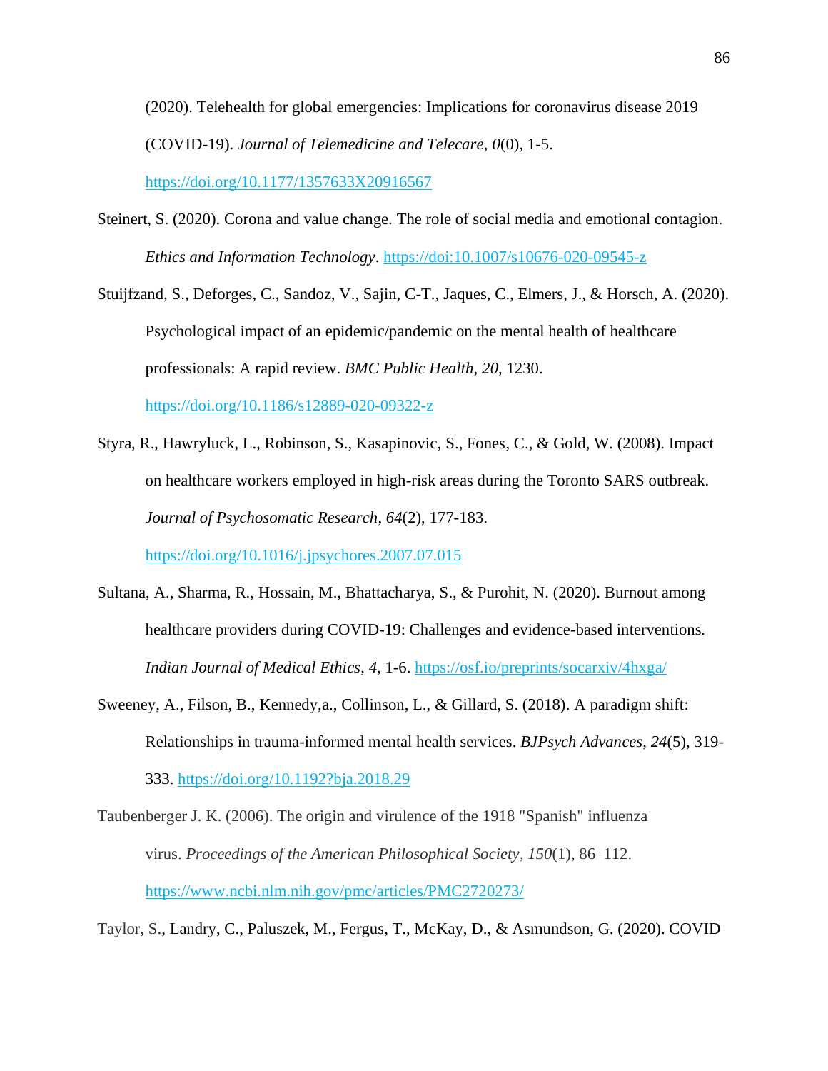(2020). Telehealth for global emergencies: Implications for coronavirus disease 2019 (COVID-19). *Journal of Telemedicine and Telecare*, *0*(0), 1-5. https://doi.org/10.1177/1357633X20916567

Steinert, S. (2020). Corona and value change. The role of social media and emotional contagion. *Ethics and Information Technology*. https://doi:10.1007/s10676-020-09545-z

Stuijfzand, S., Deforges, C., Sandoz, V., Sajin, C-T., Jaques, C., Elmers, J., & Horsch, A. (2020). Psychological impact of an epidemic/pandemic on the mental health of healthcare professionals: A rapid review. *BMC Public Health*, *20*, 1230. https://doi.org/10.1186/s12889-020-09322-z

Styra, R., Hawryluck, L., Robinson, S., Kasapinovic, S., Fones, C., & Gold, W. (2008). Impact on healthcare workers employed in high-risk areas during the Toronto SARS outbreak. *Journal of Psychosomatic Research*, *64*(2), 177-183. https://doi.org/10.1016/j.jpsychores.2007.07.015

Sultana, A., Sharma, R., Hossain, M., Bhattacharya, S., & Purohit, N. (2020). Burnout among healthcare providers during COVID-19: Challenges and evidence-based interventions. *Indian Journal of Medical Ethics*, *4*, 1-6. https://osf.io/preprints/socarxiv/4hxga/

Sweeney, A., Filson, B., Kennedy,a., Collinson, L., & Gillard, S. (2018). A paradigm shift: Relationships in trauma-informed mental health services. *BJPsych Advances*, *24*(5), 319-333. https://doi.org/10.1192?bja.2018.29

Taubenberger J. K. (2006). The origin and virulence of the 1918 "Spanish" influenza virus. *Proceedings of the American Philosophical Society*, *150*(1), 86–112. https://www.ncbi.nlm.nih.gov/pmc/articles/PMC2720273/

Taylor, S., Landry, C., Paluszek, M., Fergus, T., McKay, D., & Asmundson, G. (2020). COVID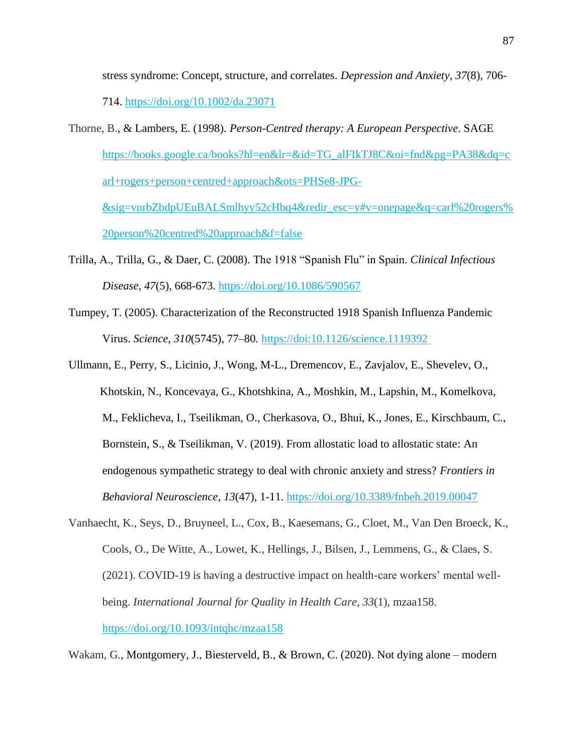stress syndrome: Concept, structure, and correlates. *Depression and Anxiety*, *37*(8), 706-714. https://doi.org/10.1002/da.23071

Thorne, B., & Lambers, E. (1998). *Person-Centred therapy: A European Perspective*. SAGE https://books.google.ca/books?hl=en&lr=&id=TG_alFIkTJ8C&oi=fnd&pg=PA38&dq=carl+rogers+person+centred+approach&ots=PHSe8-JPG-&sig=vnrbZbdpUEuBALSmlhyy52cHbq4&redir_esc=y#v=onepage&q=carl%20rogers%20person%20centred%20approach&f=false

Trilla, A., Trilla, G., & Daer, C. (2008). The 1918 "Spanish Flu" in Spain. *Clinical Infectious Disease*, *47*(5), 668-673. https://doi.org/10.1086/590567

Tumpey, T. (2005). Characterization of the Reconstructed 1918 Spanish Influenza Pandemic Virus. *Science*, *310*(5745), 77–80. https://doi:10.1126/science.1119392

Ullmann, E., Perry, S., Licinio, J., Wong, M-L., Dremencov, E., Zavjalov, E., Shevelev, O., Khotskin, N., Koncevaya, G., Khotshkina, A., Moshkin, M., Lapshin, M., Komelkova, M., Feklicheva, I., Tseilikman, O., Cherkasova, O., Bhui, K., Jones, E., Kirschbaum, C., Bornstein, S., & Tseilikman, V. (2019). From allostatic load to allostatic state: An endogenous sympathetic strategy to deal with chronic anxiety and stress? *Frontiers in Behavioral Neuroscience*, *13*(47), 1-11. https://doi.org/10.3389/fnbeh.2019.00047

Vanhaecht, K., Seys, D., Bruyneel, L., Cox, B., Kaesemans, G., Cloet, M., Van Den Broeck, K., Cools, O., De Witte, A., Lowet, K., Hellings, J., Bilsen, J., Lemmens, G., & Claes, S. (2021). COVID-19 is having a destructive impact on health-care workers' mental well-being. *International Journal for Quality in Health Care*, *33*(1), mzaa158. https://doi.org/10.1093/intqhc/mzaa158

Wakam, G., Montgomery, J., Biesterveld, B., & Brown, C. (2020). Not dying alone – modern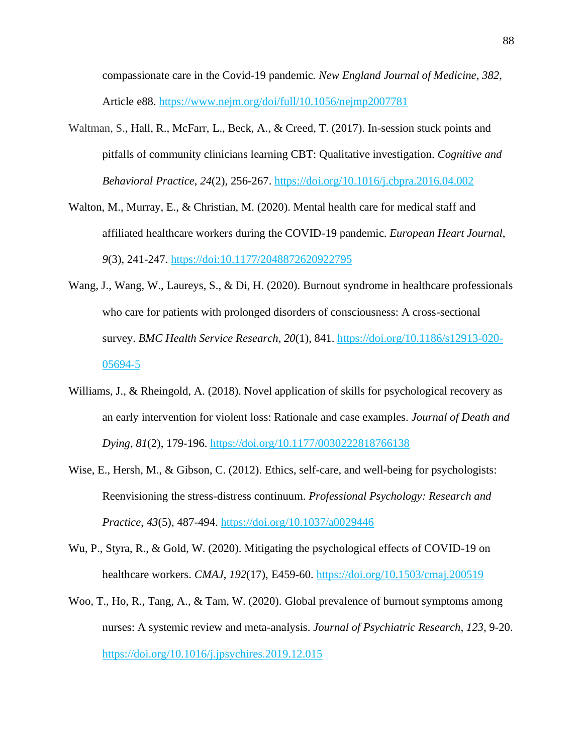compassionate care in the Covid-19 pandemic. *New England Journal of Medicine*, *382*, Article e88. https://www.nejm.org/doi/full/10.1056/nejmp2007781

Waltman, S., Hall, R., McFarr, L., Beck, A., & Creed, T. (2017). In-session stuck points and pitfalls of community clinicians learning CBT: Qualitative investigation. *Cognitive and Behavioral Practice*, *24*(2), 256-267. https://doi.org/10.1016/j.cbpra.2016.04.002

Walton, M., Murray, E., & Christian, M. (2020). Mental health care for medical staff and affiliated healthcare workers during the COVID-19 pandemic. *European Heart Journal*, *9*(3), 241-247. https://doi:10.1177/2048872620922795

Wang, J., Wang, W., Laureys, S., & Di, H. (2020). Burnout syndrome in healthcare professionals who care for patients with prolonged disorders of consciousness: A cross-sectional survey. *BMC Health Service Research*, *20*(1), 841. https://doi.org/10.1186/s12913-020-05694-5

Williams, J., & Rheingold, A. (2018). Novel application of skills for psychological recovery as an early intervention for violent loss: Rationale and case examples. *Journal of Death and Dying*, *81*(2), 179-196. https://doi.org/10.1177/0030222818766138

Wise, E., Hersh, M., & Gibson, C. (2012). Ethics, self-care, and well-being for psychologists: Reenvisioning the stress-distress continuum. *Professional Psychology: Research and Practice*, *43*(5), 487-494. https://doi.org/10.1037/a0029446

Wu, P., Styra, R., & Gold, W. (2020). Mitigating the psychological effects of COVID-19 on healthcare workers. *CMAJ*, *192*(17), E459-60. https://doi.org/10.1503/cmaj.200519

Woo, T., Ho, R., Tang, A., & Tam, W. (2020). Global prevalence of burnout symptoms among nurses: A systemic review and meta-analysis. *Journal of Psychiatric Research*, *123*, 9-20. https://doi.org/10.1016/j.jpsychires.2019.12.015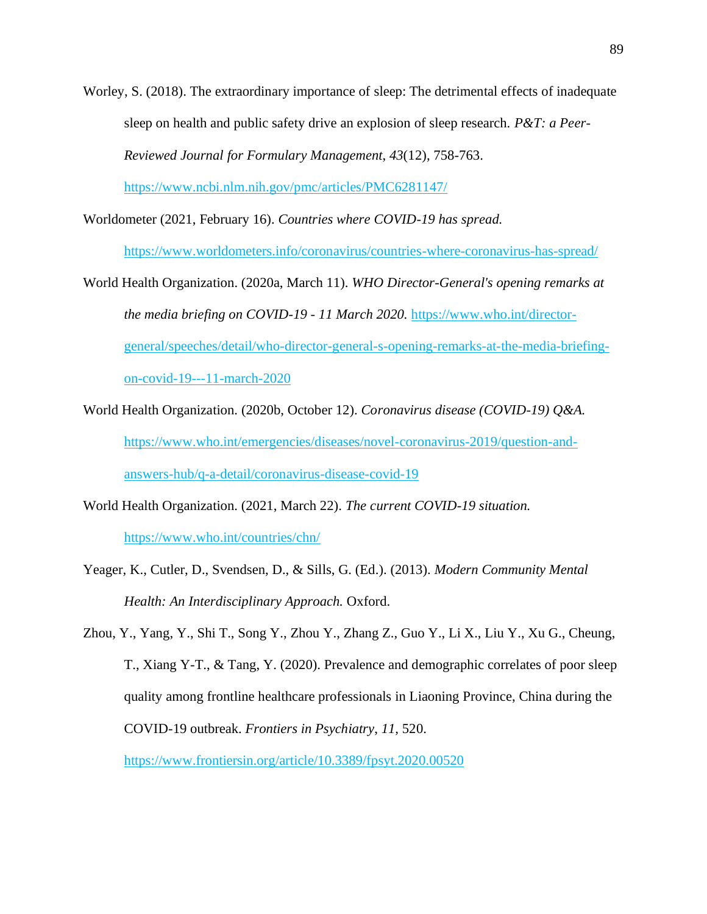Worley, S. (2018). The extraordinary importance of sleep: The detrimental effects of inadequate sleep on health and public safety drive an explosion of sleep research. *P&T: a Peer-Reviewed Journal for Formulary Management*, *43*(12), 758-763. https://www.ncbi.nlm.nih.gov/pmc/articles/PMC6281147/

Worldometer (2021, February 16). *Countries where COVID-19 has spread.* https://www.worldometers.info/coronavirus/countries-where-coronavirus-has-spread/

World Health Organization. (2020a, March 11). *WHO Director-General's opening remarks at the media briefing on COVID-19 - 11 March 2020.* https://www.who.int/director-general/speeches/detail/who-director-general-s-opening-remarks-at-the-media-briefing-on-covid-19---11-march-2020

World Health Organization. (2020b, October 12). *Coronavirus disease (COVID-19) Q&A.* https://www.who.int/emergencies/diseases/novel-coronavirus-2019/question-and-answers-hub/q-a-detail/coronavirus-disease-covid-19

World Health Organization. (2021, March 22). *The current COVID-19 situation.* https://www.who.int/countries/chn/

Yeager, K., Cutler, D., Svendsen, D., & Sills, G. (Ed.). (2013). *Modern Community Mental Health: An Interdisciplinary Approach.* Oxford.

Zhou, Y., Yang, Y., Shi T., Song Y., Zhou Y., Zhang Z., Guo Y., Li X., Liu Y., Xu G., Cheung, T., Xiang Y-T., & Tang, Y. (2020). Prevalence and demographic correlates of poor sleep quality among frontline healthcare professionals in Liaoning Province, China during the COVID-19 outbreak. *Frontiers in Psychiatry*, *11*, 520. https://www.frontiersin.org/article/10.3389/fpsyt.2020.00520